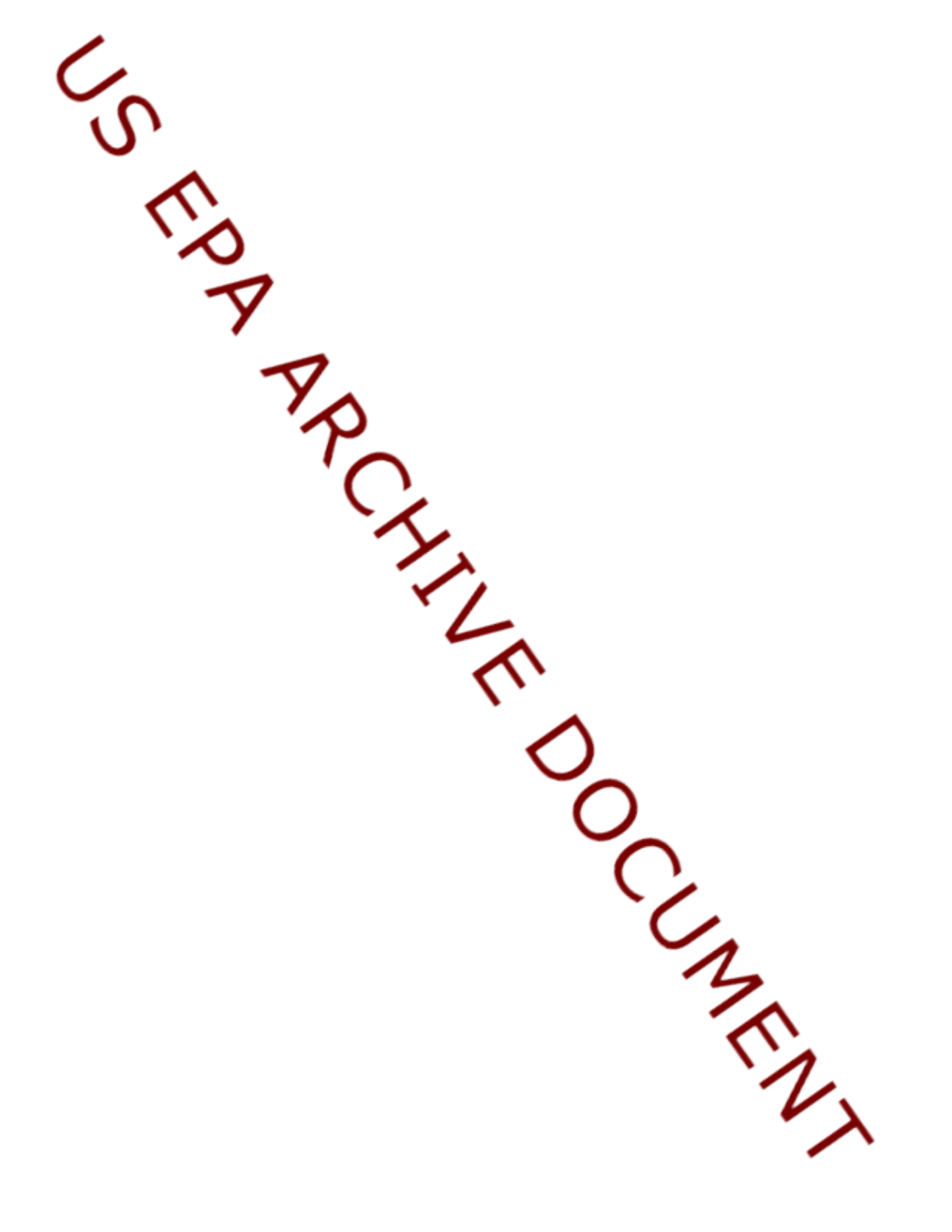US EPA ARCHIVE DOCUMENT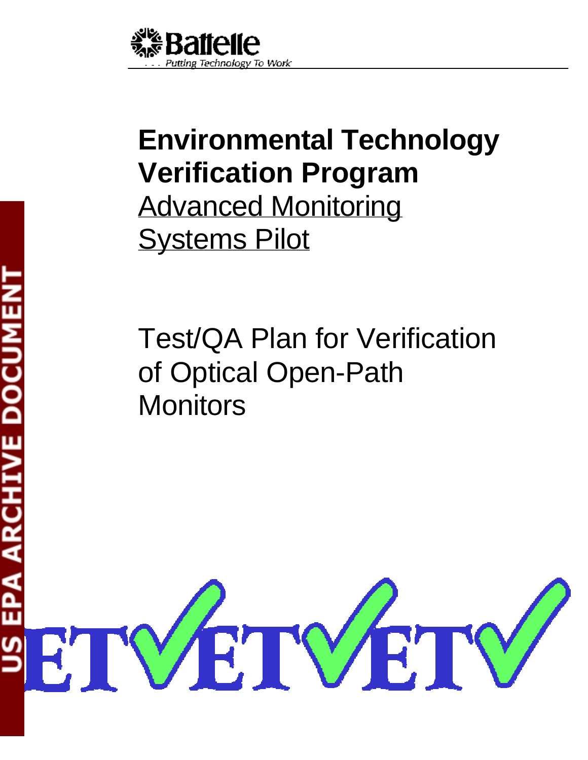# Environmental Technology Verification Program

Advanced Monitoring Systems Pilot

Test/QA Plan for Verification of Optical Open-Path Monitors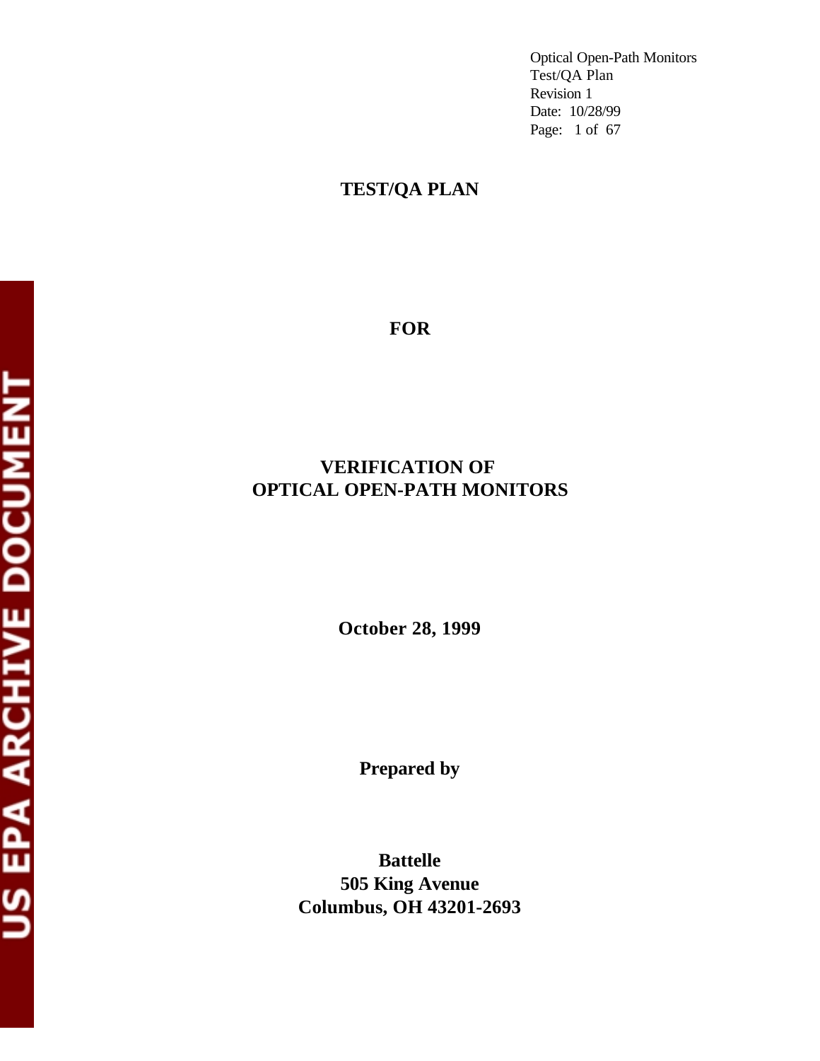# TEST/QA PLAN

**FOR**

**VERIFICATION OF**
**OPTICAL OPEN-PATH MONITORS**

**October 28, 1999**

**Prepared by**

**Battelle**
**505 King Avenue**
**Columbus, OH 43201-2693**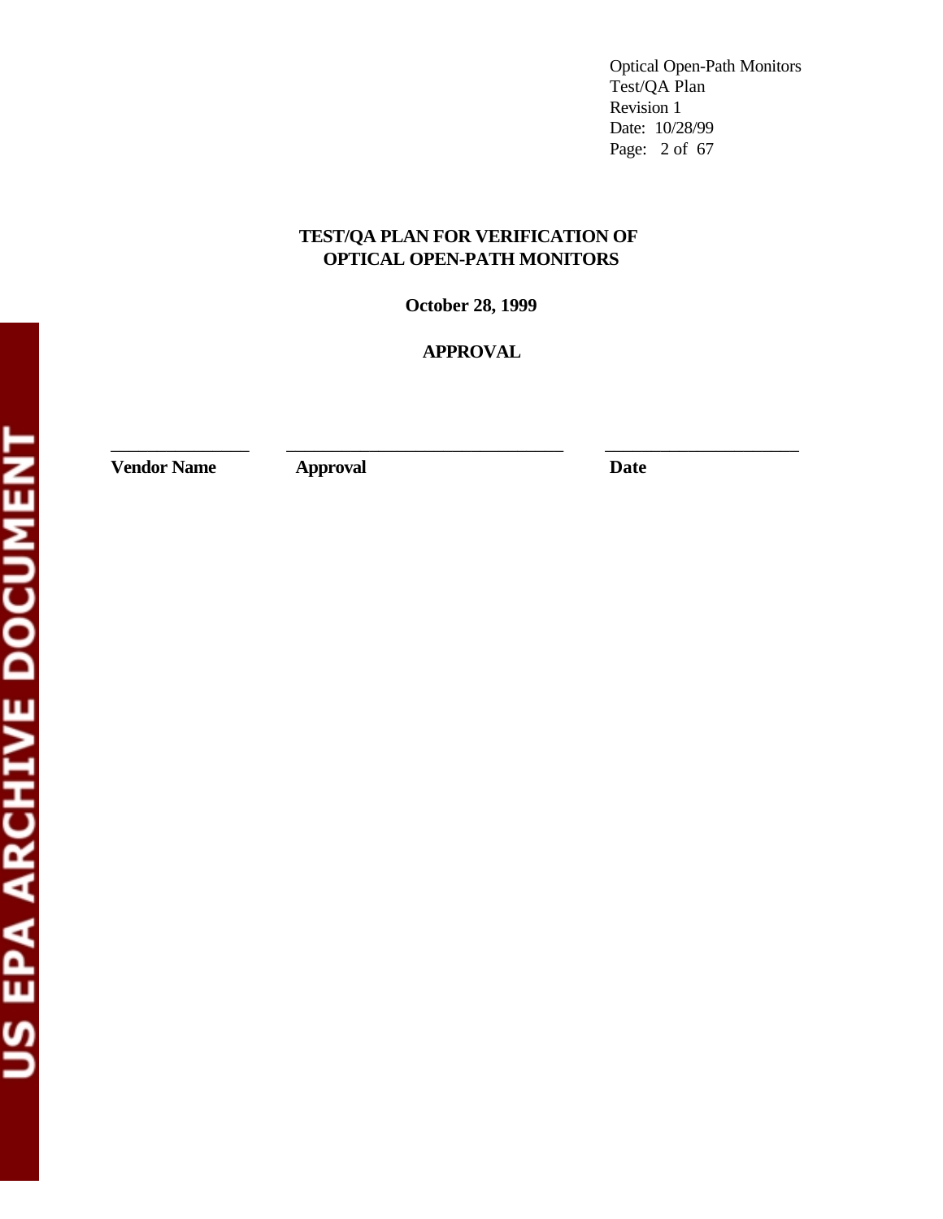**TEST/QA PLAN FOR VERIFICATION OF OPTICAL OPEN-PATH MONITORS**

**October 28, 1999**

**APPROVAL**

| ______________ | ____________________________ | ____________________ |
|---|---|---|
| **Vendor Name** | **Approval** | **Date** |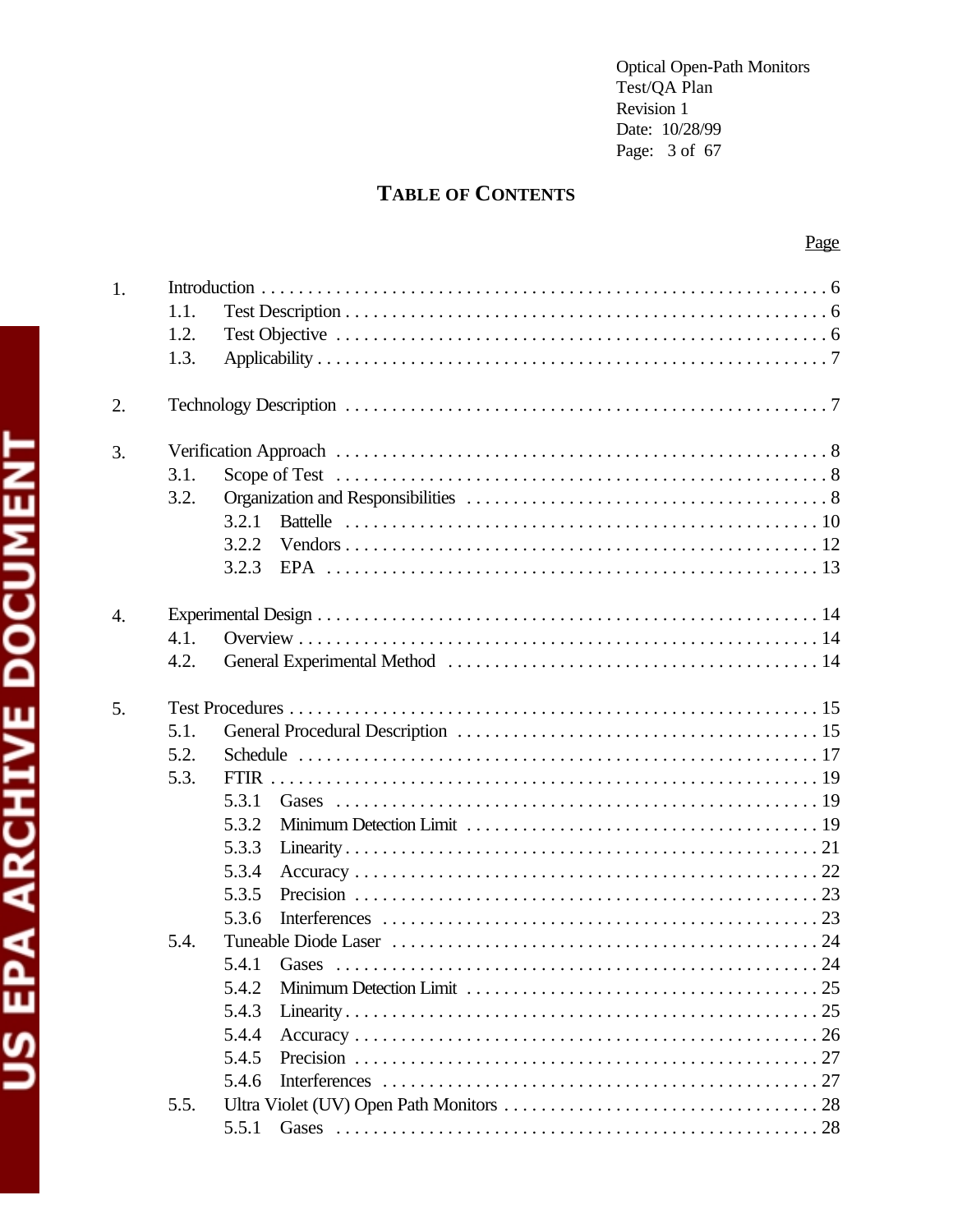## TABLE OF CONTENTS

| | | Page |
|---|---|---|
| 1. | Introduction | 6 |
| | 1.1. Test Description | 6 |
| | 1.2. Test Objective | 6 |
| | 1.3. Applicability | 7 |
| 2. | Technology Description | 7 |
| 3. | Verification Approach | 8 |
| | 3.1. Scope of Test | 8 |
| | 3.2. Organization and Responsibilities | 8 |
| | 3.2.1 Battelle | 10 |
| | 3.2.2 Vendors | 12 |
| | 3.2.3 EPA | 13 |
| 4. | Experimental Design | 14 |
| | 4.1. Overview | 14 |
| | 4.2. General Experimental Method | 14 |
| 5. | Test Procedures | 15 |
| | 5.1. General Procedural Description | 15 |
| | 5.2. Schedule | 17 |
| | 5.3. FTIR | 19 |
| | 5.3.1 Gases | 19 |
| | 5.3.2 Minimum Detection Limit | 19 |
| | 5.3.3 Linearity | 21 |
| | 5.3.4 Accuracy | 22 |
| | 5.3.5 Precision | 23 |
| | 5.3.6 Interferences | 23 |
| | 5.4. Tuneable Diode Laser | 24 |
| | 5.4.1 Gases | 24 |
| | 5.4.2 Minimum Detection Limit | 25 |
| | 5.4.3 Linearity | 25 |
| | 5.4.4 Accuracy | 26 |
| | 5.4.5 Precision | 27 |
| | 5.4.6 Interferences | 27 |
| | 5.5. Ultra Violet (UV) Open Path Monitors | 28 |
| | 5.5.1 Gases | 28 |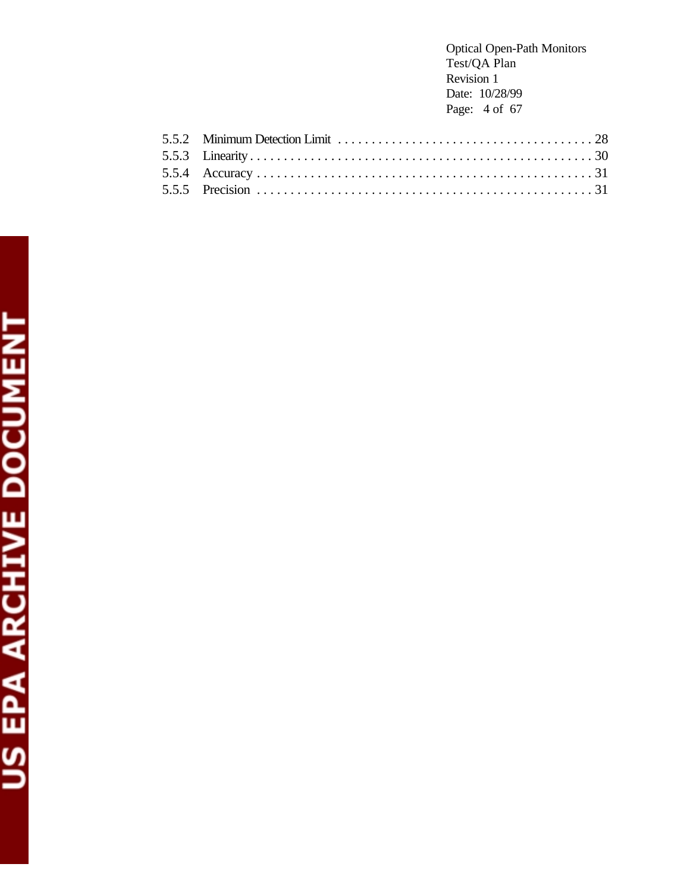5.5.2 Minimum Detection Limit . . . . . . . . . . . . . . . . . . . . . . . . . . . . . . . . . . . . . . 28
5.5.3 Linearity . . . . . . . . . . . . . . . . . . . . . . . . . . . . . . . . . . . . . . . . . . . . . . . . . . 30
5.5.4 Accuracy . . . . . . . . . . . . . . . . . . . . . . . . . . . . . . . . . . . . . . . . . . . . . . . . . 31
5.5.5 Precision . . . . . . . . . . . . . . . . . . . . . . . . . . . . . . . . . . . . . . . . . . . . . . . . . 31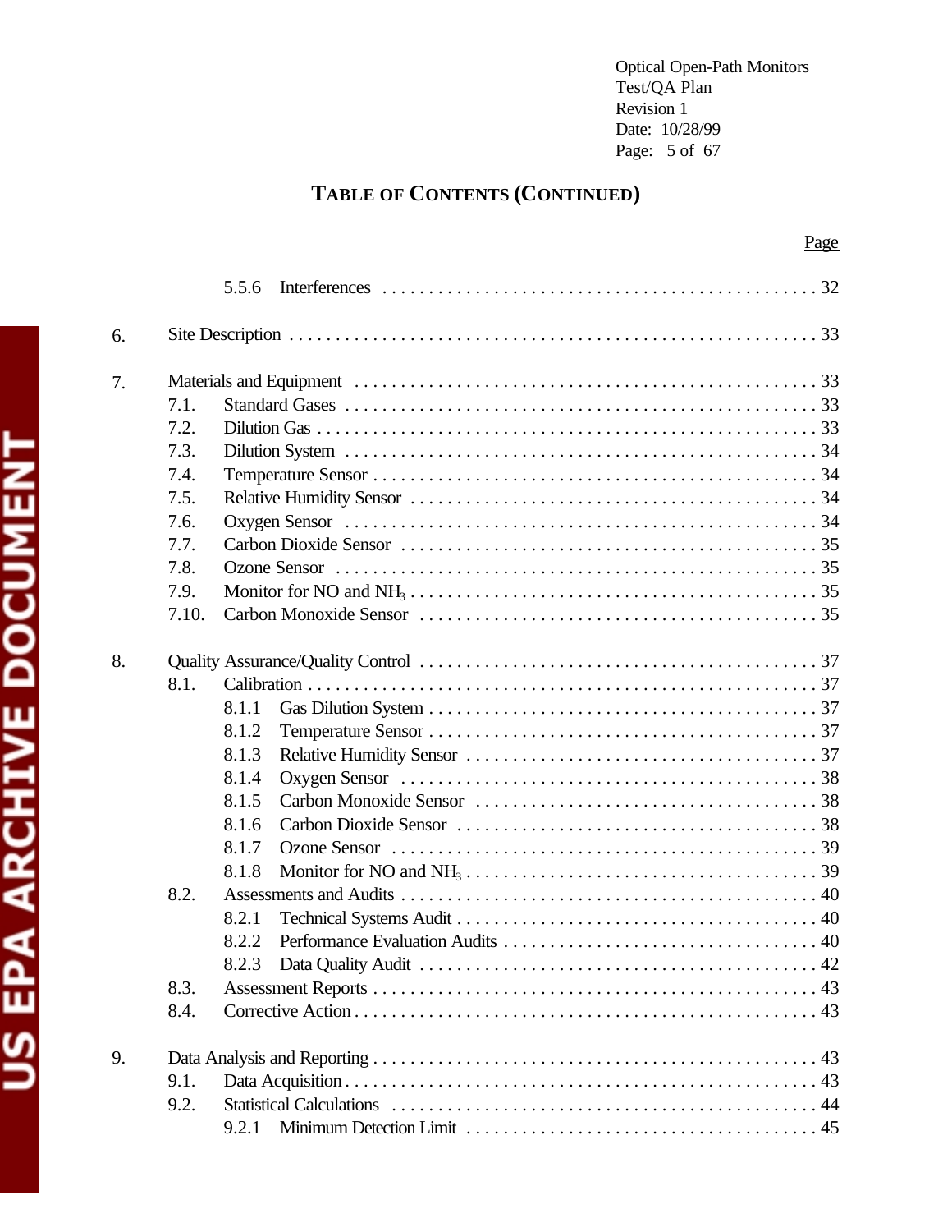# TABLE OF CONTENTS (CONTINUED)

Page

5.5.6 Interferences . . . . . . . . . . . . . . . . . . . . . . . . . . . . . . . . . . . . . . . . . . . . . 32

6. Site Description . . . . . . . . . . . . . . . . . . . . . . . . . . . . . . . . . . . . . . . . . . . . . . . . . . . . 33

7. Materials and Equipment . . . . . . . . . . . . . . . . . . . . . . . . . . . . . . . . . . . . . . . . . . . . . 33
   - 7.1. Standard Gases . . . . . . . . . . . . . . . . . . . . . . . . . . . . . . . . . . . . . . . . . . . . . . . . 33
   - 7.2. Dilution Gas . . . . . . . . . . . . . . . . . . . . . . . . . . . . . . . . . . . . . . . . . . . . . . . . . . . 33
   - 7.3. Dilution System . . . . . . . . . . . . . . . . . . . . . . . . . . . . . . . . . . . . . . . . . . . . . . . . 34
   - 7.4. Temperature Sensor . . . . . . . . . . . . . . . . . . . . . . . . . . . . . . . . . . . . . . . . . . . . . 34
   - 7.5. Relative Humidity Sensor . . . . . . . . . . . . . . . . . . . . . . . . . . . . . . . . . . . . . . . . . 34
   - 7.6. Oxygen Sensor . . . . . . . . . . . . . . . . . . . . . . . . . . . . . . . . . . . . . . . . . . . . . . . . . 34
   - 7.7. Carbon Dioxide Sensor . . . . . . . . . . . . . . . . . . . . . . . . . . . . . . . . . . . . . . . . . . . 35
   - 7.8. Ozone Sensor . . . . . . . . . . . . . . . . . . . . . . . . . . . . . . . . . . . . . . . . . . . . . . . . . . 35
   - 7.9. Monitor for NO and $NH_3$ . . . . . . . . . . . . . . . . . . . . . . . . . . . . . . . . . . . . . . . . . 35
   - 7.10. Carbon Monoxide Sensor . . . . . . . . . . . . . . . . . . . . . . . . . . . . . . . . . . . . . . . . . 35

8. Quality Assurance/Quality Control . . . . . . . . . . . . . . . . . . . . . . . . . . . . . . . . . . . . . . . 37
   - 8.1. Calibration . . . . . . . . . . . . . . . . . . . . . . . . . . . . . . . . . . . . . . . . . . . . . . . . . . . . . 37
     - 8.1.1 Gas Dilution System . . . . . . . . . . . . . . . . . . . . . . . . . . . . . . . . . . . . . . . . . . 37
     - 8.1.2 Temperature Sensor . . . . . . . . . . . . . . . . . . . . . . . . . . . . . . . . . . . . . . . . . . 37
     - 8.1.3 Relative Humidity Sensor . . . . . . . . . . . . . . . . . . . . . . . . . . . . . . . . . . . . . . 37
     - 8.1.4 Oxygen Sensor . . . . . . . . . . . . . . . . . . . . . . . . . . . . . . . . . . . . . . . . . . . . . . 38
     - 8.1.5 Carbon Monoxide Sensor . . . . . . . . . . . . . . . . . . . . . . . . . . . . . . . . . . . . . . 38
     - 8.1.6 Carbon Dioxide Sensor . . . . . . . . . . . . . . . . . . . . . . . . . . . . . . . . . . . . . . . . 38
     - 8.1.7 Ozone Sensor . . . . . . . . . . . . . . . . . . . . . . . . . . . . . . . . . . . . . . . . . . . . . . . 39
     - 8.1.8 Monitor for NO and $NH_3$ . . . . . . . . . . . . . . . . . . . . . . . . . . . . . . . . . . . . . . 39
   - 8.2. Assessments and Audits . . . . . . . . . . . . . . . . . . . . . . . . . . . . . . . . . . . . . . . . . . . 40
     - 8.2.1 Technical Systems Audit . . . . . . . . . . . . . . . . . . . . . . . . . . . . . . . . . . . . . . . 40
     - 8.2.2 Performance Evaluation Audits . . . . . . . . . . . . . . . . . . . . . . . . . . . . . . . . . . 40
     - 8.2.3 Data Quality Audit . . . . . . . . . . . . . . . . . . . . . . . . . . . . . . . . . . . . . . . . . . . 42
   - 8.3. Assessment Reports . . . . . . . . . . . . . . . . . . . . . . . . . . . . . . . . . . . . . . . . . . . . . . 43
   - 8.4. Corrective Action . . . . . . . . . . . . . . . . . . . . . . . . . . . . . . . . . . . . . . . . . . . . . . . . 43

9. Data Analysis and Reporting . . . . . . . . . . . . . . . . . . . . . . . . . . . . . . . . . . . . . . . . . . . . 43
   - 9.1. Data Acquisition . . . . . . . . . . . . . . . . . . . . . . . . . . . . . . . . . . . . . . . . . . . . . . . . . 43
   - 9.2. Statistical Calculations . . . . . . . . . . . . . . . . . . . . . . . . . . . . . . . . . . . . . . . . . . . . 44
     - 9.2.1 Minimum Detection Limit . . . . . . . . . . . . . . . . . . . . . . . . . . . . . . . . . . . . . . 45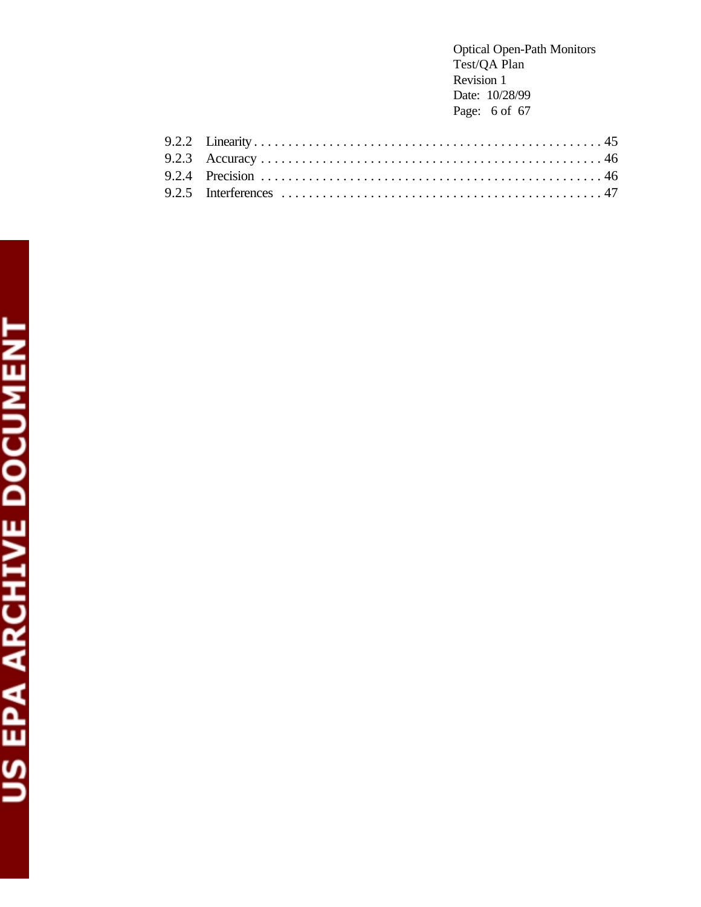9.2.2 Linearity . . . . . . . . . . . . . . . . . . . . . . . . . . . . . . . . . . . . . . . . . . . . . . . . . . . 45
9.2.3 Accuracy . . . . . . . . . . . . . . . . . . . . . . . . . . . . . . . . . . . . . . . . . . . . . . . . . . 46
9.2.4 Precision . . . . . . . . . . . . . . . . . . . . . . . . . . . . . . . . . . . . . . . . . . . . . . . . . . 46
9.2.5 Interferences . . . . . . . . . . . . . . . . . . . . . . . . . . . . . . . . . . . . . . . . . . . . . . . 47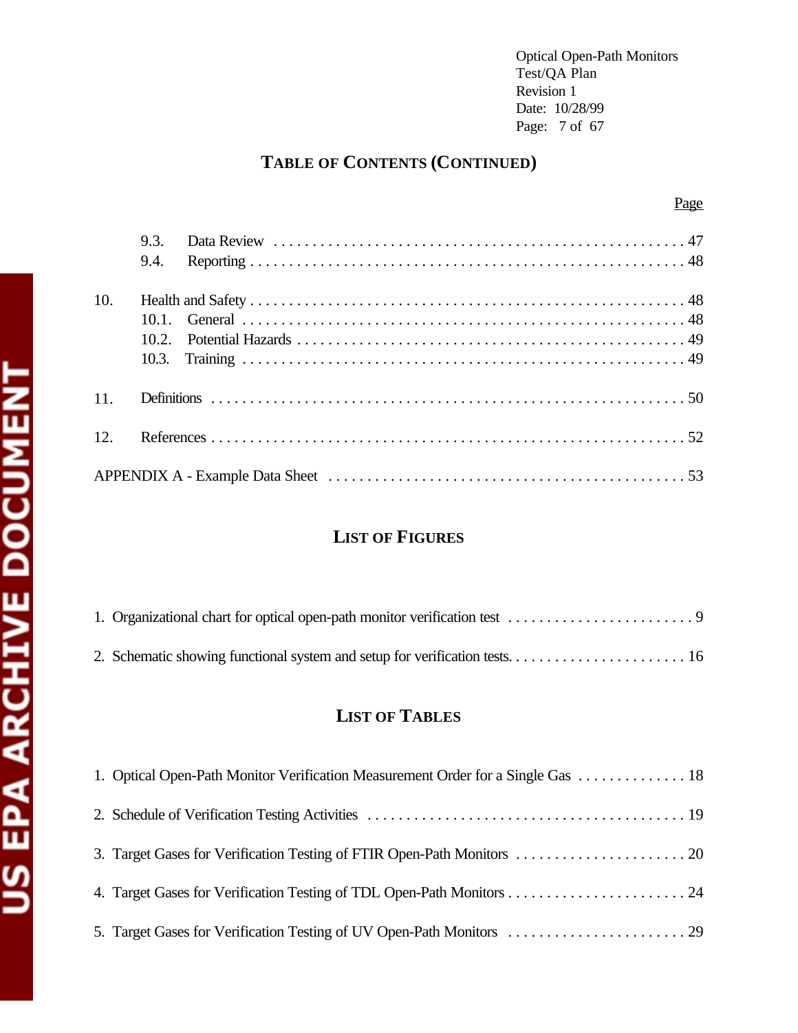## TABLE OF CONTENTS (CONTINUED)

| | Page |
|---|---|
| 9.3. Data Review | 47 |
| 9.4. Reporting | 48 |
| 10. Health and Safety | 48 |
| 10.1. General | 48 |
| 10.2. Potential Hazards | 49 |
| 10.3. Training | 49 |
| 11. Definitions | 50 |
| 12. References | 52 |
| APPENDIX A - Example Data Sheet | 53 |

## LIST OF FIGURES

| | |
|---|---|
| 1. Organizational chart for optical open-path monitor verification test | 9 |
| 2. Schematic showing functional system and setup for verification tests. | 16 |

## LIST OF TABLES

| | |
|---|---|
| 1. Optical Open-Path Monitor Verification Measurement Order for a Single Gas | 18 |
| 2. Schedule of Verification Testing Activities | 19 |
| 3. Target Gases for Verification Testing of FTIR Open-Path Monitors | 20 |
| 4. Target Gases for Verification Testing of TDL Open-Path Monitors | 24 |
| 5. Target Gases for Verification Testing of UV Open-Path Monitors | 29 |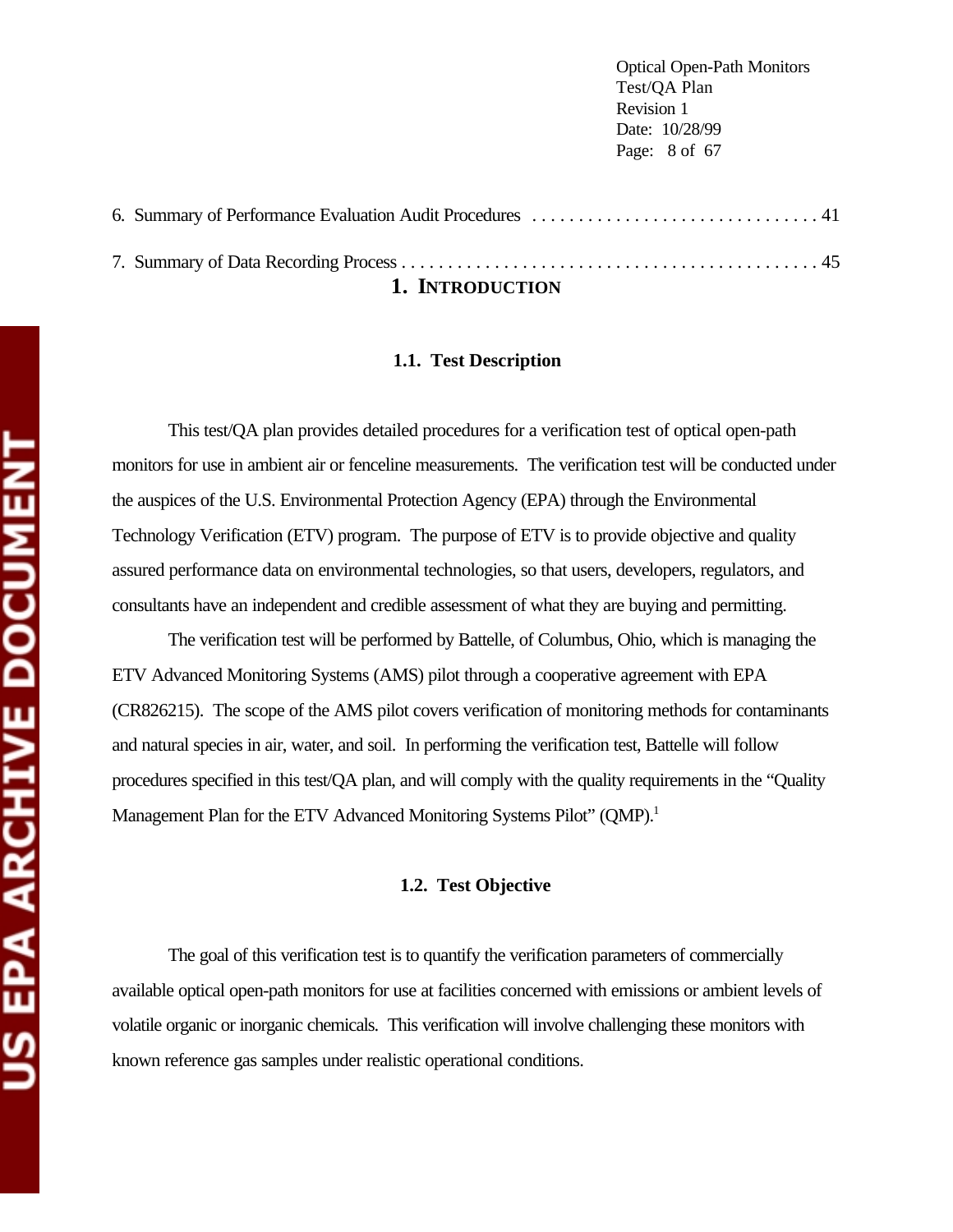6. Summary of Performance Evaluation Audit Procedures . . . . . . . . . . . . . . . . . . . . . . . . . . . . . . . . 41

7. Summary of Data Recording Process . . . . . . . . . . . . . . . . . . . . . . . . . . . . . . . . . . . . . . . . . . . . . 45

# 1. INTRODUCTION

## 1.1. Test Description

This test/QA plan provides detailed procedures for a verification test of optical open-path monitors for use in ambient air or fenceline measurements. The verification test will be conducted under the auspices of the U.S. Environmental Protection Agency (EPA) through the Environmental Technology Verification (ETV) program. The purpose of ETV is to provide objective and quality assured performance data on environmental technologies, so that users, developers, regulators, and consultants have an independent and credible assessment of what they are buying and permitting.

The verification test will be performed by Battelle, of Columbus, Ohio, which is managing the ETV Advanced Monitoring Systems (AMS) pilot through a cooperative agreement with EPA (CR826215). The scope of the AMS pilot covers verification of monitoring methods for contaminants and natural species in air, water, and soil. In performing the verification test, Battelle will follow procedures specified in this test/QA plan, and will comply with the quality requirements in the "Quality Management Plan for the ETV Advanced Monitoring Systems Pilot" (QMP).[1]

## 1.2. Test Objective

The goal of this verification test is to quantify the verification parameters of commercially available optical open-path monitors for use at facilities concerned with emissions or ambient levels of volatile organic or inorganic chemicals. This verification will involve challenging these monitors with known reference gas samples under realistic operational conditions.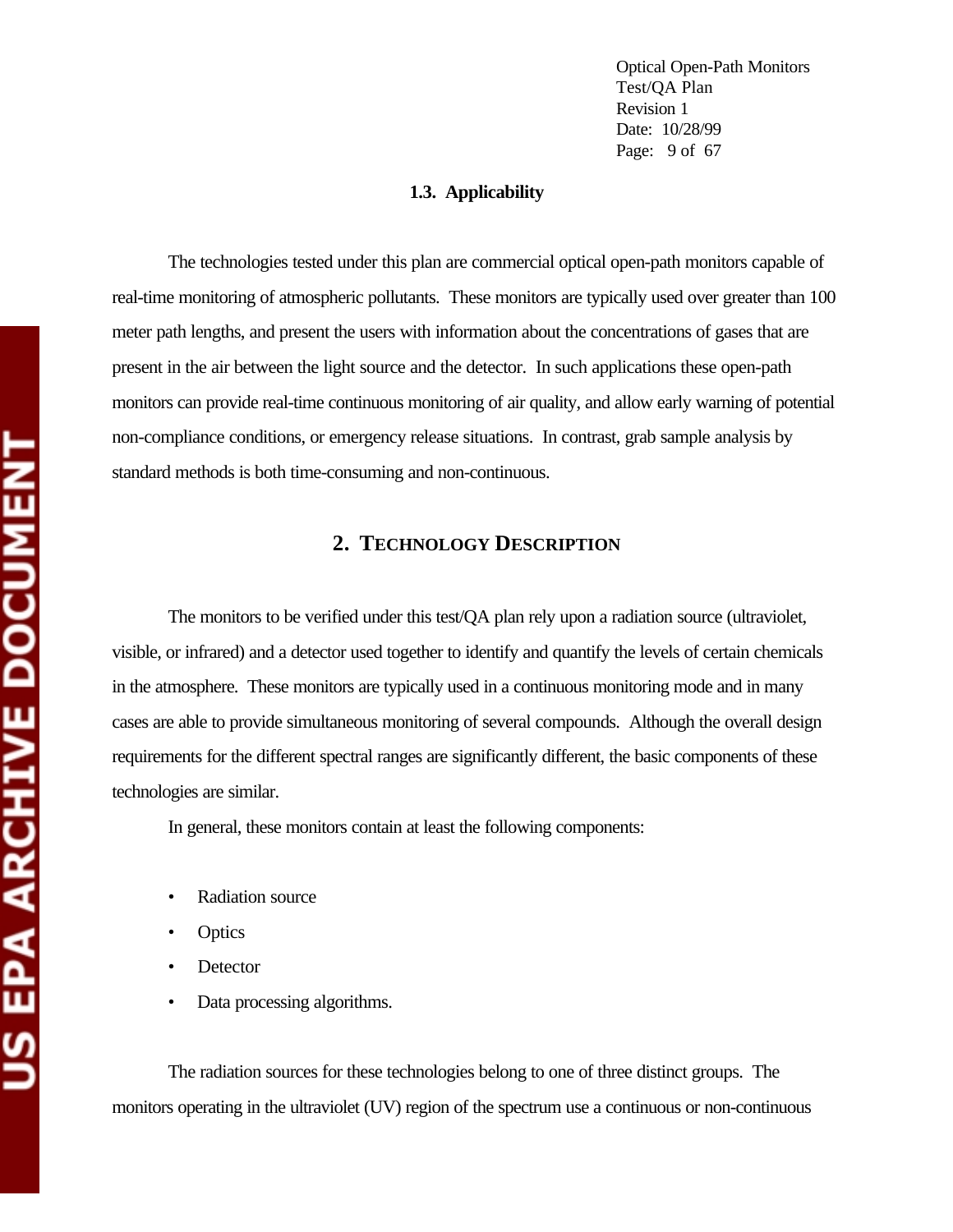### 1.3. Applicability

The technologies tested under this plan are commercial optical open-path monitors capable of real-time monitoring of atmospheric pollutants. These monitors are typically used over greater than 100 meter path lengths, and present the users with information about the concentrations of gases that are present in the air between the light source and the detector. In such applications these open-path monitors can provide real-time continuous monitoring of air quality, and allow early warning of potential non-compliance conditions, or emergency release situations. In contrast, grab sample analysis by standard methods is both time-consuming and non-continuous.

## 2. TECHNOLOGY DESCRIPTION

The monitors to be verified under this test/QA plan rely upon a radiation source (ultraviolet, visible, or infrared) and a detector used together to identify and quantify the levels of certain chemicals in the atmosphere. These monitors are typically used in a continuous monitoring mode and in many cases are able to provide simultaneous monitoring of several compounds. Although the overall design requirements for the different spectral ranges are significantly different, the basic components of these technologies are similar.

In general, these monitors contain at least the following components:

- Radiation source
- Optics
- Detector
- Data processing algorithms.

The radiation sources for these technologies belong to one of three distinct groups. The monitors operating in the ultraviolet (UV) region of the spectrum use a continuous or non-continuous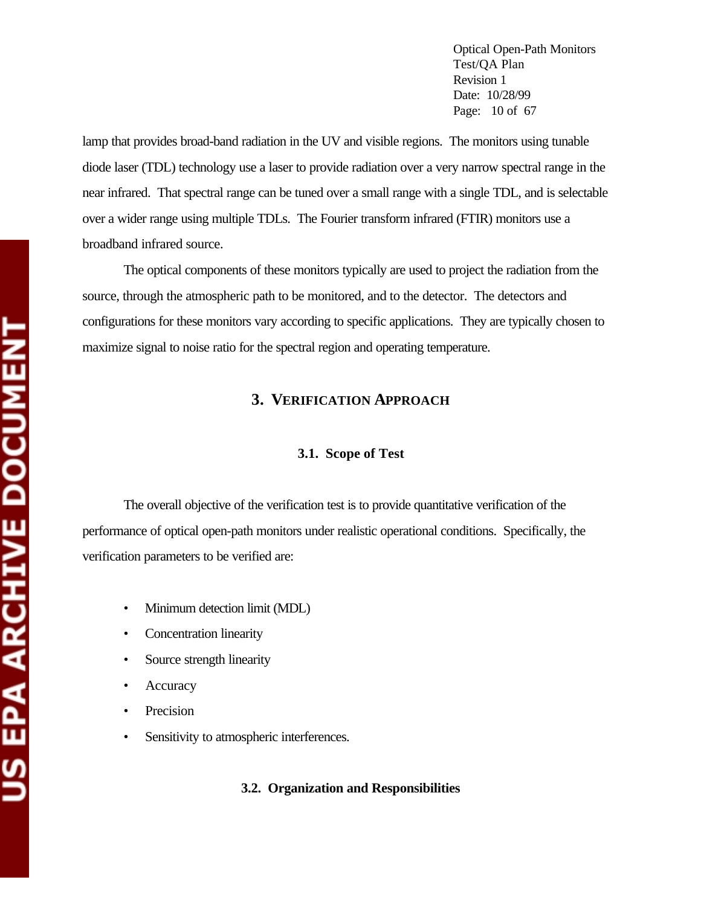lamp that provides broad-band radiation in the UV and visible regions. The monitors using tunable diode laser (TDL) technology use a laser to provide radiation over a very narrow spectral range in the near infrared. That spectral range can be tuned over a small range with a single TDL, and is selectable over a wider range using multiple TDLs. The Fourier transform infrared (FTIR) monitors use a broadband infrared source.

The optical components of these monitors typically are used to project the radiation from the source, through the atmospheric path to be monitored, and to the detector. The detectors and configurations for these monitors vary according to specific applications. They are typically chosen to maximize signal to noise ratio for the spectral region and operating temperature.

# 3. VERIFICATION APPROACH

## 3.1. Scope of Test

The overall objective of the verification test is to provide quantitative verification of the performance of optical open-path monitors under realistic operational conditions. Specifically, the verification parameters to be verified are:

- Minimum detection limit (MDL)
- Concentration linearity
- Source strength linearity
- Accuracy
- Precision
- Sensitivity to atmospheric interferences.

## 3.2. Organization and Responsibilities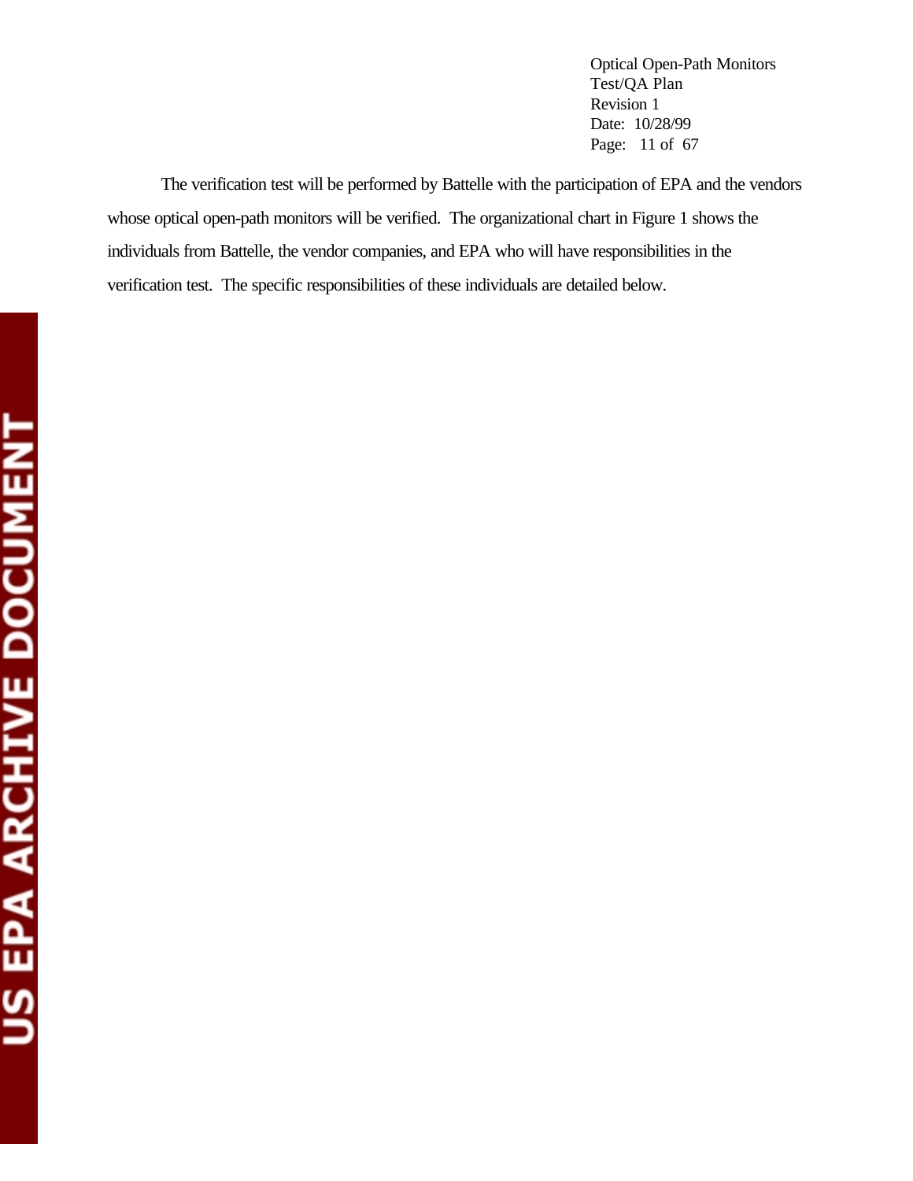The verification test will be performed by Battelle with the participation of EPA and the vendors whose optical open-path monitors will be verified. The organizational chart in Figure 1 shows the individuals from Battelle, the vendor companies, and EPA who will have responsibilities in the verification test. The specific responsibilities of these individuals are detailed below.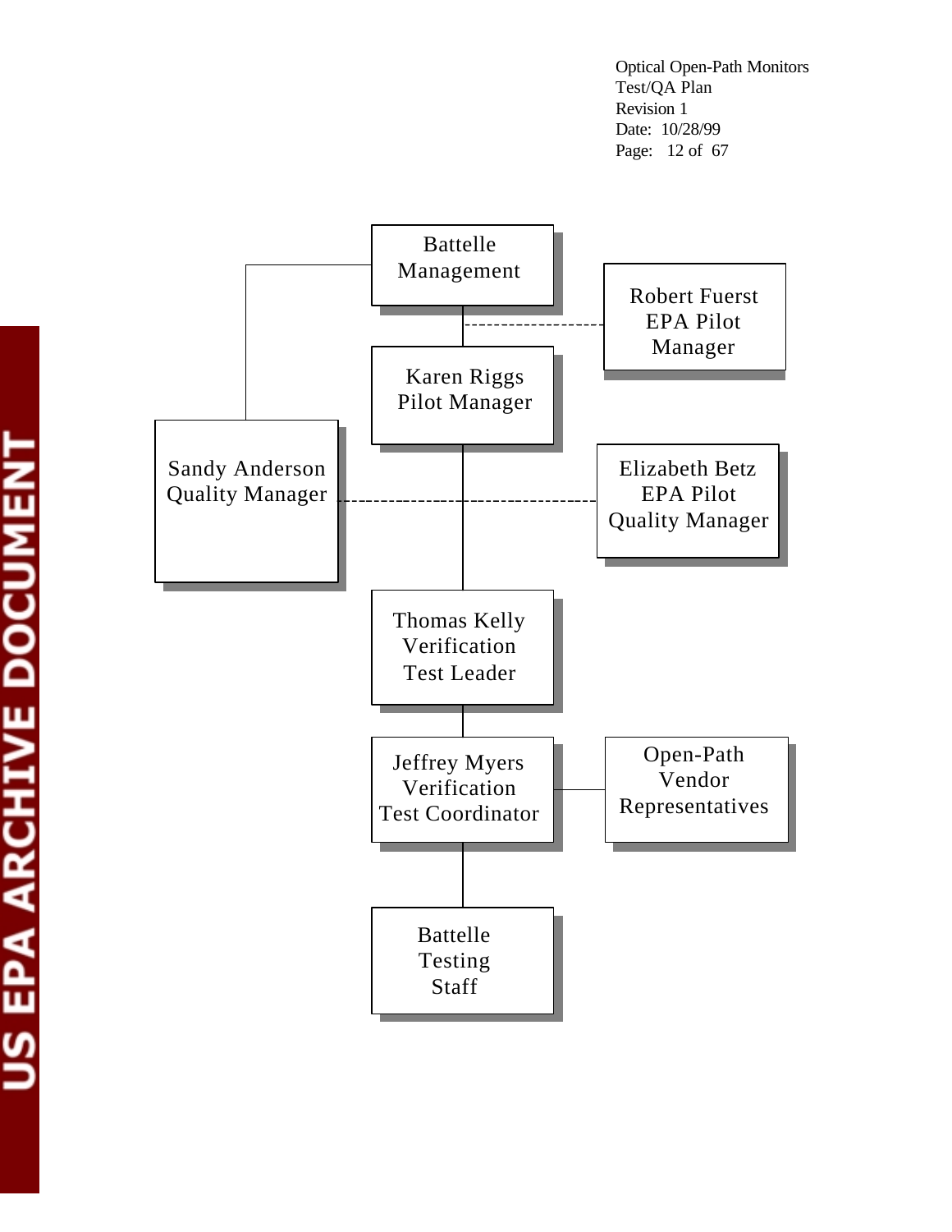Battelle Management

Robert Fuerst
EPA Pilot
Manager

Karen Riggs
Pilot Manager

Sandy Anderson
Quality Manager

Elizabeth Betz
EPA Pilot
Quality Manager

Thomas Kelly
Verification
Test Leader

Jeffrey Myers
Verification
Test Coordinator

Open-Path
Vendor
Representatives

Battelle
Testing
Staff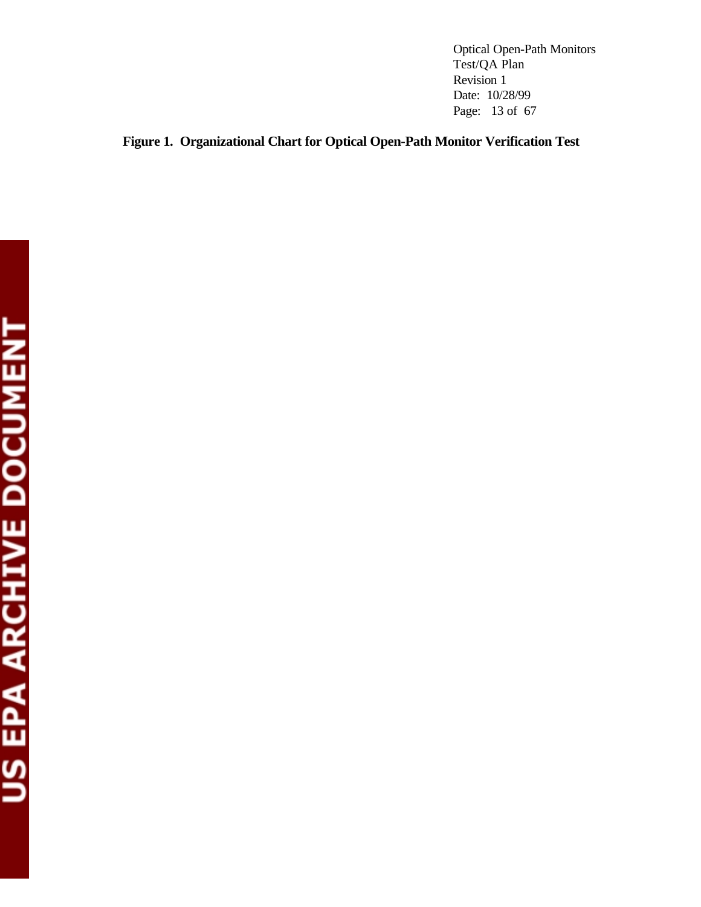**Figure 1. Organizational Chart for Optical Open-Path Monitor Verification Test**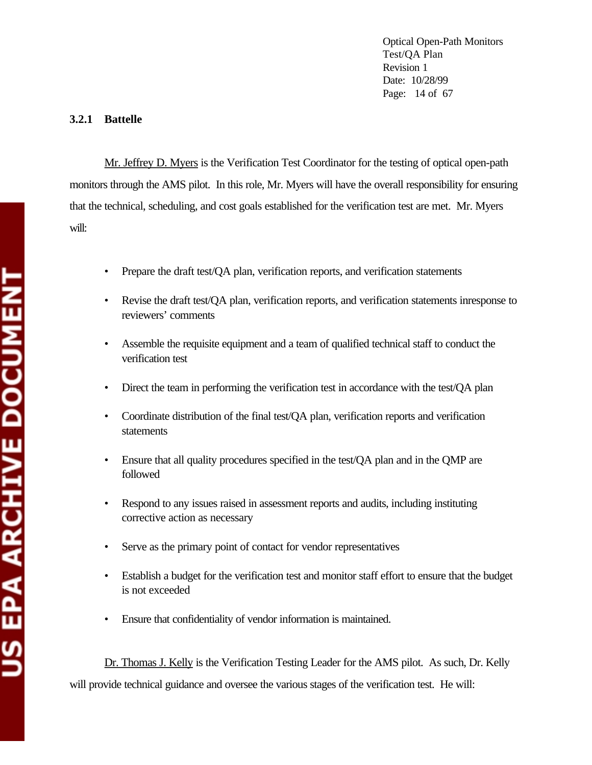### 3.2.1 Battelle

Mr. Jeffrey D. Myers is the Verification Test Coordinator for the testing of optical open-path monitors through the AMS pilot. In this role, Mr. Myers will have the overall responsibility for ensuring that the technical, scheduling, and cost goals established for the verification test are met. Mr. Myers will:

- Prepare the draft test/QA plan, verification reports, and verification statements
- Revise the draft test/QA plan, verification reports, and verification statements inresponse to reviewers' comments
- Assemble the requisite equipment and a team of qualified technical staff to conduct the verification test
- Direct the team in performing the verification test in accordance with the test/QA plan
- Coordinate distribution of the final test/QA plan, verification reports and verification statements
- Ensure that all quality procedures specified in the test/QA plan and in the QMP are followed
- Respond to any issues raised in assessment reports and audits, including instituting corrective action as necessary
- Serve as the primary point of contact for vendor representatives
- Establish a budget for the verification test and monitor staff effort to ensure that the budget is not exceeded
- Ensure that confidentiality of vendor information is maintained.

Dr. Thomas J. Kelly is the Verification Testing Leader for the AMS pilot. As such, Dr. Kelly will provide technical guidance and oversee the various stages of the verification test. He will: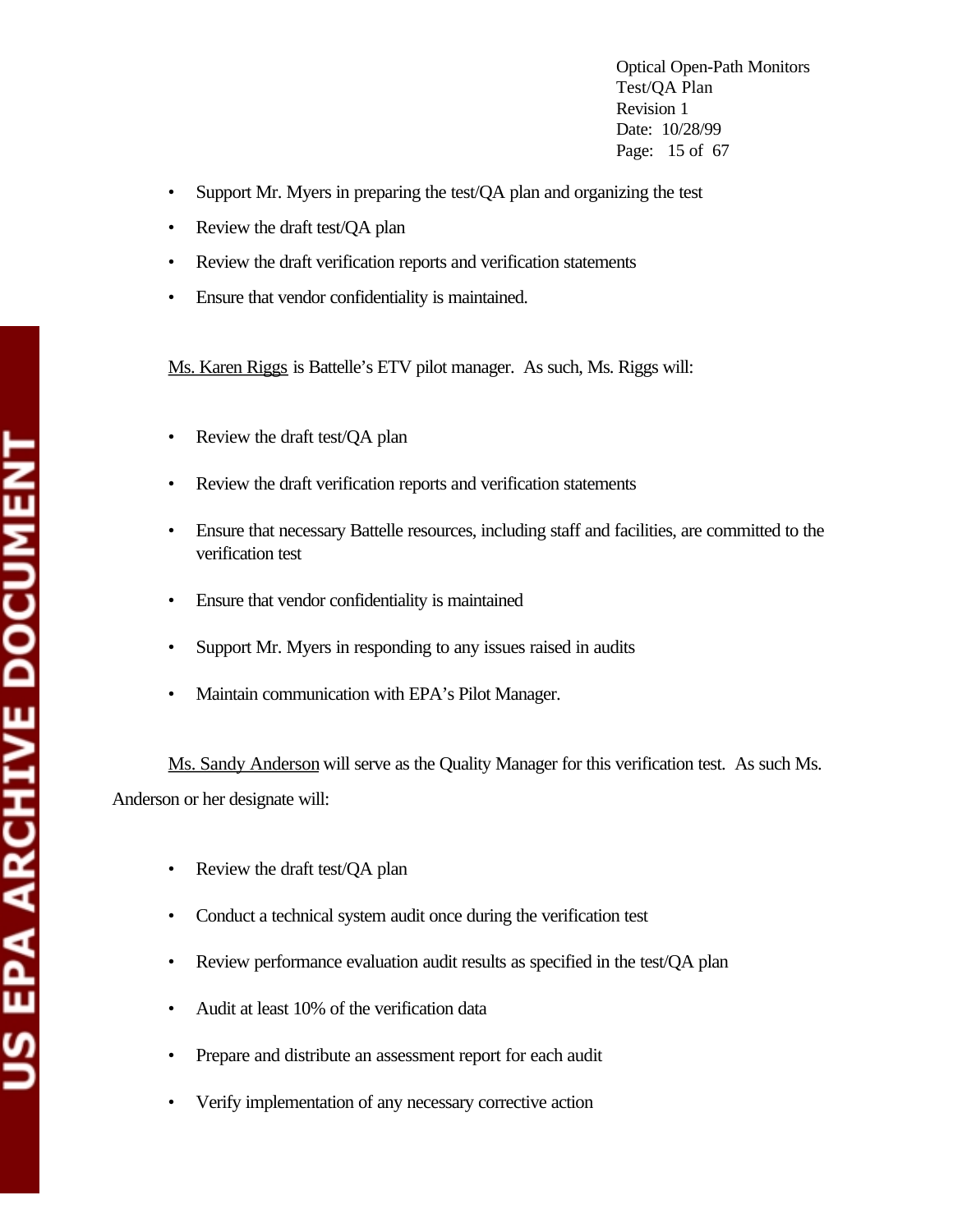- Support Mr. Myers in preparing the test/QA plan and organizing the test
- Review the draft test/QA plan
- Review the draft verification reports and verification statements
- Ensure that vendor confidentiality is maintained.

Ms. Karen Riggs is Battelle's ETV pilot manager. As such, Ms. Riggs will:

- Review the draft test/QA plan
- Review the draft verification reports and verification statements
- Ensure that necessary Battelle resources, including staff and facilities, are committed to the verification test
- Ensure that vendor confidentiality is maintained
- Support Mr. Myers in responding to any issues raised in audits
- Maintain communication with EPA's Pilot Manager.

Ms. Sandy Anderson will serve as the Quality Manager for this verification test. As such Ms. Anderson or her designate will:

- Review the draft test/QA plan
- Conduct a technical system audit once during the verification test
- Review performance evaluation audit results as specified in the test/QA plan
- Audit at least 10% of the verification data
- Prepare and distribute an assessment report for each audit
- Verify implementation of any necessary corrective action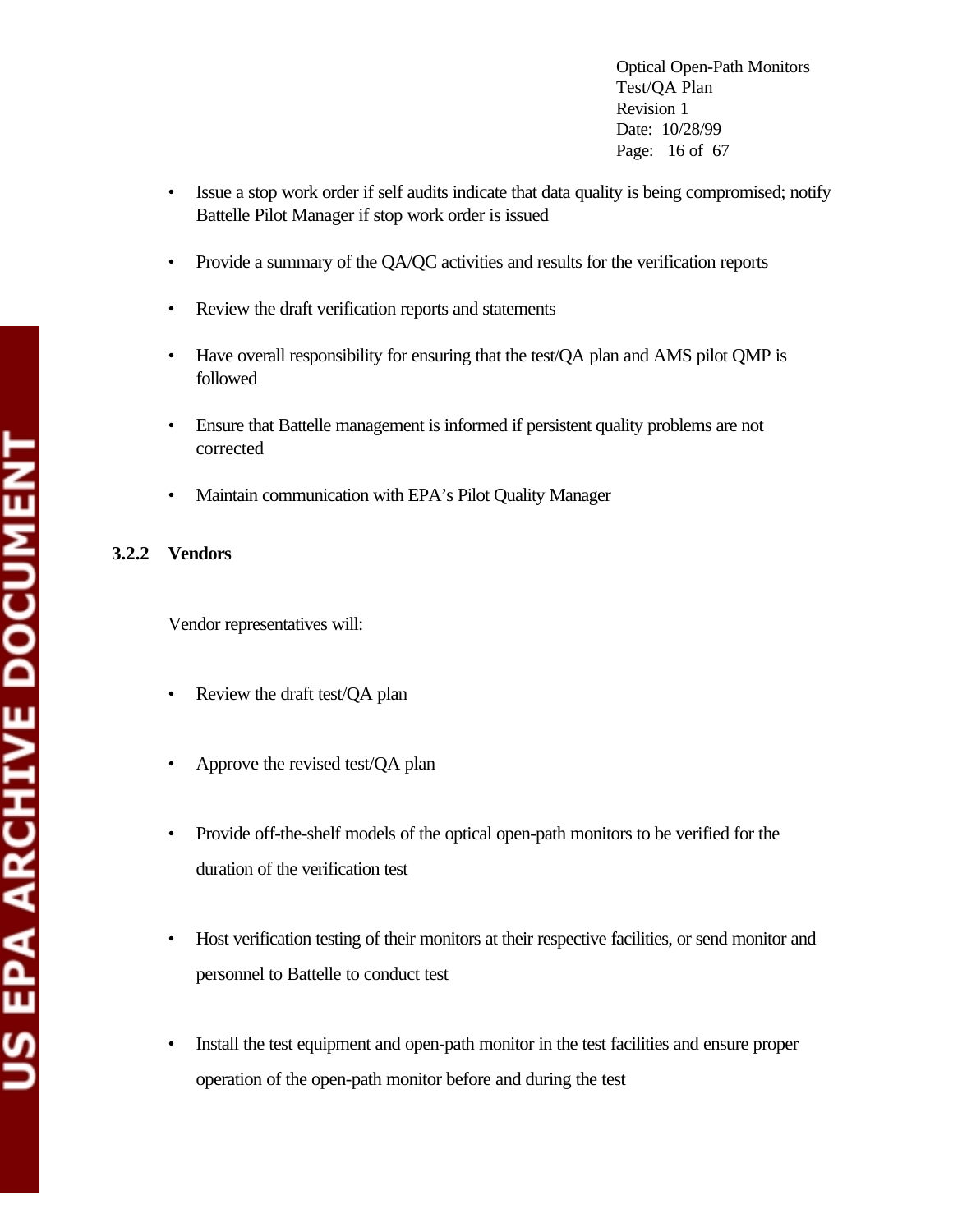- Issue a stop work order if self audits indicate that data quality is being compromised; notify Battelle Pilot Manager if stop work order is issued
- Provide a summary of the QA/QC activities and results for the verification reports
- Review the draft verification reports and statements
- Have overall responsibility for ensuring that the test/QA plan and AMS pilot QMP is followed
- Ensure that Battelle management is informed if persistent quality problems are not corrected
- Maintain communication with EPA's Pilot Quality Manager

### 3.2.2 Vendors

Vendor representatives will:

- Review the draft test/QA plan
- Approve the revised test/QA plan
- Provide off-the-shelf models of the optical open-path monitors to be verified for the duration of the verification test
- Host verification testing of their monitors at their respective facilities, or send monitor and personnel to Battelle to conduct test
- Install the test equipment and open-path monitor in the test facilities and ensure proper operation of the open-path monitor before and during the test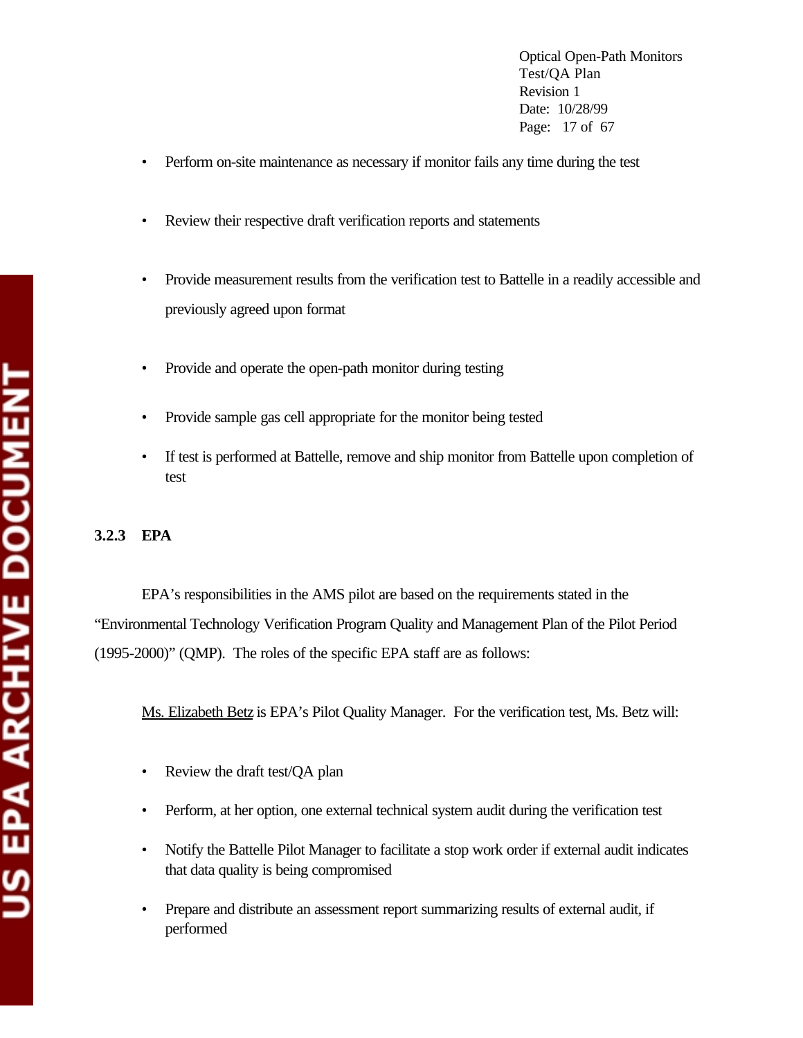- Perform on-site maintenance as necessary if monitor fails any time during the test

- Review their respective draft verification reports and statements

- Provide measurement results from the verification test to Battelle in a readily accessible and previously agreed upon format

- Provide and operate the open-path monitor during testing

- Provide sample gas cell appropriate for the monitor being tested

- If test is performed at Battelle, remove and ship monitor from Battelle upon completion of test

### 3.2.3 EPA

EPA's responsibilities in the AMS pilot are based on the requirements stated in the "Environmental Technology Verification Program Quality and Management Plan of the Pilot Period (1995-2000)" (QMP). The roles of the specific EPA staff are as follows:

Ms. Elizabeth Betz is EPA's Pilot Quality Manager. For the verification test, Ms. Betz will:

- Review the draft test/QA plan

- Perform, at her option, one external technical system audit during the verification test

- Notify the Battelle Pilot Manager to facilitate a stop work order if external audit indicates that data quality is being compromised

- Prepare and distribute an assessment report summarizing results of external audit, if performed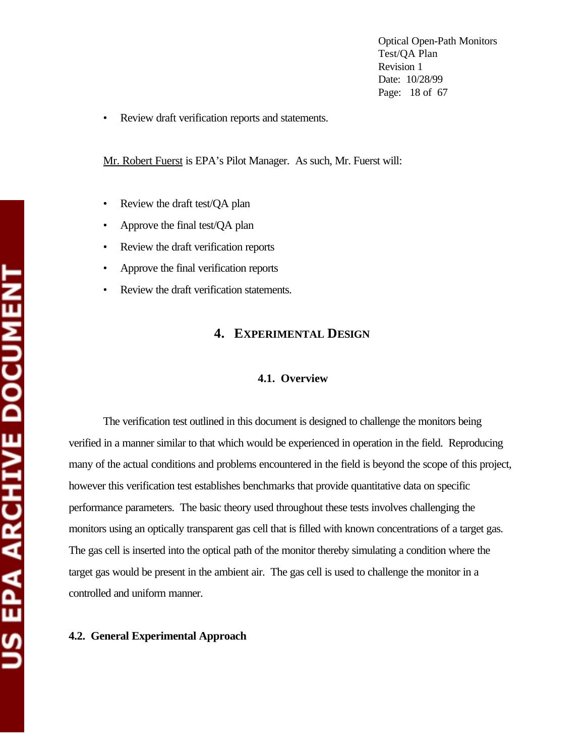- Review draft verification reports and statements.

Mr. Robert Fuerst is EPA's Pilot Manager. As such, Mr. Fuerst will:

- Review the draft test/QA plan
- Approve the final test/QA plan
- Review the draft verification reports
- Approve the final verification reports
- Review the draft verification statements.

# 4. EXPERIMENTAL DESIGN

## 4.1. Overview

The verification test outlined in this document is designed to challenge the monitors being verified in a manner similar to that which would be experienced in operation in the field. Reproducing many of the actual conditions and problems encountered in the field is beyond the scope of this project, however this verification test establishes benchmarks that provide quantitative data on specific performance parameters. The basic theory used throughout these tests involves challenging the monitors using an optically transparent gas cell that is filled with known concentrations of a target gas. The gas cell is inserted into the optical path of the monitor thereby simulating a condition where the target gas would be present in the ambient air. The gas cell is used to challenge the monitor in a controlled and uniform manner.

## 4.2. General Experimental Approach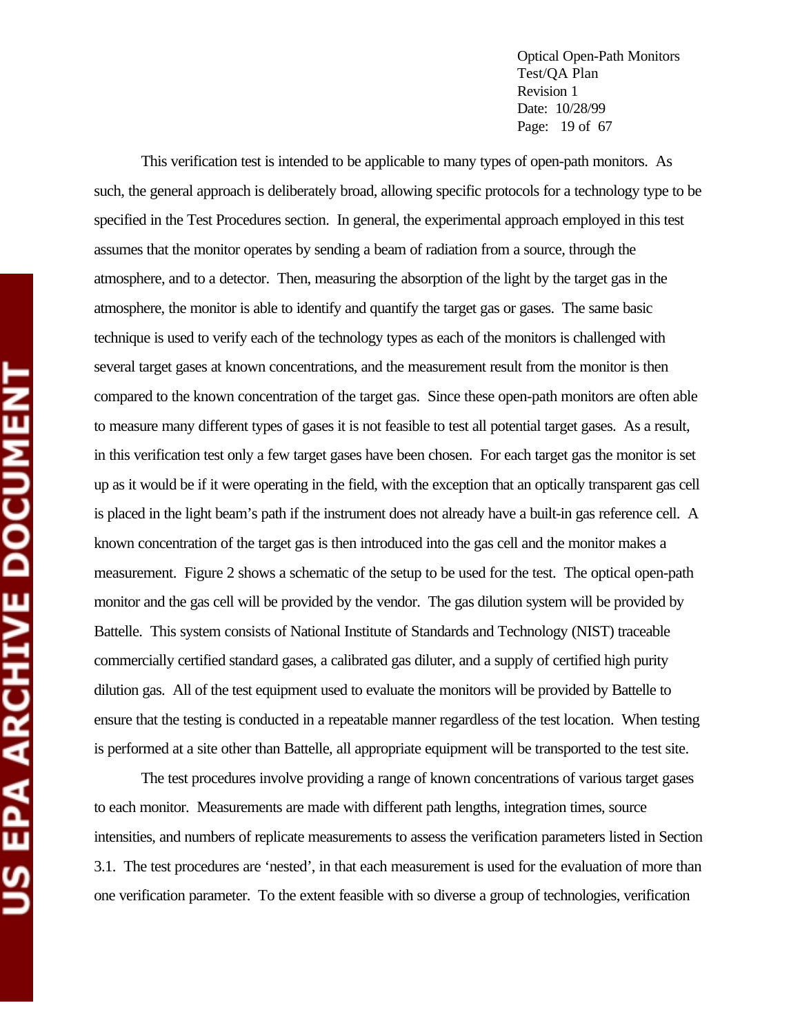This verification test is intended to be applicable to many types of open-path monitors. As such, the general approach is deliberately broad, allowing specific protocols for a technology type to be specified in the Test Procedures section. In general, the experimental approach employed in this test assumes that the monitor operates by sending a beam of radiation from a source, through the atmosphere, and to a detector. Then, measuring the absorption of the light by the target gas in the atmosphere, the monitor is able to identify and quantify the target gas or gases. The same basic technique is used to verify each of the technology types as each of the monitors is challenged with several target gases at known concentrations, and the measurement result from the monitor is then compared to the known concentration of the target gas. Since these open-path monitors are often able to measure many different types of gases it is not feasible to test all potential target gases. As a result, in this verification test only a few target gases have been chosen. For each target gas the monitor is set up as it would be if it were operating in the field, with the exception that an optically transparent gas cell is placed in the light beam's path if the instrument does not already have a built-in gas reference cell. A known concentration of the target gas is then introduced into the gas cell and the monitor makes a measurement. Figure 2 shows a schematic of the setup to be used for the test. The optical open-path monitor and the gas cell will be provided by the vendor. The gas dilution system will be provided by Battelle. This system consists of National Institute of Standards and Technology (NIST) traceable commercially certified standard gases, a calibrated gas diluter, and a supply of certified high purity dilution gas. All of the test equipment used to evaluate the monitors will be provided by Battelle to ensure that the testing is conducted in a repeatable manner regardless of the test location. When testing is performed at a site other than Battelle, all appropriate equipment will be transported to the test site.

The test procedures involve providing a range of known concentrations of various target gases to each monitor. Measurements are made with different path lengths, integration times, source intensities, and numbers of replicate measurements to assess the verification parameters listed in Section 3.1. The test procedures are 'nested', in that each measurement is used for the evaluation of more than one verification parameter. To the extent feasible with so diverse a group of technologies, verification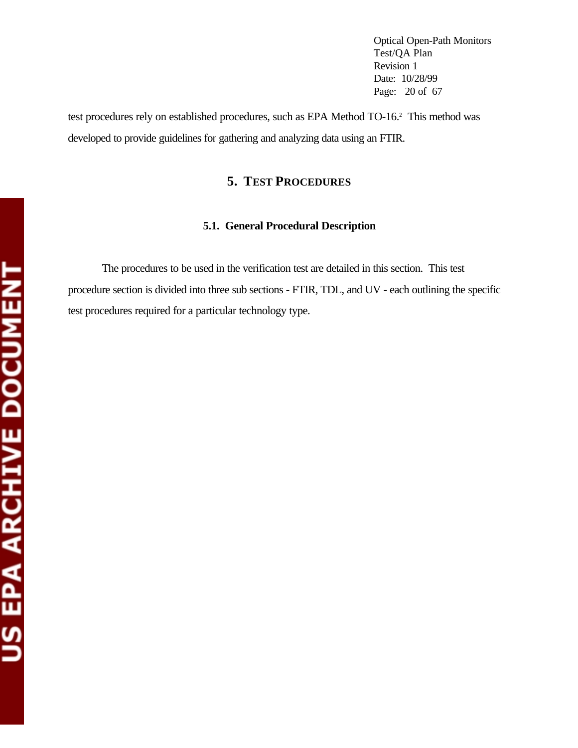test procedures rely on established procedures, such as EPA Method TO-16.[2] This method was developed to provide guidelines for gathering and analyzing data using an FTIR.

# 5. TEST PROCEDURES

## 5.1. General Procedural Description

The procedures to be used in the verification test are detailed in this section. This test procedure section is divided into three sub sections - FTIR, TDL, and UV - each outlining the specific test procedures required for a particular technology type.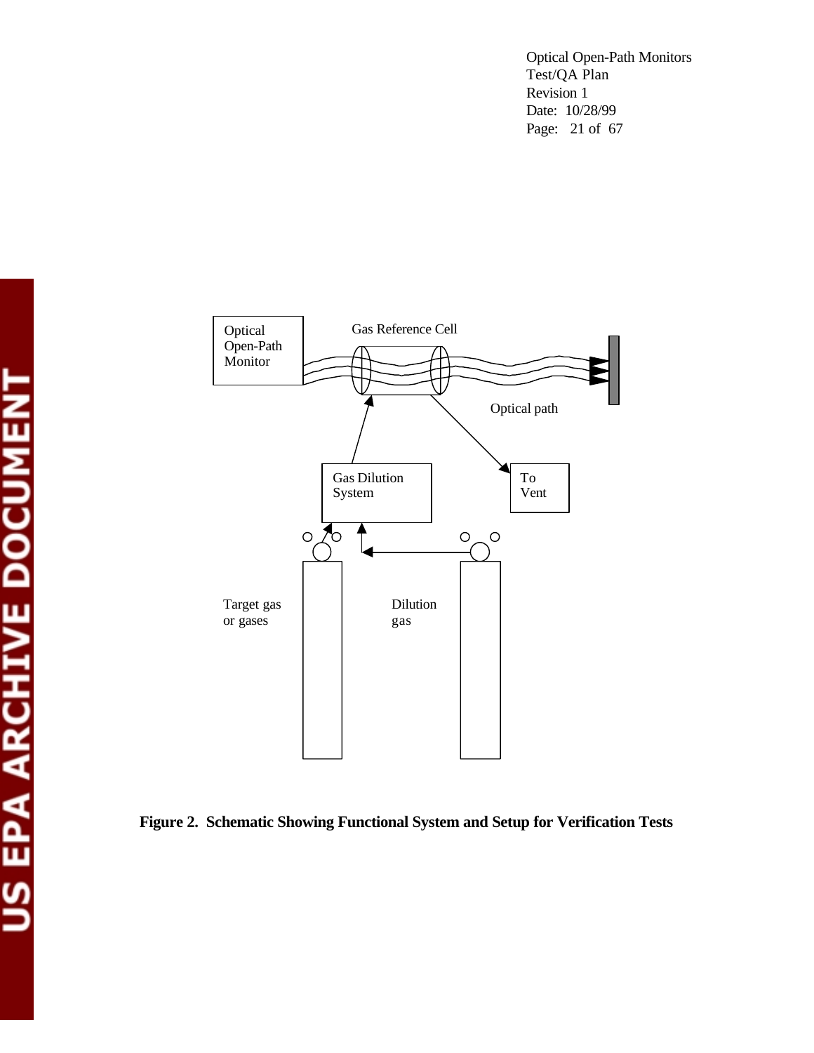**Figure 2. Schematic Showing Functional System and Setup for Verification Tests**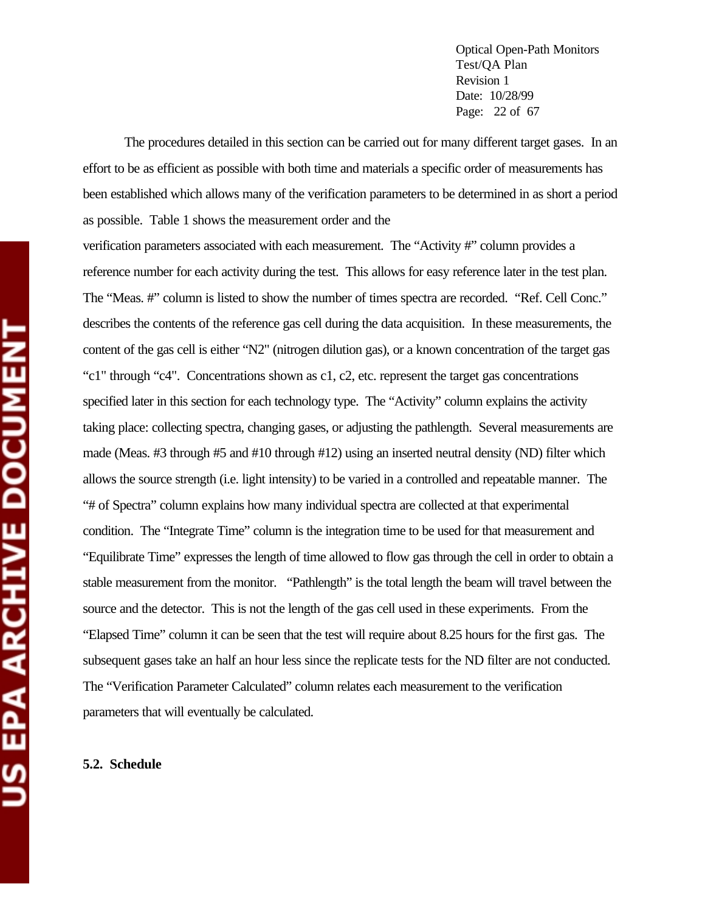The procedures detailed in this section can be carried out for many different target gases. In an effort to be as efficient as possible with both time and materials a specific order of measurements has been established which allows many of the verification parameters to be determined in as short a period as possible. Table 1 shows the measurement order and the verification parameters associated with each measurement. The "Activity #" column provides a reference number for each activity during the test. This allows for easy reference later in the test plan. The "Meas. #" column is listed to show the number of times spectra are recorded. "Ref. Cell Conc." describes the contents of the reference gas cell during the data acquisition. In these measurements, the content of the gas cell is either "N2" (nitrogen dilution gas), or a known concentration of the target gas "c1" through "c4". Concentrations shown as c1, c2, etc. represent the target gas concentrations specified later in this section for each technology type. The "Activity" column explains the activity taking place: collecting spectra, changing gases, or adjusting the pathlength. Several measurements are made (Meas. #3 through #5 and #10 through #12) using an inserted neutral density (ND) filter which allows the source strength (i.e. light intensity) to be varied in a controlled and repeatable manner. The "# of Spectra" column explains how many individual spectra are collected at that experimental condition. The "Integrate Time" column is the integration time to be used for that measurement and "Equilibrate Time" expresses the length of time allowed to flow gas through the cell in order to obtain a stable measurement from the monitor. "Pathlength" is the total length the beam will travel between the source and the detector. This is not the length of the gas cell used in these experiments. From the "Elapsed Time" column it can be seen that the test will require about 8.25 hours for the first gas. The subsequent gases take an half an hour less since the replicate tests for the ND filter are not conducted. The "Verification Parameter Calculated" column relates each measurement to the verification parameters that will eventually be calculated.

**5.2. Schedule**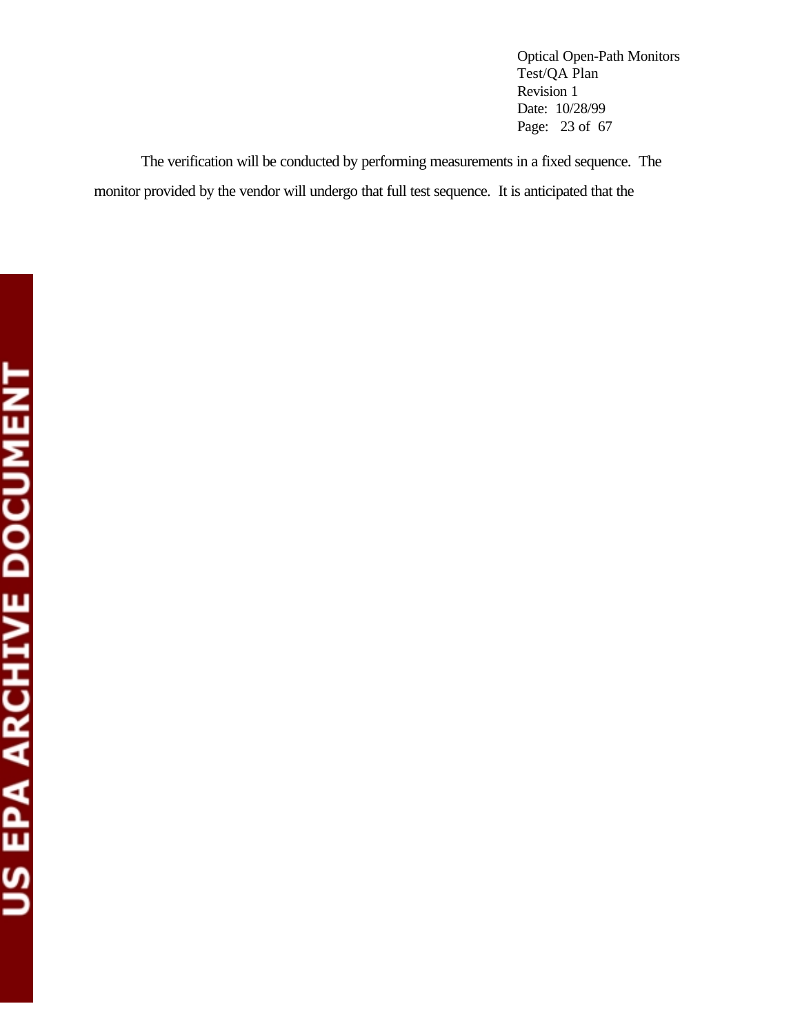The verification will be conducted by performing measurements in a fixed sequence. The monitor provided by the vendor will undergo that full test sequence. It is anticipated that the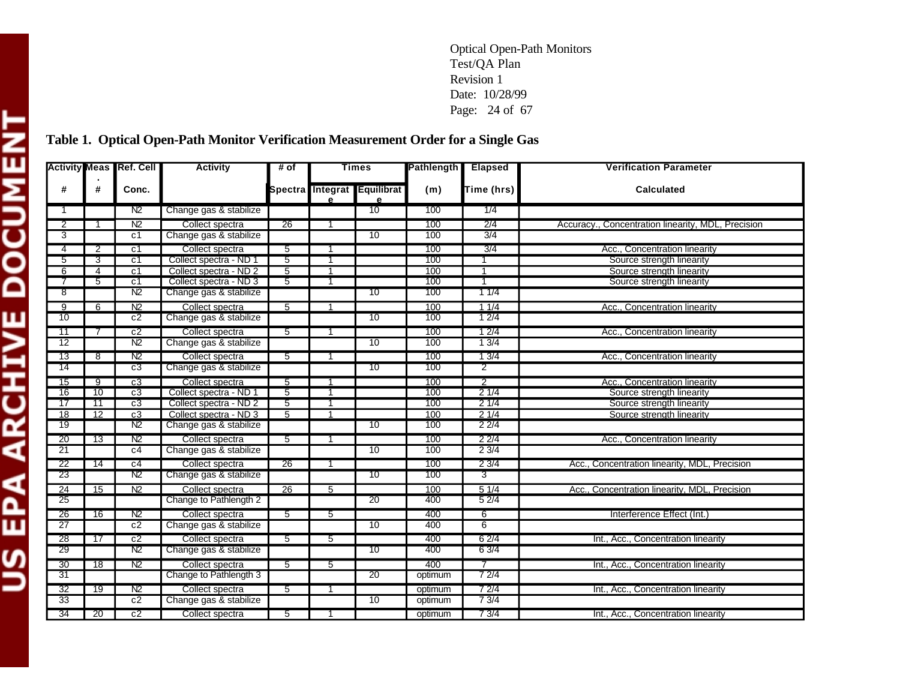## Table 1. Optical Open-Path Monitor Verification Measurement Order for a Single Gas

| Activity # | Meas. # | Ref. Cell Conc. | Activity | # of Spectra | Times Integrate | Times Equilibrate | Pathlength (m) | Elapsed Time (hrs) | Verification Parameter Calculated |
|---|---|---|---|---|---|---|---|---|---|
| 1 | | N2 | Change gas & stabilize | | | 10 | 100 | 1/4 | |
| 2 | 1 | N2 | Collect spectra | 26 | 1 | | 100 | 2/4 | Accuracy., Concentration linearity, MDL, Precision |
| 3 | | c1 | Change gas & stabilize | | | 10 | 100 | 3/4 | |
| 4 | 2 | c1 | Collect spectra | 5 | 1 | | 100 | 3/4 | Acc., Concentration linearity |
| 5 | 3 | c1 | Collect spectra - ND 1 | 5 | 1 | | 100 | 1 | Source strength linearity |
| 6 | 4 | c1 | Collect spectra - ND 2 | 5 | 1 | | 100 | 1 | Source strength linearity |
| 7 | 5 | c1 | Collect spectra - ND 3 | 5 | 1 | | 100 | 1 | Source strength linearity |
| 8 | | N2 | Change gas & stabilize | | | 10 | 100 | 1 1/4 | |
| 9 | 6 | N2 | Collect spectra | 5 | 1 | | 100 | 1 1/4 | Acc., Concentration linearity |
| 10 | | c2 | Change gas & stabilize | | | 10 | 100 | 1 2/4 | |
| 11 | 7 | c2 | Collect spectra | 5 | 1 | | 100 | 1 2/4 | Acc., Concentration linearity |
| 12 | | N2 | Change gas & stabilize | | | 10 | 100 | 1 3/4 | |
| 13 | 8 | N2 | Collect spectra | 5 | 1 | | 100 | 1 3/4 | Acc., Concentration linearity |
| 14 | | c3 | Change gas & stabilize | | | 10 | 100 | 2 | |
| 15 | 9 | c3 | Collect spectra | 5 | 1 | | 100 | 2 | Acc., Concentration linearity |
| 16 | 10 | c3 | Collect spectra - ND 1 | 5 | 1 | | 100 | 2 1/4 | Source strength linearity |
| 17 | 11 | c3 | Collect spectra - ND 2 | 5 | 1 | | 100 | 2 1/4 | Source strength linearity |
| 18 | 12 | c3 | Collect spectra - ND 3 | 5 | 1 | | 100 | 2 1/4 | Source strength linearity |
| 19 | | N2 | Change gas & stabilize | | | 10 | 100 | 2 2/4 | |
| 20 | 13 | N2 | Collect spectra | 5 | 1 | | 100 | 2 2/4 | Acc., Concentration linearity |
| 21 | | c4 | Change gas & stabilize | | | 10 | 100 | 2 3/4 | |
| 22 | 14 | c4 | Collect spectra | 26 | 1 | | 100 | 2 3/4 | Acc., Concentration linearity, MDL, Precision |
| 23 | | N2 | Change gas & stabilize | | | 10 | 100 | 3 | |
| 24 | 15 | N2 | Collect spectra | 26 | 5 | | 100 | 5 1/4 | Acc., Concentration linearity, MDL, Precision |
| 25 | | | Change to Pathlength 2 | | | 20 | 400 | 5 2/4 | |
| 26 | 16 | N2 | Collect spectra | 5 | 5 | | 400 | 6 | Interference Effect (Int.) |
| 27 | | c2 | Change gas & stabilize | | | 10 | 400 | 6 | |
| 28 | 17 | c2 | Collect spectra | 5 | 5 | | 400 | 6 2/4 | Int., Acc., Concentration linearity |
| 29 | | N2 | Change gas & stabilize | | | 10 | 400 | 6 3/4 | |
| 30 | 18 | N2 | Collect spectra | 5 | 5 | | 400 | 7 | Int., Acc., Concentration linearity |
| 31 | | | Change to Pathlength 3 | | | 20 | optimum | 7 2/4 | |
| 32 | 19 | N2 | Collect spectra | 5 | 1 | | optimum | 7 2/4 | Int., Acc., Concentration linearity |
| 33 | | c2 | Change gas & stabilize | | | 10 | optimum | 7 3/4 | |
| 34 | 20 | c2 | Collect spectra | 5 | 1 | | optimum | 7 3/4 | Int., Acc., Concentration linearity |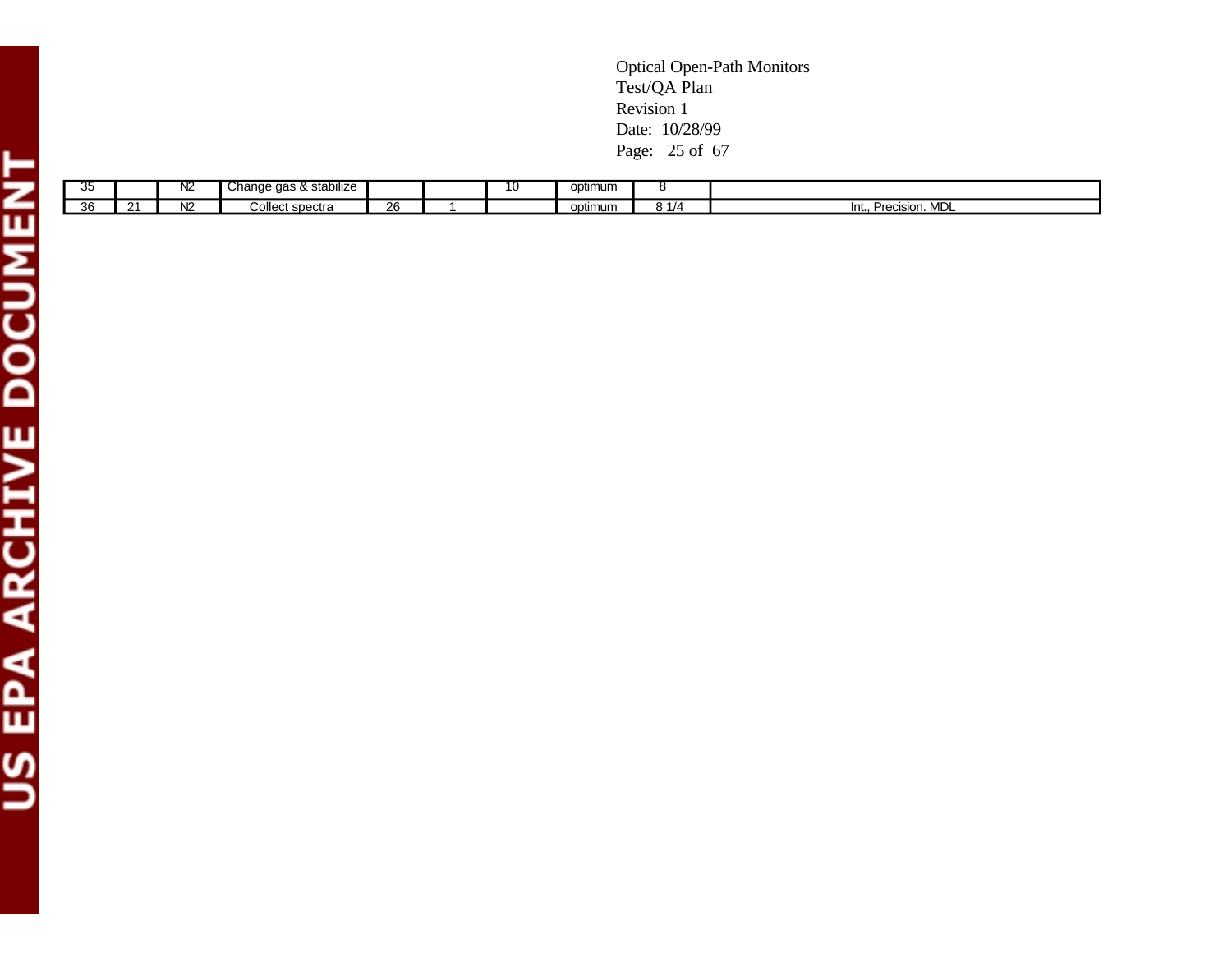| | | | | | | | | | |
|---|---|---|---|---|---|---|---|---|---|
| 35 | | N2 | Change gas & stabilize | | | 10 | optimum | 8 | |
| 36 | 21 | N2 | Collect spectra | 26 | 1 | | optimum | 8 1/4 | Int., Precision. MDL |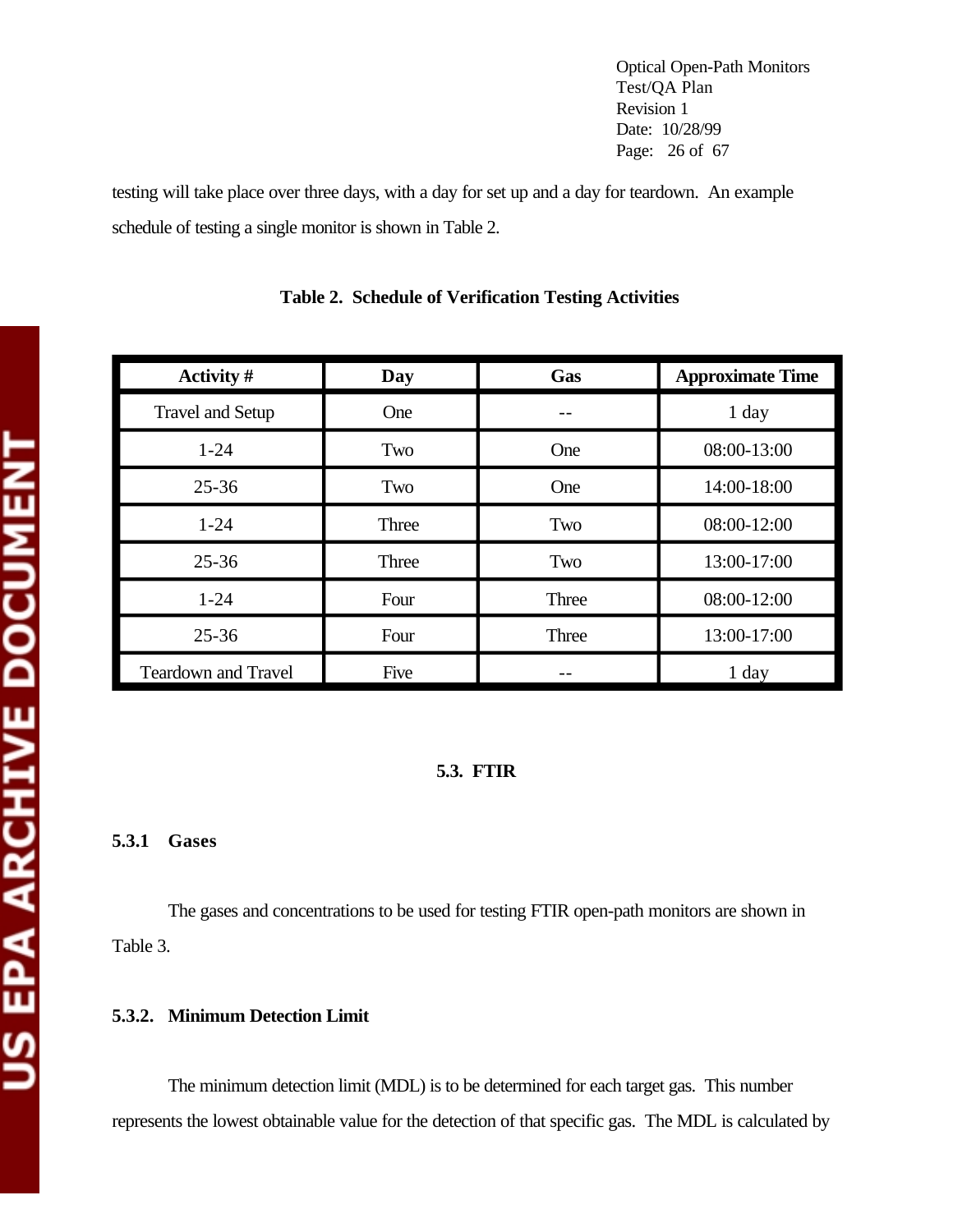testing will take place over three days, with a day for set up and a day for teardown. An example schedule of testing a single monitor is shown in Table 2.

**Table 2. Schedule of Verification Testing Activities**

| Activity # | Day | Gas | Approximate Time |
|---|---|---|---|
| Travel and Setup | One | -- | 1 day |
| 1-24 | Two | One | 08:00-13:00 |
| 25-36 | Two | One | 14:00-18:00 |
| 1-24 | Three | Two | 08:00-12:00 |
| 25-36 | Three | Two | 13:00-17:00 |
| 1-24 | Four | Three | 08:00-12:00 |
| 25-36 | Four | Three | 13:00-17:00 |
| Teardown and Travel | Five | -- | 1 day |

## 5.3. FTIR

### 5.3.1 Gases

The gases and concentrations to be used for testing FTIR open-path monitors are shown in Table 3.

### 5.3.2. Minimum Detection Limit

The minimum detection limit (MDL) is to be determined for each target gas. This number represents the lowest obtainable value for the detection of that specific gas. The MDL is calculated by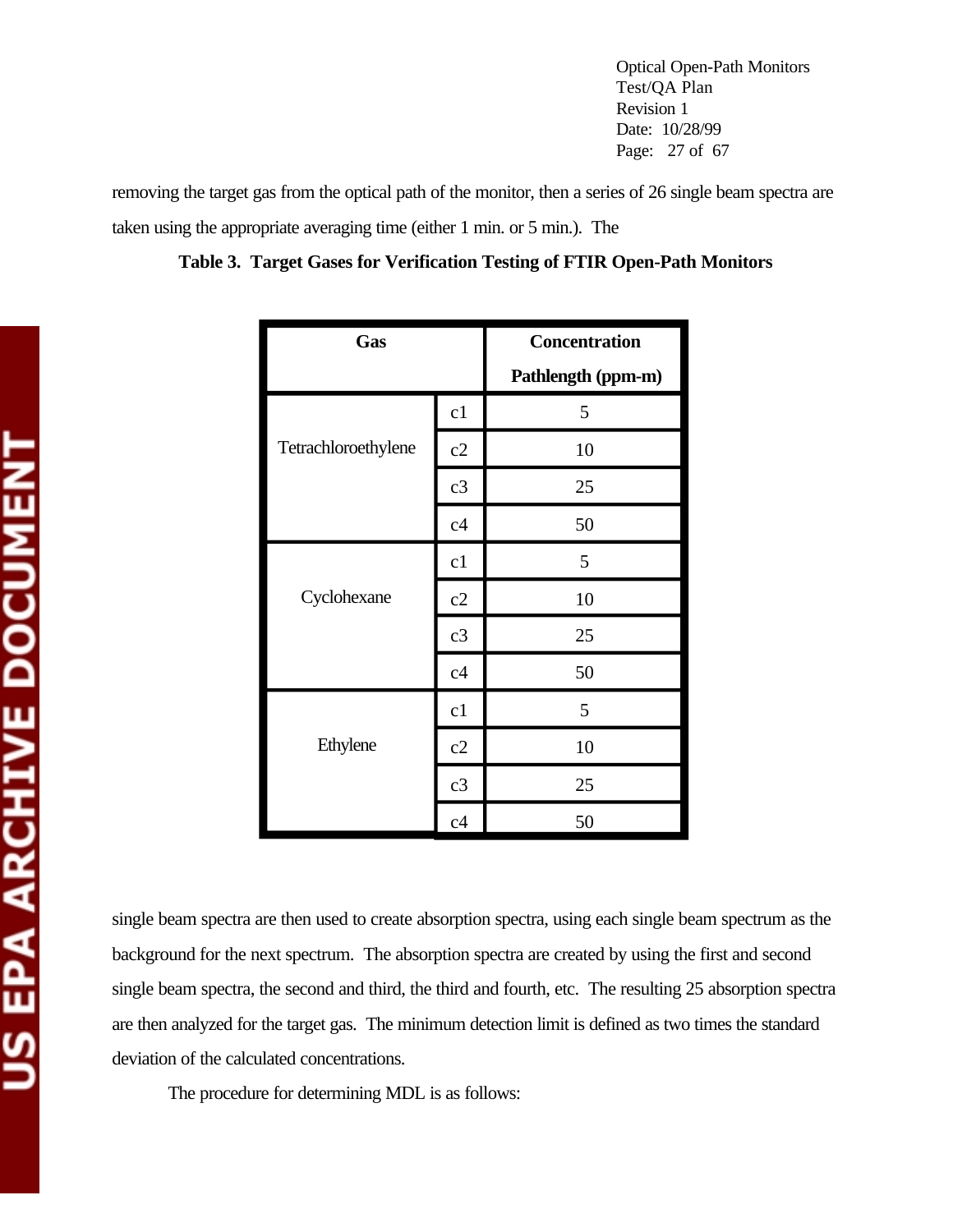removing the target gas from the optical path of the monitor, then a series of 26 single beam spectra are taken using the appropriate averaging time (either 1 min. or 5 min.). The

**Table 3. Target Gases for Verification Testing of FTIR Open-Path Monitors**

| Gas | | Concentration Pathlength (ppm-m) |
|---|---|---|
| Tetrachloroethylene | c1 | 5 |
| | c2 | 10 |
| | c3 | 25 |
| | c4 | 50 |
| Cyclohexane | c1 | 5 |
| | c2 | 10 |
| | c3 | 25 |
| | c4 | 50 |
| Ethylene | c1 | 5 |
| | c2 | 10 |
| | c3 | 25 |
| | c4 | 50 |

single beam spectra are then used to create absorption spectra, using each single beam spectrum as the background for the next spectrum. The absorption spectra are created by using the first and second single beam spectra, the second and third, the third and fourth, etc. The resulting 25 absorption spectra are then analyzed for the target gas. The minimum detection limit is defined as two times the standard deviation of the calculated concentrations.

The procedure for determining MDL is as follows: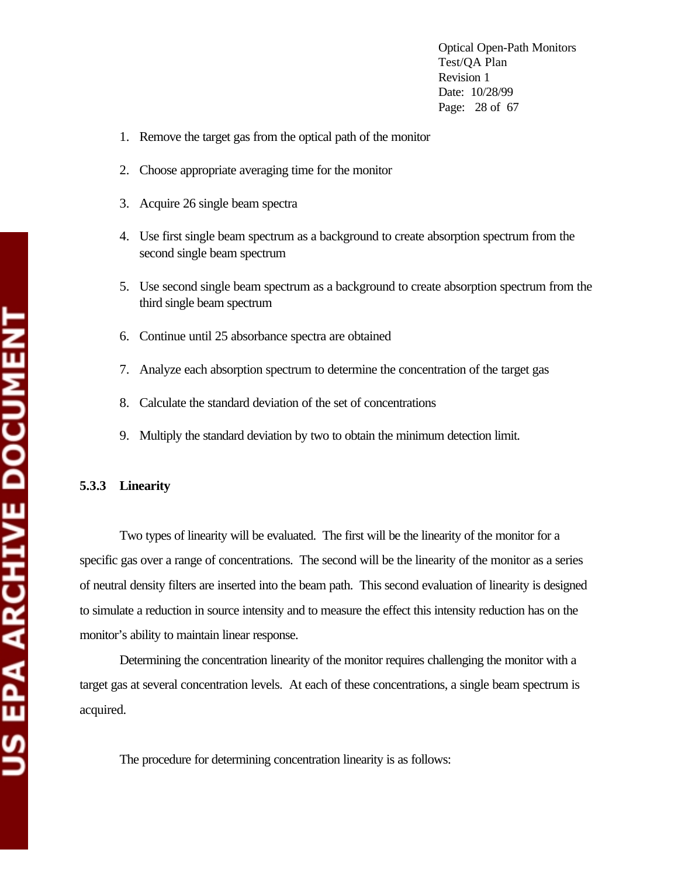1. Remove the target gas from the optical path of the monitor
2. Choose appropriate averaging time for the monitor
3. Acquire 26 single beam spectra
4. Use first single beam spectrum as a background to create absorption spectrum from the second single beam spectrum
5. Use second single beam spectrum as a background to create absorption spectrum from the third single beam spectrum
6. Continue until 25 absorbance spectra are obtained
7. Analyze each absorption spectrum to determine the concentration of the target gas
8. Calculate the standard deviation of the set of concentrations
9. Multiply the standard deviation by two to obtain the minimum detection limit.

### 5.3.3 Linearity

Two types of linearity will be evaluated. The first will be the linearity of the monitor for a specific gas over a range of concentrations. The second will be the linearity of the monitor as a series of neutral density filters are inserted into the beam path. This second evaluation of linearity is designed to simulate a reduction in source intensity and to measure the effect this intensity reduction has on the monitor's ability to maintain linear response.

Determining the concentration linearity of the monitor requires challenging the monitor with a target gas at several concentration levels. At each of these concentrations, a single beam spectrum is acquired.

The procedure for determining concentration linearity is as follows: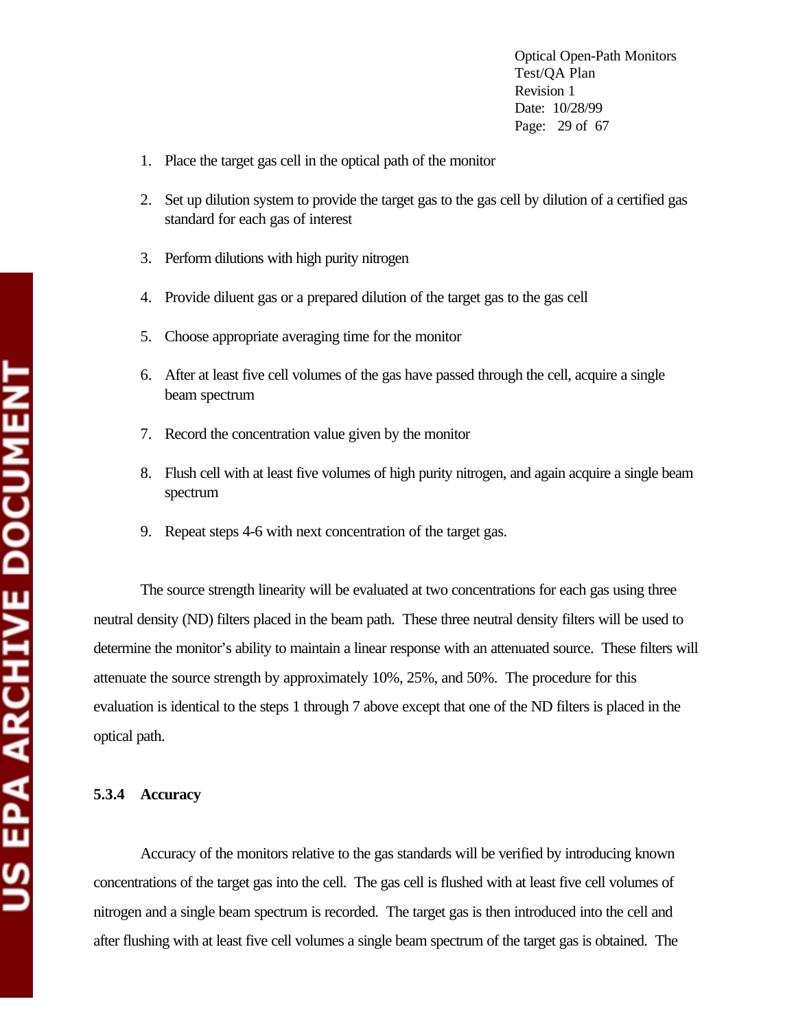1. Place the target gas cell in the optical path of the monitor

2. Set up dilution system to provide the target gas to the gas cell by dilution of a certified gas standard for each gas of interest

3. Perform dilutions with high purity nitrogen

4. Provide diluent gas or a prepared dilution of the target gas to the gas cell

5. Choose appropriate averaging time for the monitor

6. After at least five cell volumes of the gas have passed through the cell, acquire a single beam spectrum

7. Record the concentration value given by the monitor

8. Flush cell with at least five volumes of high purity nitrogen, and again acquire a single beam spectrum

9. Repeat steps 4-6 with next concentration of the target gas.

The source strength linearity will be evaluated at two concentrations for each gas using three neutral density (ND) filters placed in the beam path. These three neutral density filters will be used to determine the monitor's ability to maintain a linear response with an attenuated source. These filters will attenuate the source strength by approximately 10%, 25%, and 50%. The procedure for this evaluation is identical to the steps 1 through 7 above except that one of the ND filters is placed in the optical path.

### 5.3.4 Accuracy

Accuracy of the monitors relative to the gas standards will be verified by introducing known concentrations of the target gas into the cell. The gas cell is flushed with at least five cell volumes of nitrogen and a single beam spectrum is recorded. The target gas is then introduced into the cell and after flushing with at least five cell volumes a single beam spectrum of the target gas is obtained. The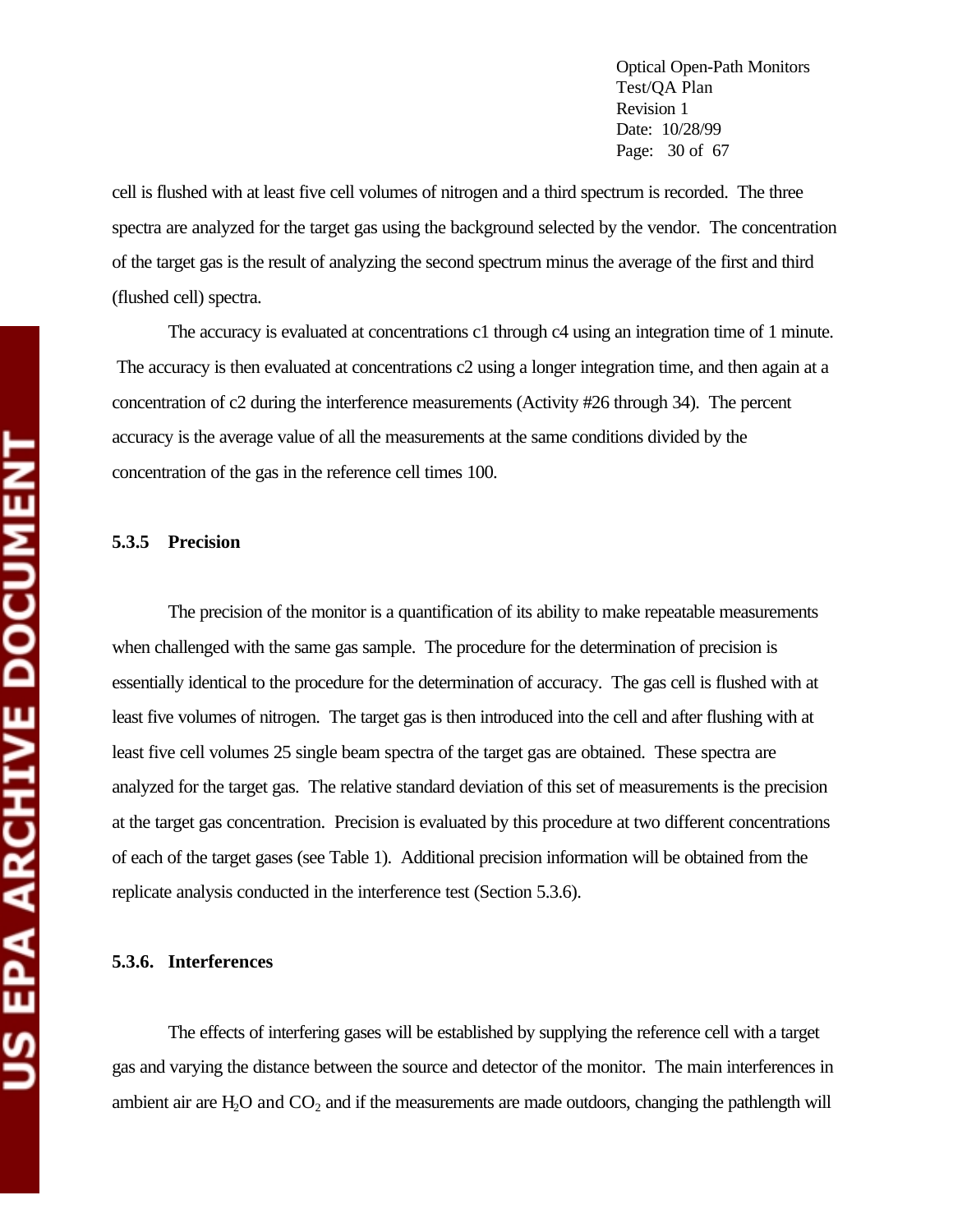cell is flushed with at least five cell volumes of nitrogen and a third spectrum is recorded. The three spectra are analyzed for the target gas using the background selected by the vendor. The concentration of the target gas is the result of analyzing the second spectrum minus the average of the first and third (flushed cell) spectra.

The accuracy is evaluated at concentrations c1 through c4 using an integration time of 1 minute. The accuracy is then evaluated at concentrations c2 using a longer integration time, and then again at a concentration of c2 during the interference measurements (Activity #26 through 34). The percent accuracy is the average value of all the measurements at the same conditions divided by the concentration of the gas in the reference cell times 100.

### 5.3.5 Precision

The precision of the monitor is a quantification of its ability to make repeatable measurements when challenged with the same gas sample. The procedure for the determination of precision is essentially identical to the procedure for the determination of accuracy. The gas cell is flushed with at least five volumes of nitrogen. The target gas is then introduced into the cell and after flushing with at least five cell volumes 25 single beam spectra of the target gas are obtained. These spectra are analyzed for the target gas. The relative standard deviation of this set of measurements is the precision at the target gas concentration. Precision is evaluated by this procedure at two different concentrations of each of the target gases (see Table 1). Additional precision information will be obtained from the replicate analysis conducted in the interference test (Section 5.3.6).

### 5.3.6. Interferences

The effects of interfering gases will be established by supplying the reference cell with a target gas and varying the distance between the source and detector of the monitor. The main interferences in ambient air are $H_2O$ and $CO_2$ and if the measurements are made outdoors, changing the pathlength will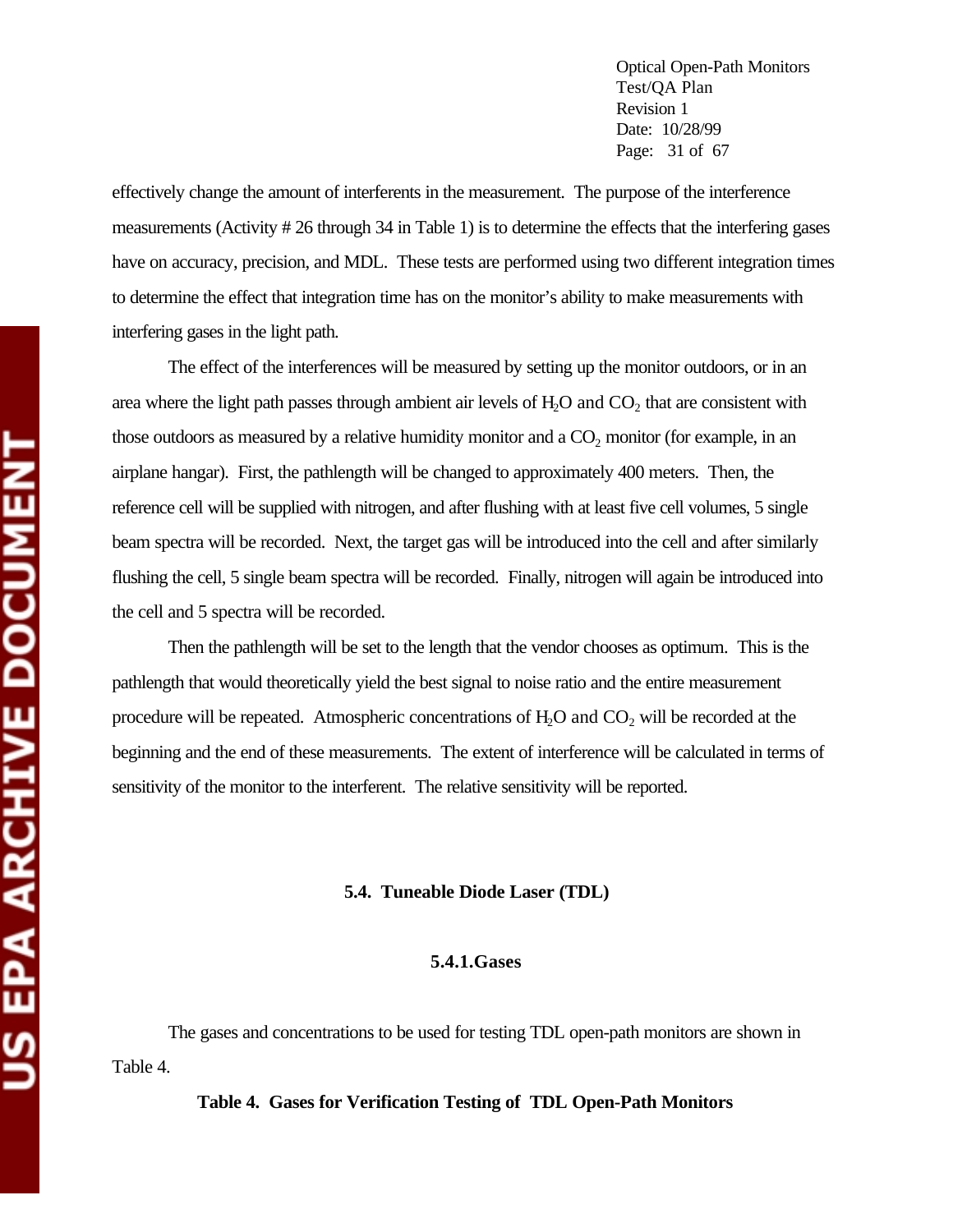effectively change the amount of interferents in the measurement. The purpose of the interference measurements (Activity # 26 through 34 in Table 1) is to determine the effects that the interfering gases have on accuracy, precision, and MDL. These tests are performed using two different integration times to determine the effect that integration time has on the monitor's ability to make measurements with interfering gases in the light path.

The effect of the interferences will be measured by setting up the monitor outdoors, or in an area where the light path passes through ambient air levels of $H_2O$ and $CO_2$ that are consistent with those outdoors as measured by a relative humidity monitor and a $CO_2$ monitor (for example, in an airplane hangar). First, the pathlength will be changed to approximately 400 meters. Then, the reference cell will be supplied with nitrogen, and after flushing with at least five cell volumes, 5 single beam spectra will be recorded. Next, the target gas will be introduced into the cell and after similarly flushing the cell, 5 single beam spectra will be recorded. Finally, nitrogen will again be introduced into the cell and 5 spectra will be recorded.

Then the pathlength will be set to the length that the vendor chooses as optimum. This is the pathlength that would theoretically yield the best signal to noise ratio and the entire measurement procedure will be repeated. Atmospheric concentrations of $H_2O$ and $CO_2$ will be recorded at the beginning and the end of these measurements. The extent of interference will be calculated in terms of sensitivity of the monitor to the interferent. The relative sensitivity will be reported.

## 5.4. Tuneable Diode Laser (TDL)

### 5.4.1. Gases

The gases and concentrations to be used for testing TDL open-path monitors are shown in Table 4.

**Table 4. Gases for Verification Testing of TDL Open-Path Monitors**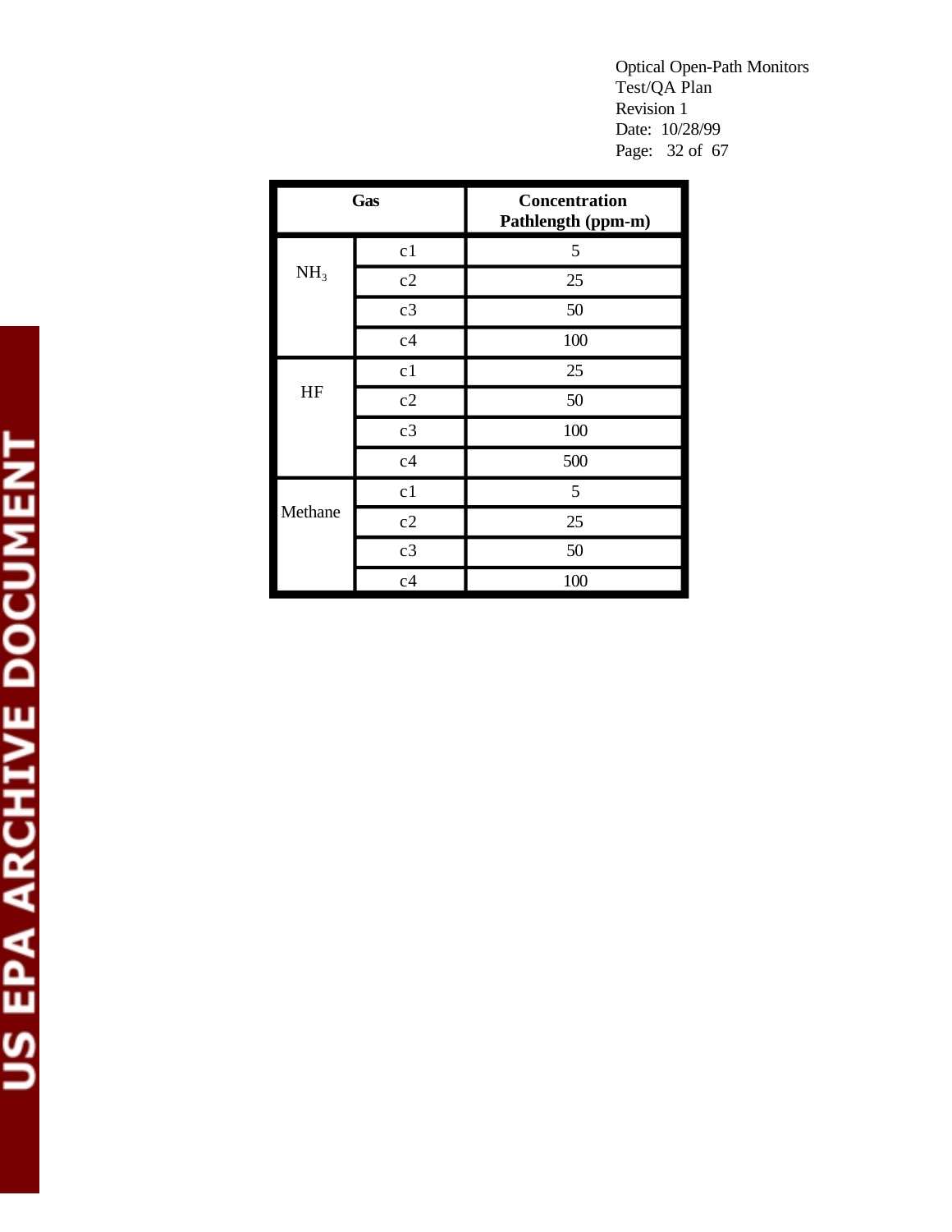| Gas | | Concentration Pathlength (ppm-m) |
|---|---|---|
| $NH_3$ | c1 | 5 |
| | c2 | 25 |
| | c3 | 50 |
| | c4 | 100 |
| HF | c1 | 25 |
| | c2 | 50 |
| | c3 | 100 |
| | c4 | 500 |
| Methane | c1 | 5 |
| | c2 | 25 |
| | c3 | 50 |
| | c4 | 100 |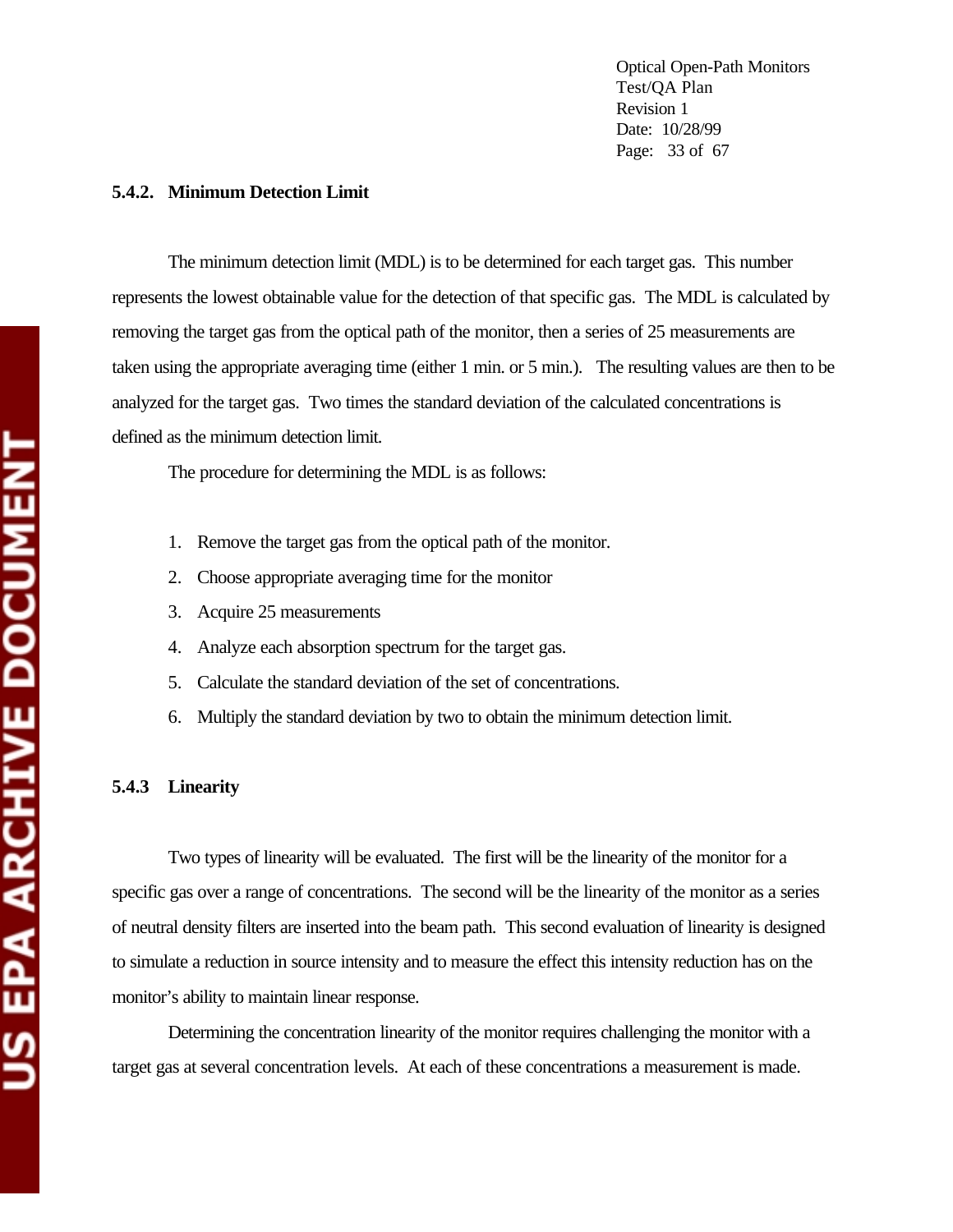### 5.4.2. Minimum Detection Limit

The minimum detection limit (MDL) is to be determined for each target gas. This number represents the lowest obtainable value for the detection of that specific gas. The MDL is calculated by removing the target gas from the optical path of the monitor, then a series of 25 measurements are taken using the appropriate averaging time (either 1 min. or 5 min.). The resulting values are then to be analyzed for the target gas. Two times the standard deviation of the calculated concentrations is defined as the minimum detection limit.

The procedure for determining the MDL is as follows:

1. Remove the target gas from the optical path of the monitor.
2. Choose appropriate averaging time for the monitor
3. Acquire 25 measurements
4. Analyze each absorption spectrum for the target gas.
5. Calculate the standard deviation of the set of concentrations.
6. Multiply the standard deviation by two to obtain the minimum detection limit.

### 5.4.3 Linearity

Two types of linearity will be evaluated. The first will be the linearity of the monitor for a specific gas over a range of concentrations. The second will be the linearity of the monitor as a series of neutral density filters are inserted into the beam path. This second evaluation of linearity is designed to simulate a reduction in source intensity and to measure the effect this intensity reduction has on the monitor's ability to maintain linear response.

Determining the concentration linearity of the monitor requires challenging the monitor with a target gas at several concentration levels. At each of these concentrations a measurement is made.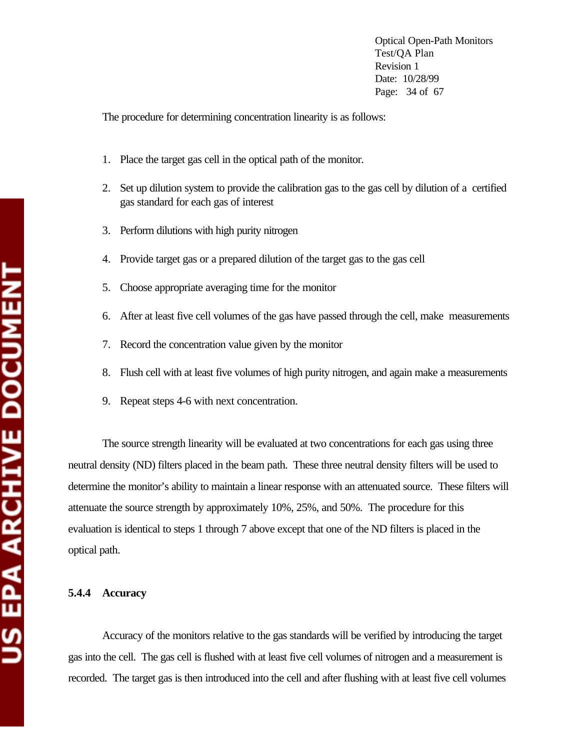The procedure for determining concentration linearity is as follows:

1. Place the target gas cell in the optical path of the monitor.

2. Set up dilution system to provide the calibration gas to the gas cell by dilution of a certified gas standard for each gas of interest

3. Perform dilutions with high purity nitrogen

4. Provide target gas or a prepared dilution of the target gas to the gas cell

5. Choose appropriate averaging time for the monitor

6. After at least five cell volumes of the gas have passed through the cell, make measurements

7. Record the concentration value given by the monitor

8. Flush cell with at least five volumes of high purity nitrogen, and again make a measurements

9. Repeat steps 4-6 with next concentration.

The source strength linearity will be evaluated at two concentrations for each gas using three neutral density (ND) filters placed in the beam path. These three neutral density filters will be used to determine the monitor's ability to maintain a linear response with an attenuated source. These filters will attenuate the source strength by approximately 10%, 25%, and 50%. The procedure for this evaluation is identical to steps 1 through 7 above except that one of the ND filters is placed in the optical path.

### 5.4.4 Accuracy

Accuracy of the monitors relative to the gas standards will be verified by introducing the target gas into the cell. The gas cell is flushed with at least five cell volumes of nitrogen and a measurement is recorded. The target gas is then introduced into the cell and after flushing with at least five cell volumes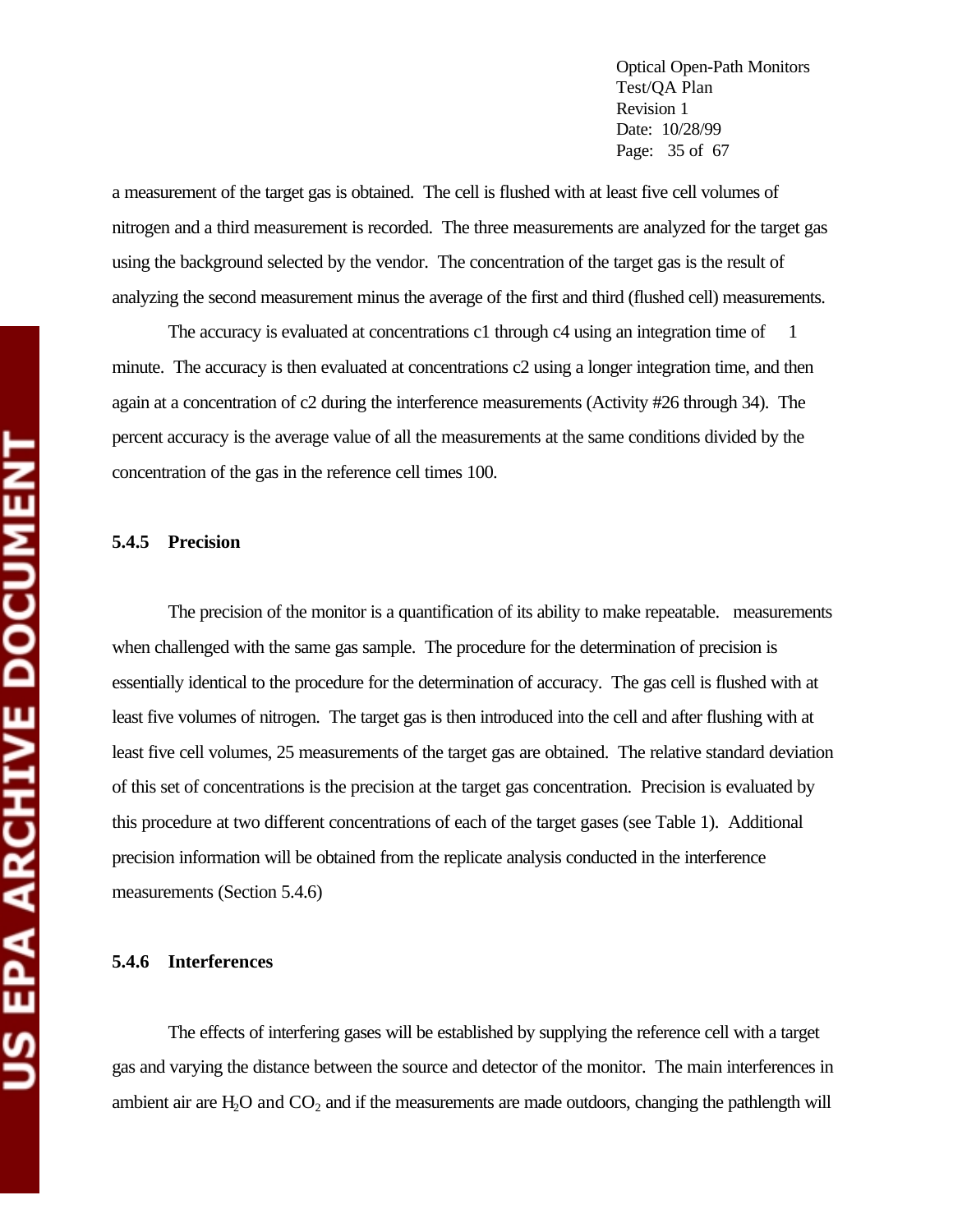a measurement of the target gas is obtained. The cell is flushed with at least five cell volumes of nitrogen and a third measurement is recorded. The three measurements are analyzed for the target gas using the background selected by the vendor. The concentration of the target gas is the result of analyzing the second measurement minus the average of the first and third (flushed cell) measurements.

The accuracy is evaluated at concentrations c1 through c4 using an integration time of 1 minute. The accuracy is then evaluated at concentrations c2 using a longer integration time, and then again at a concentration of c2 during the interference measurements (Activity #26 through 34). The percent accuracy is the average value of all the measurements at the same conditions divided by the concentration of the gas in the reference cell times 100.

### 5.4.5 Precision

The precision of the monitor is a quantification of its ability to make repeatable. measurements when challenged with the same gas sample. The procedure for the determination of precision is essentially identical to the procedure for the determination of accuracy. The gas cell is flushed with at least five volumes of nitrogen. The target gas is then introduced into the cell and after flushing with at least five cell volumes, 25 measurements of the target gas are obtained. The relative standard deviation of this set of concentrations is the precision at the target gas concentration. Precision is evaluated by this procedure at two different concentrations of each of the target gases (see Table 1). Additional precision information will be obtained from the replicate analysis conducted in the interference measurements (Section 5.4.6)

### 5.4.6 Interferences

The effects of interfering gases will be established by supplying the reference cell with a target gas and varying the distance between the source and detector of the monitor. The main interferences in ambient air are $H_2O$ and $CO_2$ and if the measurements are made outdoors, changing the pathlength will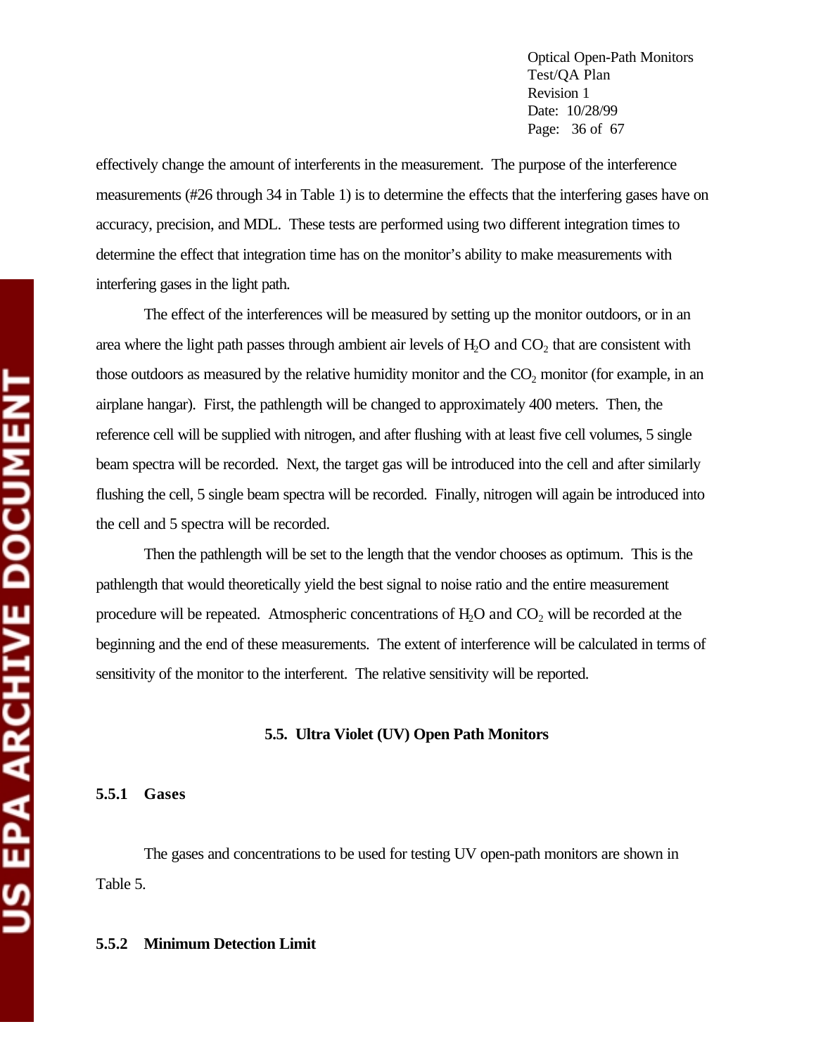effectively change the amount of interferents in the measurement. The purpose of the interference measurements (#26 through 34 in Table 1) is to determine the effects that the interfering gases have on accuracy, precision, and MDL. These tests are performed using two different integration times to determine the effect that integration time has on the monitor's ability to make measurements with interfering gases in the light path.

The effect of the interferences will be measured by setting up the monitor outdoors, or in an area where the light path passes through ambient air levels of $H_2O$ and $CO_2$ that are consistent with those outdoors as measured by the relative humidity monitor and the $CO_2$ monitor (for example, in an airplane hangar). First, the pathlength will be changed to approximately 400 meters. Then, the reference cell will be supplied with nitrogen, and after flushing with at least five cell volumes, 5 single beam spectra will be recorded. Next, the target gas will be introduced into the cell and after similarly flushing the cell, 5 single beam spectra will be recorded. Finally, nitrogen will again be introduced into the cell and 5 spectra will be recorded.

Then the pathlength will be set to the length that the vendor chooses as optimum. This is the pathlength that would theoretically yield the best signal to noise ratio and the entire measurement procedure will be repeated. Atmospheric concentrations of $H_2O$ and $CO_2$ will be recorded at the beginning and the end of these measurements. The extent of interference will be calculated in terms of sensitivity of the monitor to the interferent. The relative sensitivity will be reported.

## 5.5. Ultra Violet (UV) Open Path Monitors

### 5.5.1 Gases

The gases and concentrations to be used for testing UV open-path monitors are shown in Table 5.

### 5.5.2 Minimum Detection Limit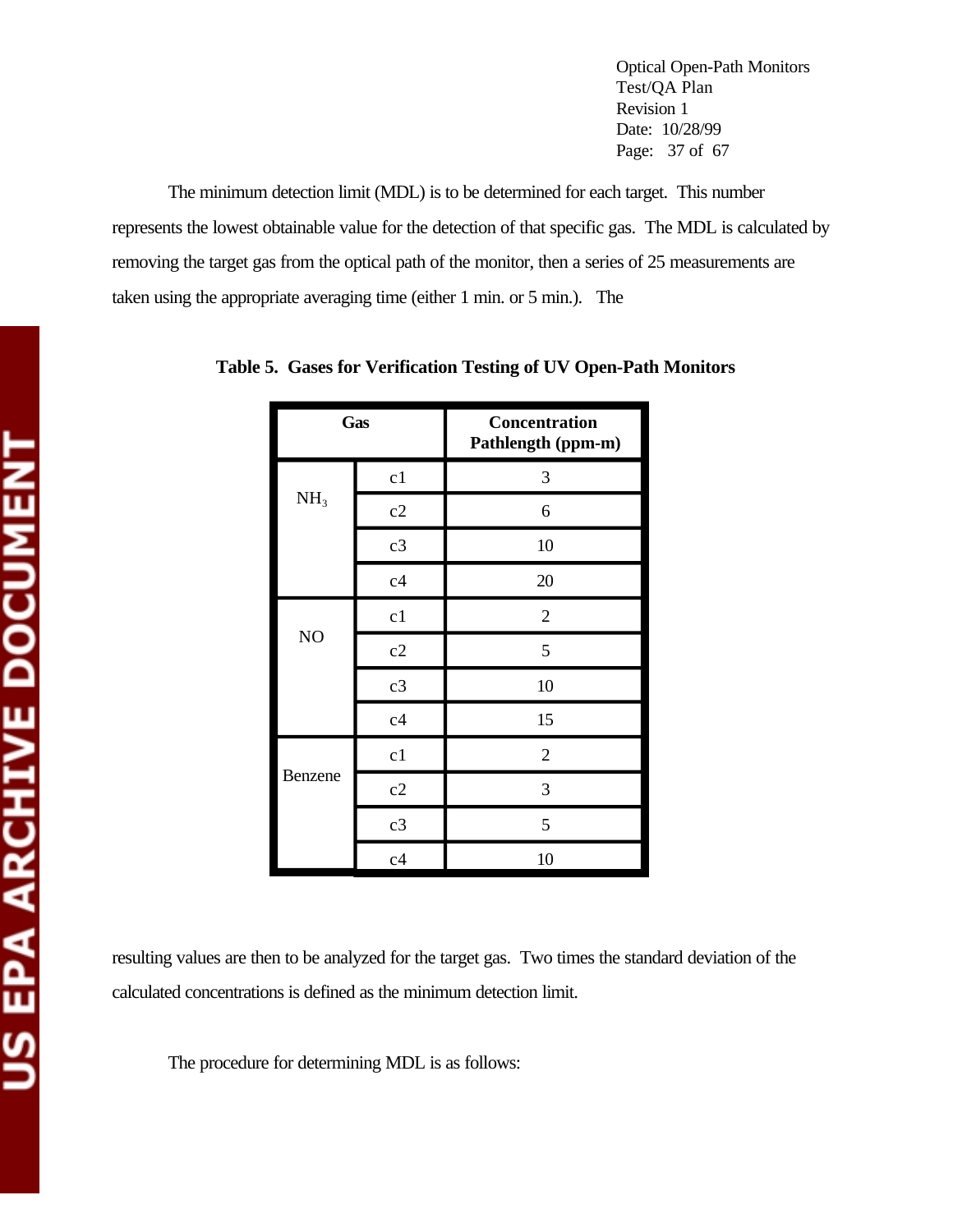The minimum detection limit (MDL) is to be determined for each target. This number represents the lowest obtainable value for the detection of that specific gas. The MDL is calculated by removing the target gas from the optical path of the monitor, then a series of 25 measurements are taken using the appropriate averaging time (either 1 min. or 5 min.). The resulting values are then to be analyzed for the target gas. Two times the standard deviation of the calculated concentrations is defined as the minimum detection limit.

**Table 5. Gases for Verification Testing of UV Open-Path Monitors**

| Gas | | Concentration Pathlength (ppm-m) |
|---|---|---|
| $NH_3$ | c1 | 3 |
| | c2 | 6 |
| | c3 | 10 |
| | c4 | 20 |
| NO | c1 | 2 |
| | c2 | 5 |
| | c3 | 10 |
| | c4 | 15 |
| Benzene | c1 | 2 |
| | c2 | 3 |
| | c3 | 5 |
| | c4 | 10 |

The procedure for determining MDL is as follows: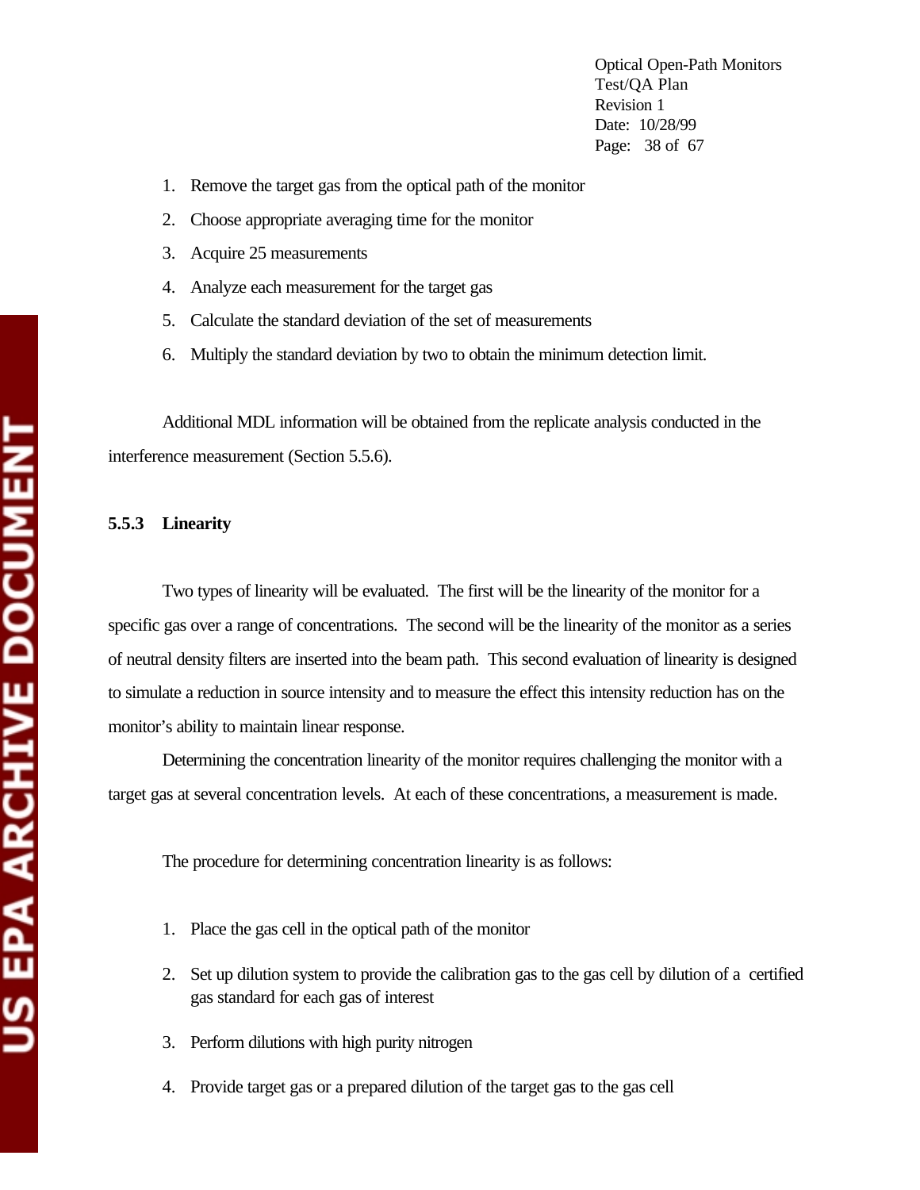1. Remove the target gas from the optical path of the monitor
2. Choose appropriate averaging time for the monitor
3. Acquire 25 measurements
4. Analyze each measurement for the target gas
5. Calculate the standard deviation of the set of measurements
6. Multiply the standard deviation by two to obtain the minimum detection limit.

Additional MDL information will be obtained from the replicate analysis conducted in the interference measurement (Section 5.5.6).

### 5.5.3 Linearity

Two types of linearity will be evaluated. The first will be the linearity of the monitor for a specific gas over a range of concentrations. The second will be the linearity of the monitor as a series of neutral density filters are inserted into the beam path. This second evaluation of linearity is designed to simulate a reduction in source intensity and to measure the effect this intensity reduction has on the monitor's ability to maintain linear response.

Determining the concentration linearity of the monitor requires challenging the monitor with a target gas at several concentration levels. At each of these concentrations, a measurement is made.

The procedure for determining concentration linearity is as follows:

1. Place the gas cell in the optical path of the monitor
2. Set up dilution system to provide the calibration gas to the gas cell by dilution of a certified gas standard for each gas of interest
3. Perform dilutions with high purity nitrogen
4. Provide target gas or a prepared dilution of the target gas to the gas cell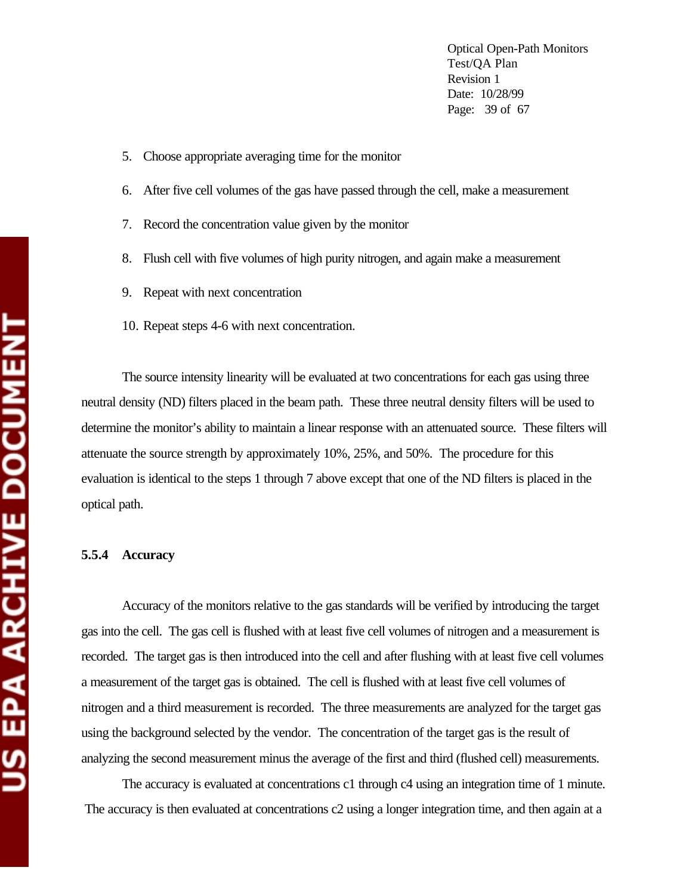5. Choose appropriate averaging time for the monitor

6. After five cell volumes of the gas have passed through the cell, make a measurement

7. Record the concentration value given by the monitor

8. Flush cell with five volumes of high purity nitrogen, and again make a measurement

9. Repeat with next concentration

10. Repeat steps 4-6 with next concentration.

The source intensity linearity will be evaluated at two concentrations for each gas using three neutral density (ND) filters placed in the beam path. These three neutral density filters will be used to determine the monitor's ability to maintain a linear response with an attenuated source. These filters will attenuate the source strength by approximately 10%, 25%, and 50%. The procedure for this evaluation is identical to the steps 1 through 7 above except that one of the ND filters is placed in the optical path.

### 5.5.4 Accuracy

Accuracy of the monitors relative to the gas standards will be verified by introducing the target gas into the cell. The gas cell is flushed with at least five cell volumes of nitrogen and a measurement is recorded. The target gas is then introduced into the cell and after flushing with at least five cell volumes a measurement of the target gas is obtained. The cell is flushed with at least five cell volumes of nitrogen and a third measurement is recorded. The three measurements are analyzed for the target gas using the background selected by the vendor. The concentration of the target gas is the result of analyzing the second measurement minus the average of the first and third (flushed cell) measurements.

The accuracy is evaluated at concentrations c1 through c4 using an integration time of 1 minute. The accuracy is then evaluated at concentrations c2 using a longer integration time, and then again at a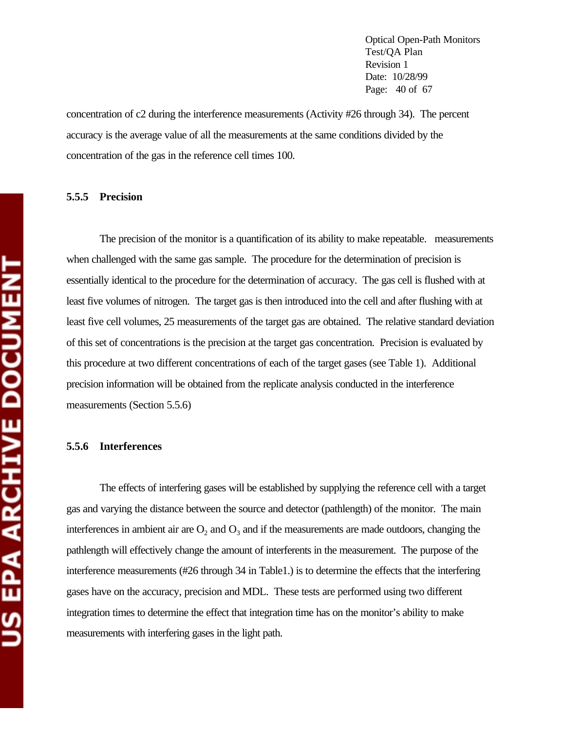concentration of c2 during the interference measurements (Activity #26 through 34). The percent accuracy is the average value of all the measurements at the same conditions divided by the concentration of the gas in the reference cell times 100.

### 5.5.5 Precision

The precision of the monitor is a quantification of its ability to make repeatable. measurements when challenged with the same gas sample. The procedure for the determination of precision is essentially identical to the procedure for the determination of accuracy. The gas cell is flushed with at least five volumes of nitrogen. The target gas is then introduced into the cell and after flushing with at least five cell volumes, 25 measurements of the target gas are obtained. The relative standard deviation of this set of concentrations is the precision at the target gas concentration. Precision is evaluated by this procedure at two different concentrations of each of the target gases (see Table 1). Additional precision information will be obtained from the replicate analysis conducted in the interference measurements (Section 5.5.6)

### 5.5.6 Interferences

The effects of interfering gases will be established by supplying the reference cell with a target gas and varying the distance between the source and detector (pathlength) of the monitor. The main interferences in ambient air are $O_2$ and $O_3$ and if the measurements are made outdoors, changing the pathlength will effectively change the amount of interferents in the measurement. The purpose of the interference measurements (#26 through 34 in Table1.) is to determine the effects that the interfering gases have on the accuracy, precision and MDL. These tests are performed using two different integration times to determine the effect that integration time has on the monitor's ability to make measurements with interfering gases in the light path.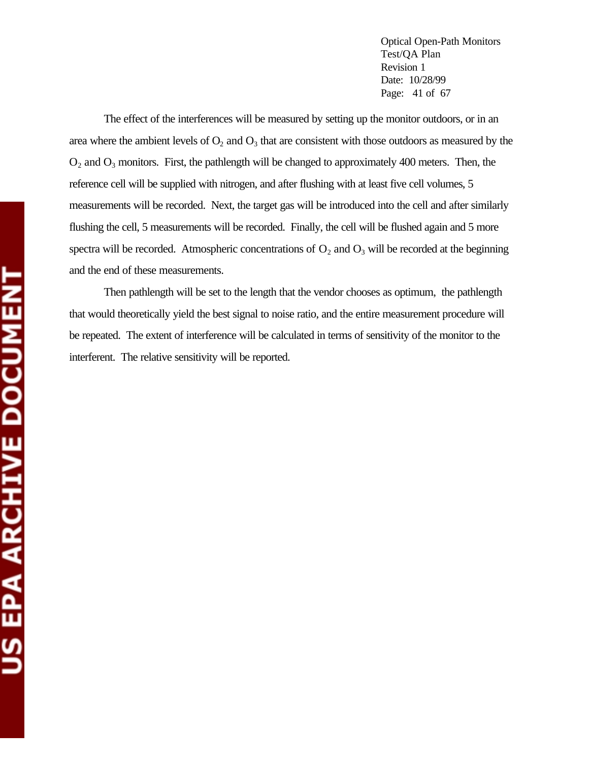The effect of the interferences will be measured by setting up the monitor outdoors, or in an area where the ambient levels of $O_2$ and $O_3$ that are consistent with those outdoors as measured by the $O_2$ and $O_3$ monitors. First, the pathlength will be changed to approximately 400 meters. Then, the reference cell will be supplied with nitrogen, and after flushing with at least five cell volumes, 5 measurements will be recorded. Next, the target gas will be introduced into the cell and after similarly flushing the cell, 5 measurements will be recorded. Finally, the cell will be flushed again and 5 more spectra will be recorded. Atmospheric concentrations of $O_2$ and $O_3$ will be recorded at the beginning and the end of these measurements.

Then pathlength will be set to the length that the vendor chooses as optimum, the pathlength that would theoretically yield the best signal to noise ratio, and the entire measurement procedure will be repeated. The extent of interference will be calculated in terms of sensitivity of the monitor to the interferent. The relative sensitivity will be reported.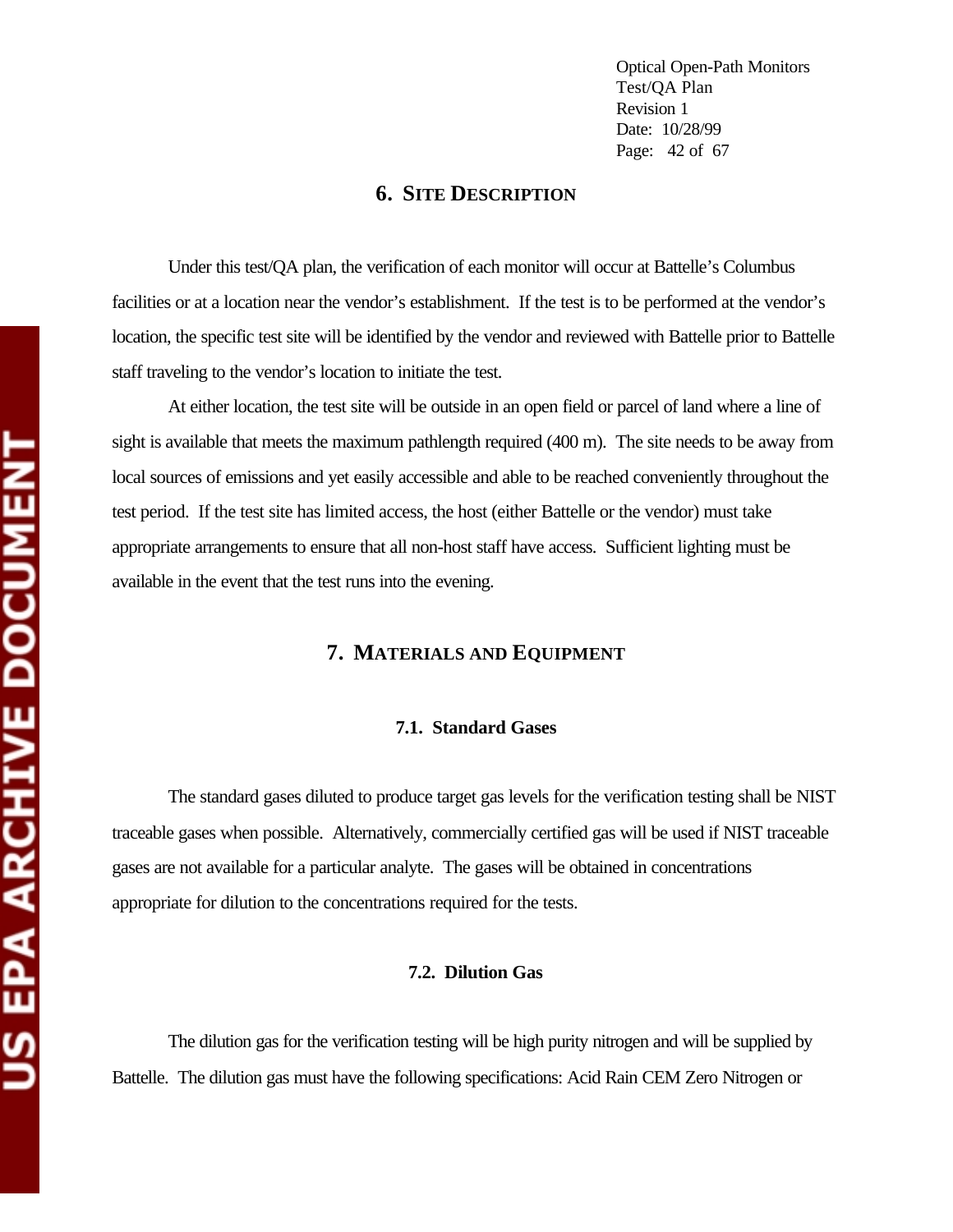## 6. SITE DESCRIPTION

Under this test/QA plan, the verification of each monitor will occur at Battelle's Columbus facilities or at a location near the vendor's establishment. If the test is to be performed at the vendor's location, the specific test site will be identified by the vendor and reviewed with Battelle prior to Battelle staff traveling to the vendor's location to initiate the test.

At either location, the test site will be outside in an open field or parcel of land where a line of sight is available that meets the maximum pathlength required (400 m). The site needs to be away from local sources of emissions and yet easily accessible and able to be reached conveniently throughout the test period. If the test site has limited access, the host (either Battelle or the vendor) must take appropriate arrangements to ensure that all non-host staff have access. Sufficient lighting must be available in the event that the test runs into the evening.

## 7. MATERIALS AND EQUIPMENT

### 7.1. Standard Gases

The standard gases diluted to produce target gas levels for the verification testing shall be NIST traceable gases when possible. Alternatively, commercially certified gas will be used if NIST traceable gases are not available for a particular analyte. The gases will be obtained in concentrations appropriate for dilution to the concentrations required for the tests.

### 7.2. Dilution Gas

The dilution gas for the verification testing will be high purity nitrogen and will be supplied by Battelle. The dilution gas must have the following specifications: Acid Rain CEM Zero Nitrogen or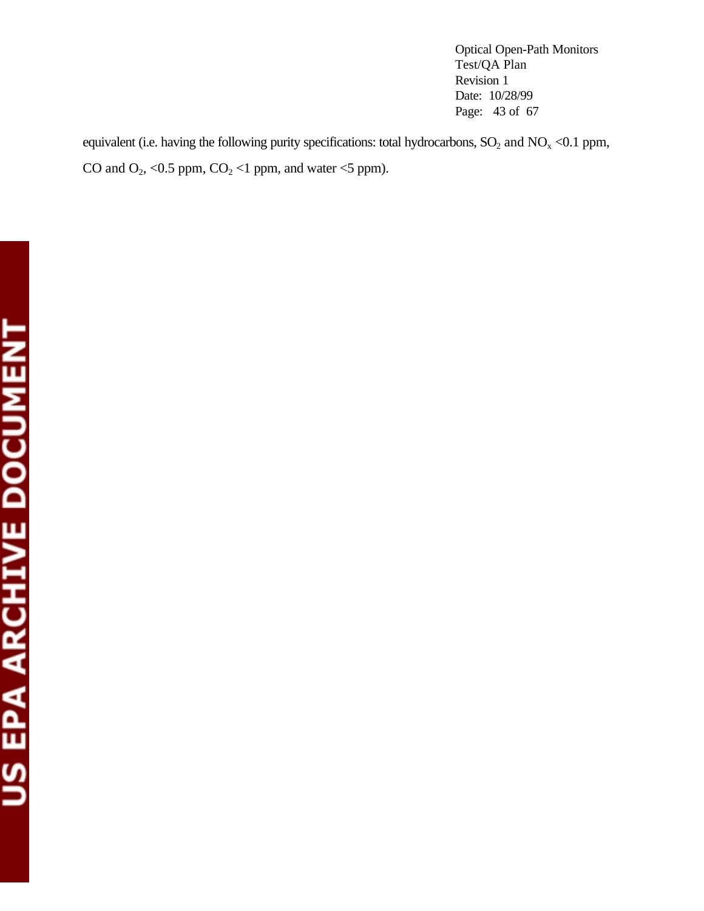equivalent (i.e. having the following purity specifications: total hydrocarbons, $SO_2$ and $NO_x$ <0.1 ppm, CO and $O_2$, <0.5 ppm, $CO_2$ <1 ppm, and water <5 ppm).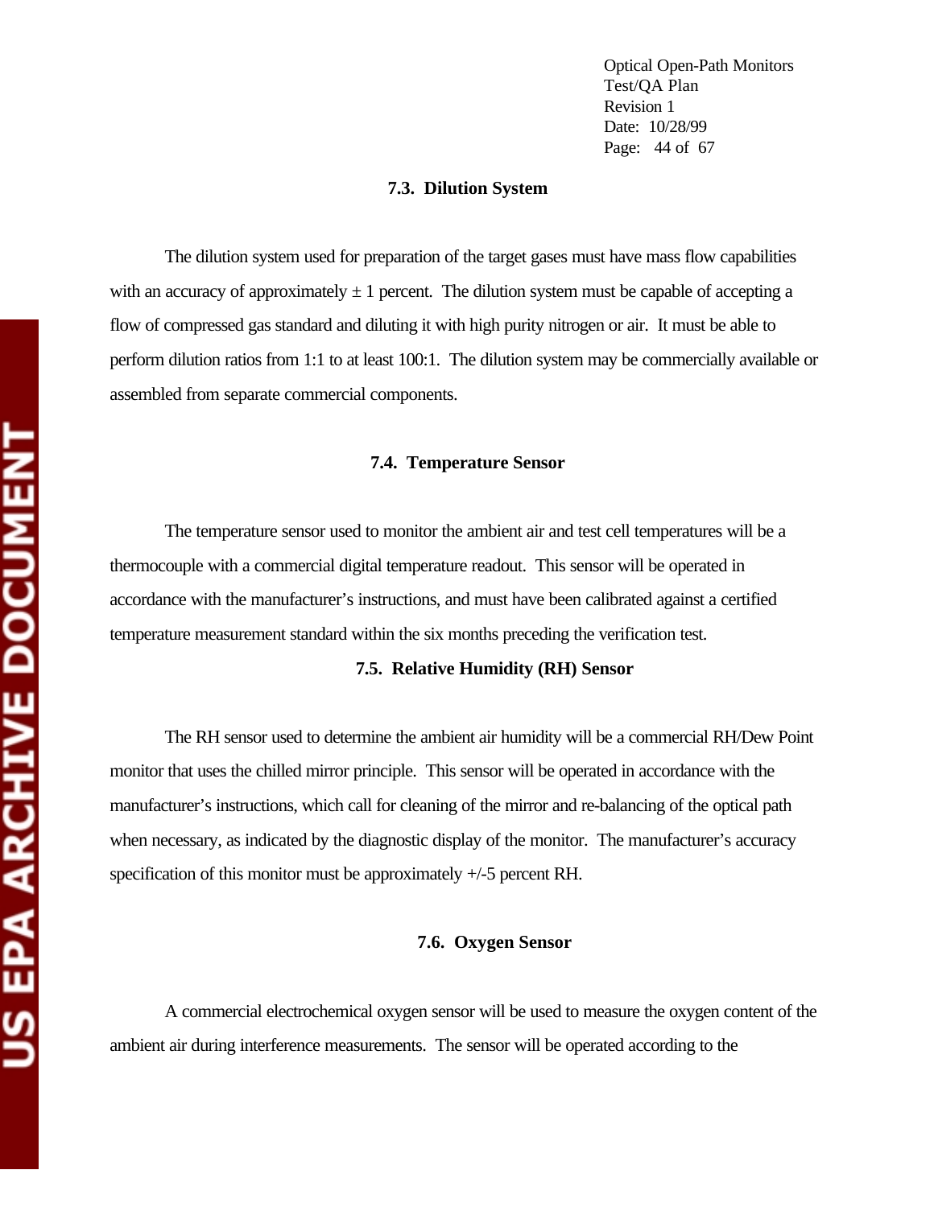### 7.3. Dilution System

The dilution system used for preparation of the target gases must have mass flow capabilities with an accuracy of approximately ± 1 percent. The dilution system must be capable of accepting a flow of compressed gas standard and diluting it with high purity nitrogen or air. It must be able to perform dilution ratios from 1:1 to at least 100:1. The dilution system may be commercially available or assembled from separate commercial components.

### 7.4. Temperature Sensor

The temperature sensor used to monitor the ambient air and test cell temperatures will be a thermocouple with a commercial digital temperature readout. This sensor will be operated in accordance with the manufacturer's instructions, and must have been calibrated against a certified temperature measurement standard within the six months preceding the verification test.

### 7.5. Relative Humidity (RH) Sensor

The RH sensor used to determine the ambient air humidity will be a commercial RH/Dew Point monitor that uses the chilled mirror principle. This sensor will be operated in accordance with the manufacturer's instructions, which call for cleaning of the mirror and re-balancing of the optical path when necessary, as indicated by the diagnostic display of the monitor. The manufacturer's accuracy specification of this monitor must be approximately +/-5 percent RH.

### 7.6. Oxygen Sensor

A commercial electrochemical oxygen sensor will be used to measure the oxygen content of the ambient air during interference measurements. The sensor will be operated according to the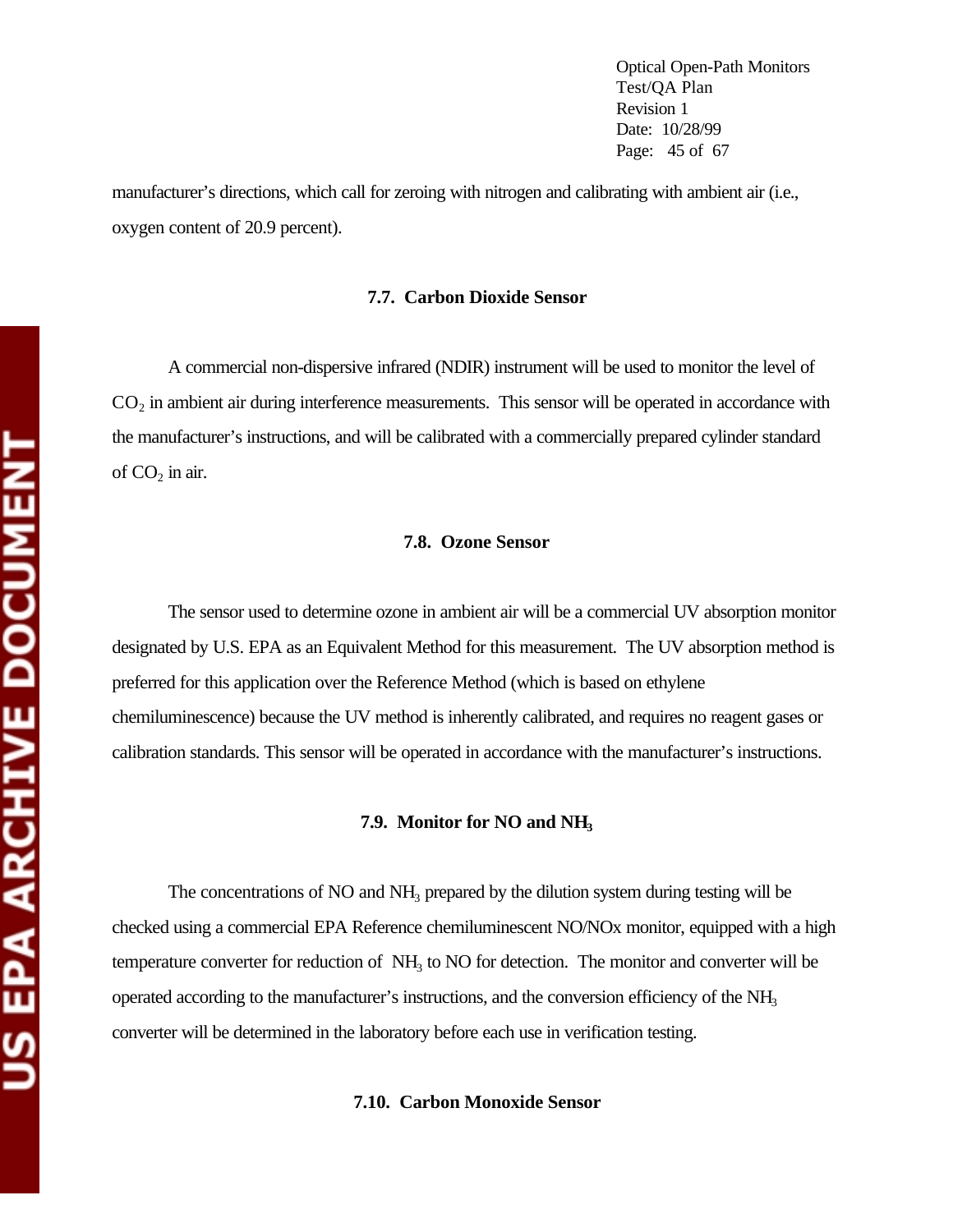manufacturer's directions, which call for zeroing with nitrogen and calibrating with ambient air (i.e., oxygen content of 20.9 percent).

### 7.7. Carbon Dioxide Sensor

A commercial non-dispersive infrared (NDIR) instrument will be used to monitor the level of $CO_2$ in ambient air during interference measurements. This sensor will be operated in accordance with the manufacturer's instructions, and will be calibrated with a commercially prepared cylinder standard of $CO_2$ in air.

### 7.8. Ozone Sensor

The sensor used to determine ozone in ambient air will be a commercial UV absorption monitor designated by U.S. EPA as an Equivalent Method for this measurement. The UV absorption method is preferred for this application over the Reference Method (which is based on ethylene chemiluminescence) because the UV method is inherently calibrated, and requires no reagent gases or calibration standards. This sensor will be operated in accordance with the manufacturer's instructions.

### 7.9. Monitor for NO and $NH_3$

The concentrations of NO and $NH_3$ prepared by the dilution system during testing will be checked using a commercial EPA Reference chemiluminescent NO/NOx monitor, equipped with a high temperature converter for reduction of $NH_3$ to NO for detection. The monitor and converter will be operated according to the manufacturer's instructions, and the conversion efficiency of the $NH_3$ converter will be determined in the laboratory before each use in verification testing.

### 7.10. Carbon Monoxide Sensor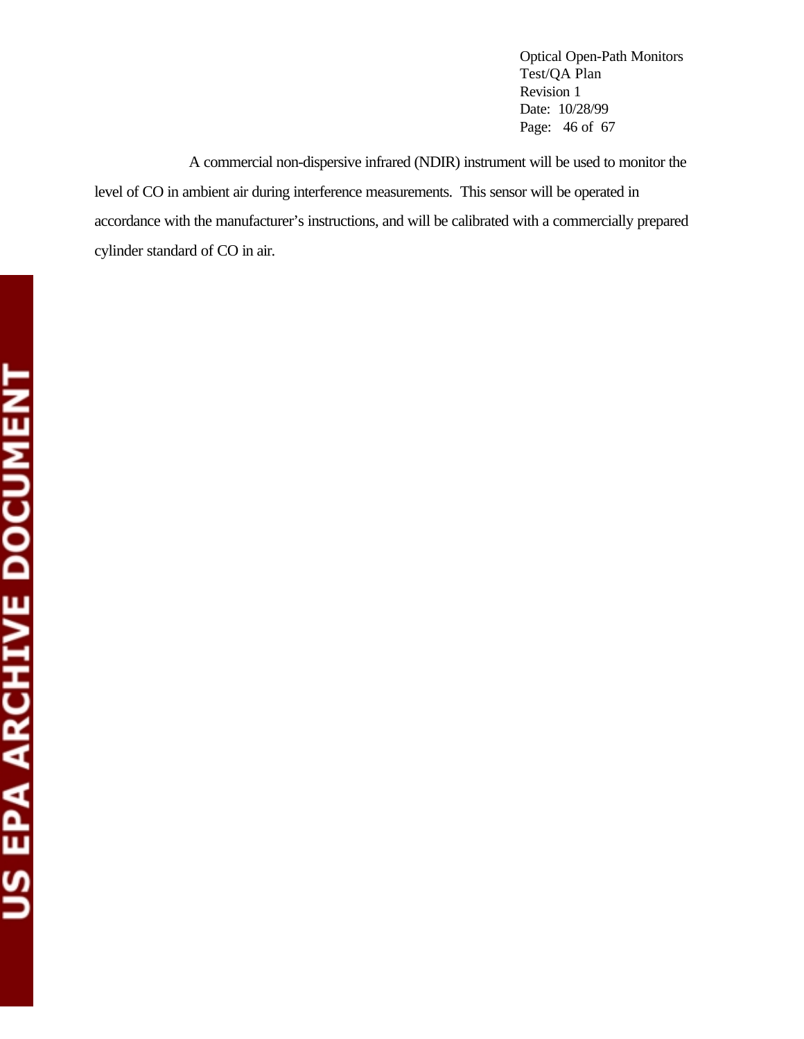A commercial non-dispersive infrared (NDIR) instrument will be used to monitor the level of CO in ambient air during interference measurements. This sensor will be operated in accordance with the manufacturer's instructions, and will be calibrated with a commercially prepared cylinder standard of CO in air.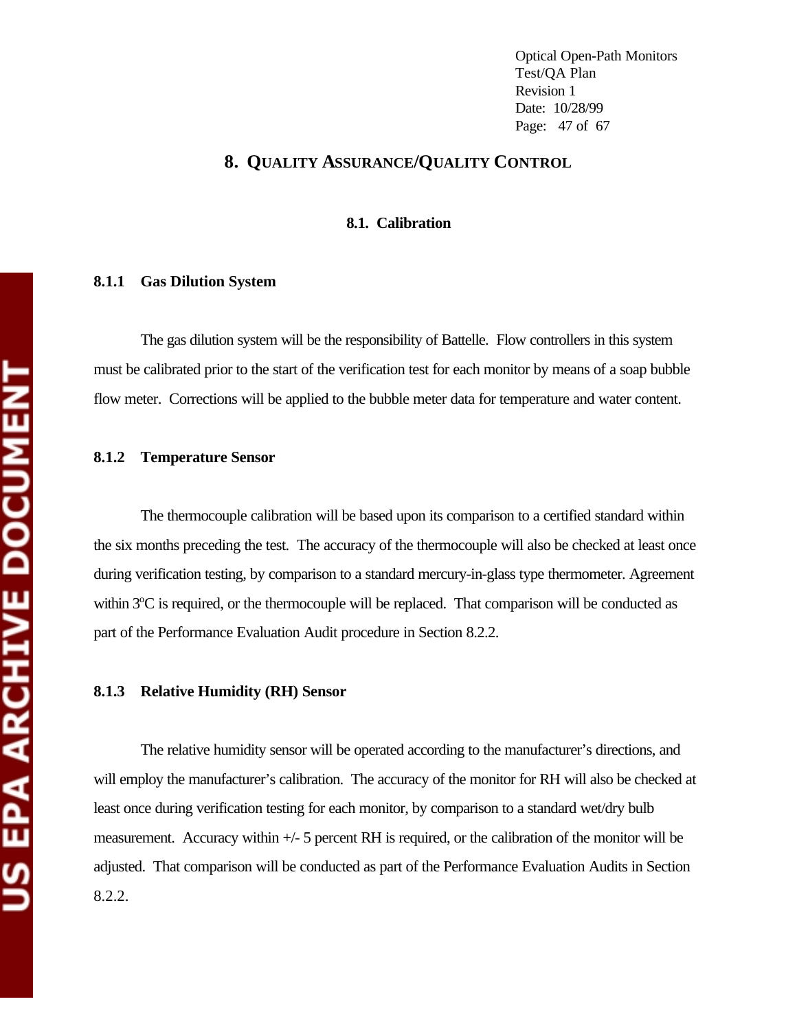# 8. QUALITY ASSURANCE/QUALITY CONTROL

## 8.1. Calibration

### 8.1.1 Gas Dilution System

The gas dilution system will be the responsibility of Battelle. Flow controllers in this system must be calibrated prior to the start of the verification test for each monitor by means of a soap bubble flow meter. Corrections will be applied to the bubble meter data for temperature and water content.

### 8.1.2 Temperature Sensor

The thermocouple calibration will be based upon its comparison to a certified standard within the six months preceding the test. The accuracy of the thermocouple will also be checked at least once during verification testing, by comparison to a standard mercury-in-glass type thermometer. Agreement within 3°C is required, or the thermocouple will be replaced. That comparison will be conducted as part of the Performance Evaluation Audit procedure in Section 8.2.2.

### 8.1.3 Relative Humidity (RH) Sensor

The relative humidity sensor will be operated according to the manufacturer's directions, and will employ the manufacturer's calibration. The accuracy of the monitor for RH will also be checked at least once during verification testing for each monitor, by comparison to a standard wet/dry bulb measurement. Accuracy within +/- 5 percent RH is required, or the calibration of the monitor will be adjusted. That comparison will be conducted as part of the Performance Evaluation Audits in Section 8.2.2.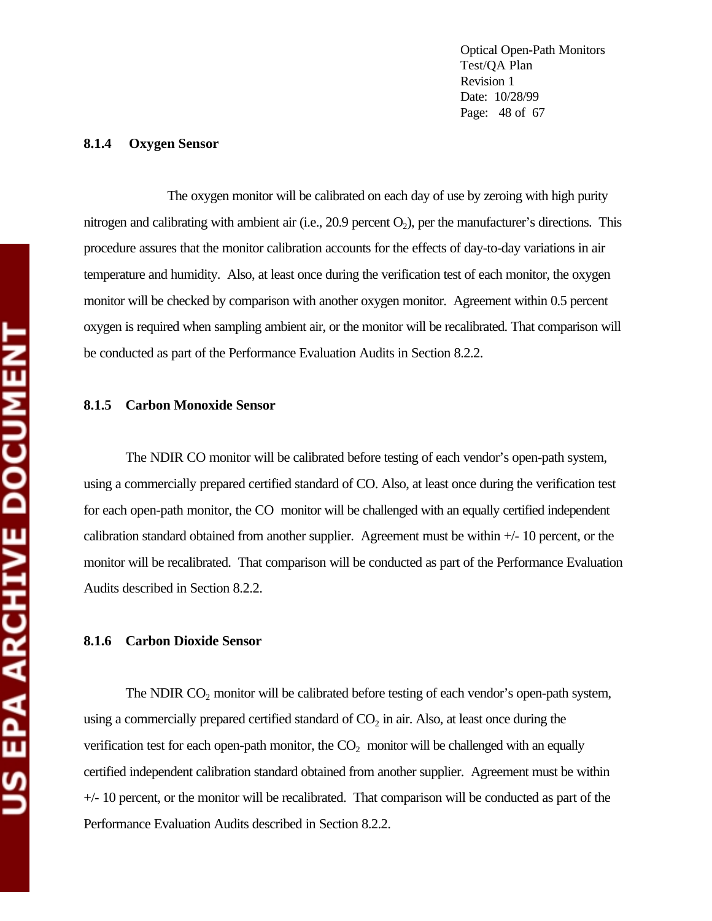### 8.1.4 Oxygen Sensor

The oxygen monitor will be calibrated on each day of use by zeroing with high purity nitrogen and calibrating with ambient air (i.e., 20.9 percent $O_2$), per the manufacturer's directions. This procedure assures that the monitor calibration accounts for the effects of day-to-day variations in air temperature and humidity. Also, at least once during the verification test of each monitor, the oxygen monitor will be checked by comparison with another oxygen monitor. Agreement within 0.5 percent oxygen is required when sampling ambient air, or the monitor will be recalibrated. That comparison will be conducted as part of the Performance Evaluation Audits in Section 8.2.2.

### 8.1.5 Carbon Monoxide Sensor

The NDIR CO monitor will be calibrated before testing of each vendor's open-path system, using a commercially prepared certified standard of CO. Also, at least once during the verification test for each open-path monitor, the CO monitor will be challenged with an equally certified independent calibration standard obtained from another supplier. Agreement must be within +/- 10 percent, or the monitor will be recalibrated. That comparison will be conducted as part of the Performance Evaluation Audits described in Section 8.2.2.

### 8.1.6 Carbon Dioxide Sensor

The NDIR $CO_2$ monitor will be calibrated before testing of each vendor's open-path system, using a commercially prepared certified standard of $CO_2$ in air. Also, at least once during the verification test for each open-path monitor, the $CO_2$ monitor will be challenged with an equally certified independent calibration standard obtained from another supplier. Agreement must be within +/- 10 percent, or the monitor will be recalibrated. That comparison will be conducted as part of the Performance Evaluation Audits described in Section 8.2.2.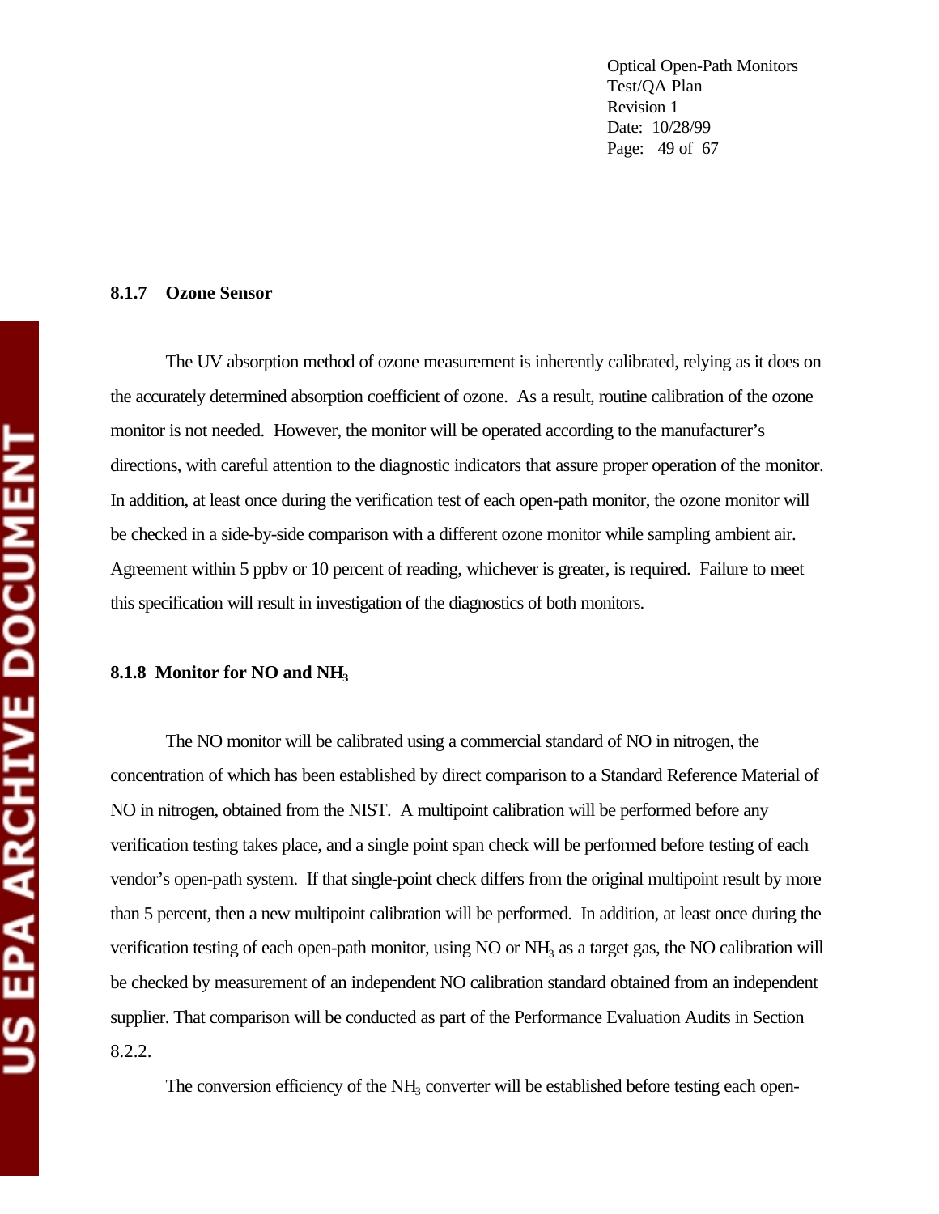#### 8.1.7 Ozone Sensor

The UV absorption method of ozone measurement is inherently calibrated, relying as it does on the accurately determined absorption coefficient of ozone. As a result, routine calibration of the ozone monitor is not needed. However, the monitor will be operated according to the manufacturer's directions, with careful attention to the diagnostic indicators that assure proper operation of the monitor. In addition, at least once during the verification test of each open-path monitor, the ozone monitor will be checked in a side-by-side comparison with a different ozone monitor while sampling ambient air. Agreement within 5 ppbv or 10 percent of reading, whichever is greater, is required. Failure to meet this specification will result in investigation of the diagnostics of both monitors.

#### 8.1.8 Monitor for NO and $NH_3$

The NO monitor will be calibrated using a commercial standard of NO in nitrogen, the concentration of which has been established by direct comparison to a Standard Reference Material of NO in nitrogen, obtained from the NIST. A multipoint calibration will be performed before any verification testing takes place, and a single point span check will be performed before testing of each vendor's open-path system. If that single-point check differs from the original multipoint result by more than 5 percent, then a new multipoint calibration will be performed. In addition, at least once during the verification testing of each open-path monitor, using NO or $NH_3$ as a target gas, the NO calibration will be checked by measurement of an independent NO calibration standard obtained from an independent supplier. That comparison will be conducted as part of the Performance Evaluation Audits in Section 8.2.2.

The conversion efficiency of the $NH_3$ converter will be established before testing each open-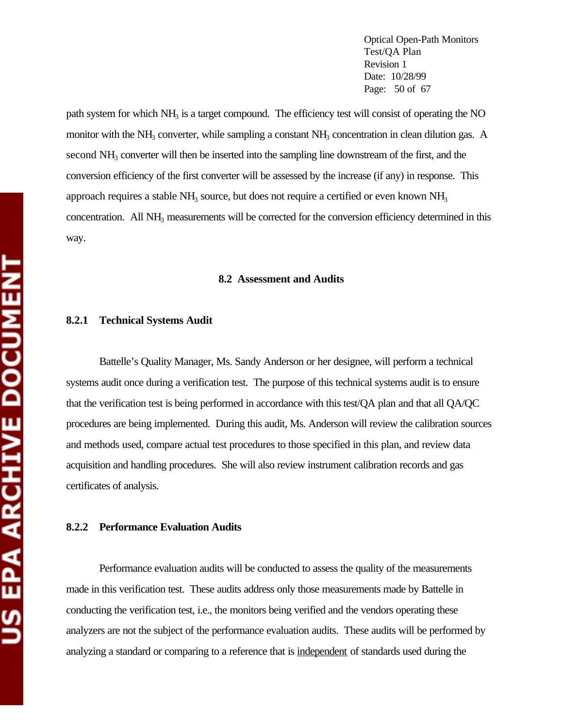path system for which $NH_3$ is a target compound. The efficiency test will consist of operating the NO monitor with the $NH_3$ converter, while sampling a constant $NH_3$ concentration in clean dilution gas. A second $NH_3$ converter will then be inserted into the sampling line downstream of the first, and the conversion efficiency of the first converter will be assessed by the increase (if any) in response. This approach requires a stable $NH_3$ source, but does not require a certified or even known $NH_3$ concentration. All $NH_3$ measurements will be corrected for the conversion efficiency determined in this way.

## 8.2 Assessment and Audits

### 8.2.1 Technical Systems Audit

Battelle's Quality Manager, Ms. Sandy Anderson or her designee, will perform a technical systems audit once during a verification test. The purpose of this technical systems audit is to ensure that the verification test is being performed in accordance with this test/QA plan and that all QA/QC procedures are being implemented. During this audit, Ms. Anderson will review the calibration sources and methods used, compare actual test procedures to those specified in this plan, and review data acquisition and handling procedures. She will also review instrument calibration records and gas certificates of analysis.

### 8.2.2 Performance Evaluation Audits

Performance evaluation audits will be conducted to assess the quality of the measurements made in this verification test. These audits address only those measurements made by Battelle in conducting the verification test, i.e., the monitors being verified and the vendors operating these analyzers are not the subject of the performance evaluation audits. These audits will be performed by analyzing a standard or comparing to a reference that is <u>independent</u> of standards used during the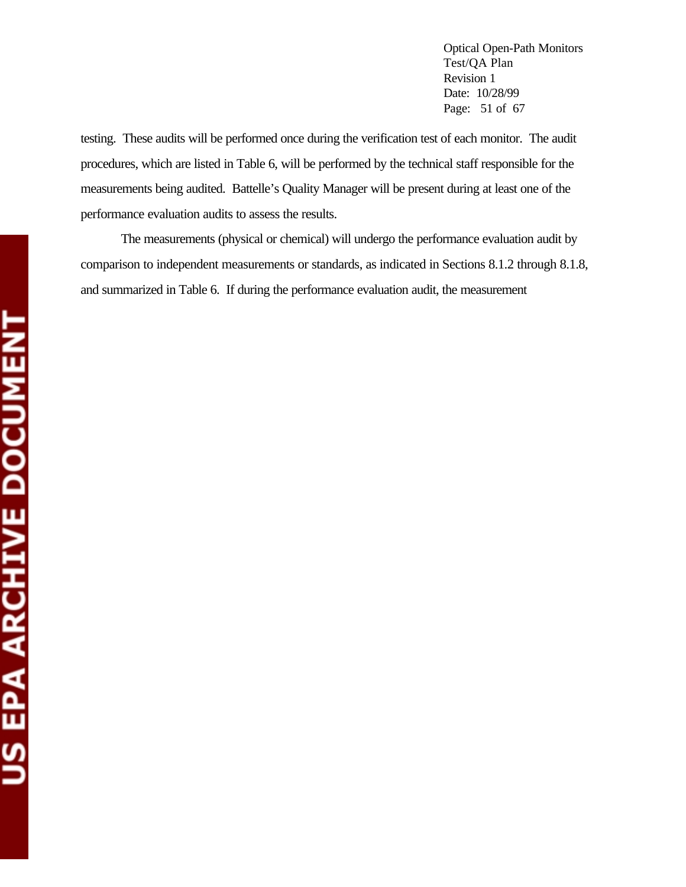testing. These audits will be performed once during the verification test of each monitor. The audit procedures, which are listed in Table 6, will be performed by the technical staff responsible for the measurements being audited. Battelle's Quality Manager will be present during at least one of the performance evaluation audits to assess the results.

The measurements (physical or chemical) will undergo the performance evaluation audit by comparison to independent measurements or standards, as indicated in Sections 8.1.2 through 8.1.8, and summarized in Table 6. If during the performance evaluation audit, the measurement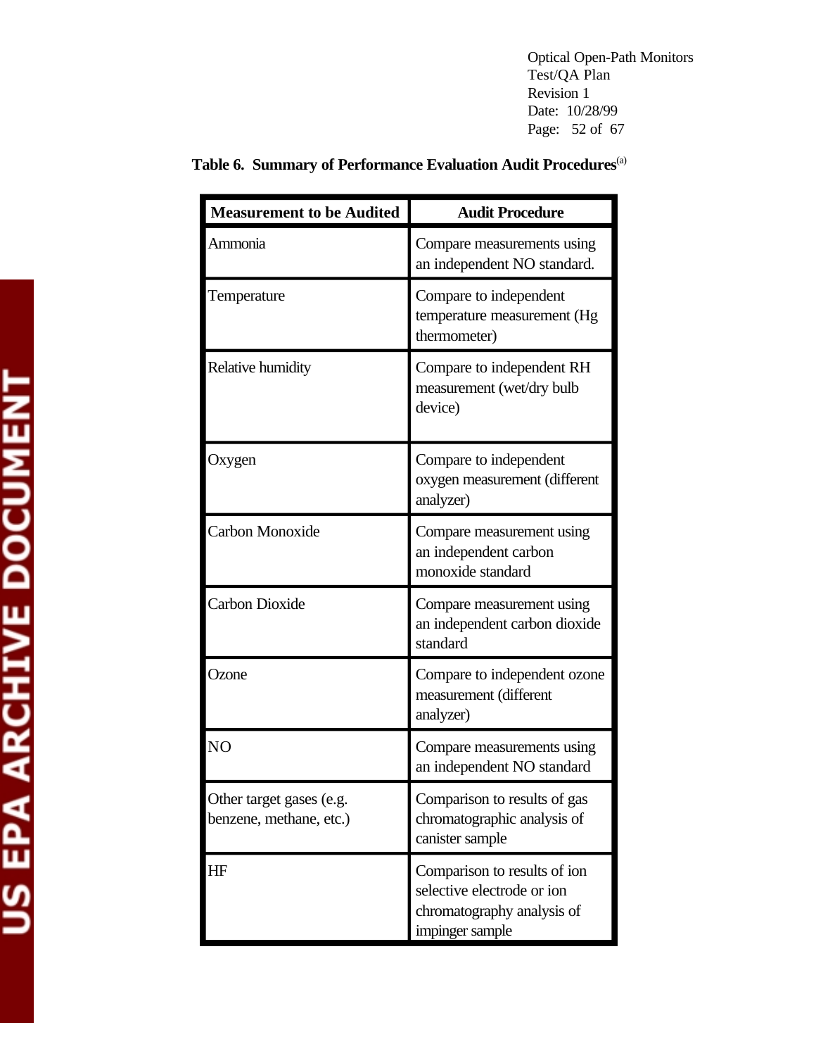**Table 6. Summary of Performance Evaluation Audit Procedures**[a]

| Measurement to be Audited | Audit Procedure |
|---|---|
| Ammonia | Compare measurements using an independent NO standard. |
| Temperature | Compare to independent temperature measurement (Hg thermometer) |
| Relative humidity | Compare to independent RH measurement (wet/dry bulb device) |
| Oxygen | Compare to independent oxygen measurement (different analyzer) |
| Carbon Monoxide | Compare measurement using an independent carbon monoxide standard |
| Carbon Dioxide | Compare measurement using an independent carbon dioxide standard |
| Ozone | Compare to independent ozone measurement (different analyzer) |
| NO | Compare measurements using an independent NO standard |
| Other target gases (e.g. benzene, methane, etc.) | Comparison to results of gas chromatographic analysis of canister sample |
| HF | Comparison to results of ion selective electrode or ion chromatography analysis of impinger sample |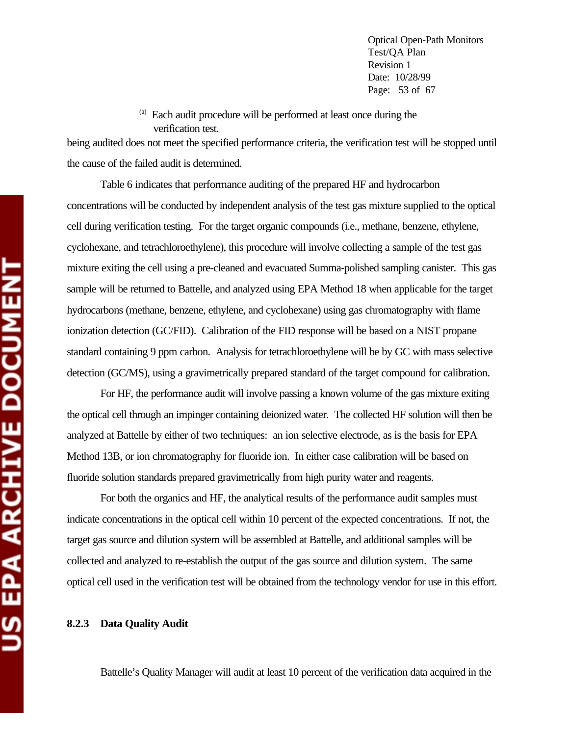[(a)] Each audit procedure will be performed at least once during the verification test.

being audited does not meet the specified performance criteria, the verification test will be stopped until the cause of the failed audit is determined.

Table 6 indicates that performance auditing of the prepared HF and hydrocarbon concentrations will be conducted by independent analysis of the test gas mixture supplied to the optical cell during verification testing. For the target organic compounds (i.e., methane, benzene, ethylene, cyclohexane, and tetrachloroethylene), this procedure will involve collecting a sample of the test gas mixture exiting the cell using a pre-cleaned and evacuated Summa-polished sampling canister. This gas sample will be returned to Battelle, and analyzed using EPA Method 18 when applicable for the target hydrocarbons (methane, benzene, ethylene, and cyclohexane) using gas chromatography with flame ionization detection (GC/FID). Calibration of the FID response will be based on a NIST propane standard containing 9 ppm carbon. Analysis for tetrachloroethylene will be by GC with mass selective detection (GC/MS), using a gravimetrically prepared standard of the target compound for calibration.

For HF, the performance audit will involve passing a known volume of the gas mixture exiting the optical cell through an impinger containing deionized water. The collected HF solution will then be analyzed at Battelle by either of two techniques: an ion selective electrode, as is the basis for EPA Method 13B, or ion chromatography for fluoride ion. In either case calibration will be based on fluoride solution standards prepared gravimetrically from high purity water and reagents.

For both the organics and HF, the analytical results of the performance audit samples must indicate concentrations in the optical cell within 10 percent of the expected concentrations. If not, the target gas source and dilution system will be assembled at Battelle, and additional samples will be collected and analyzed to re-establish the output of the gas source and dilution system. The same optical cell used in the verification test will be obtained from the technology vendor for use in this effort.

#### 8.2.3 Data Quality Audit

Battelle's Quality Manager will audit at least 10 percent of the verification data acquired in the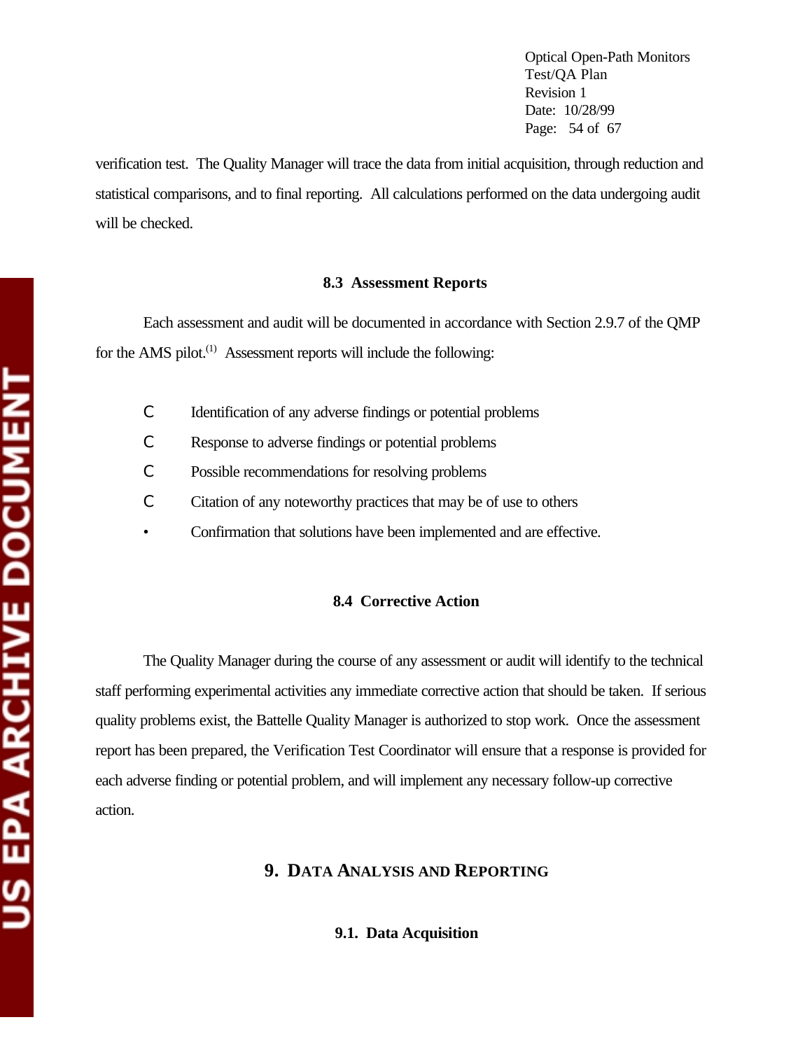verification test. The Quality Manager will trace the data from initial acquisition, through reduction and statistical comparisons, and to final reporting. All calculations performed on the data undergoing audit will be checked.

### 8.3 Assessment Reports

Each assessment and audit will be documented in accordance with Section 2.9.7 of the QMP for the AMS pilot.[1] Assessment reports will include the following:

- Identification of any adverse findings or potential problems
- Response to adverse findings or potential problems
- Possible recommendations for resolving problems
- Citation of any noteworthy practices that may be of use to others
- Confirmation that solutions have been implemented and are effective.

### 8.4 Corrective Action

The Quality Manager during the course of any assessment or audit will identify to the technical staff performing experimental activities any immediate corrective action that should be taken. If serious quality problems exist, the Battelle Quality Manager is authorized to stop work. Once the assessment report has been prepared, the Verification Test Coordinator will ensure that a response is provided for each adverse finding or potential problem, and will implement any necessary follow-up corrective action.

## 9. Data Analysis and Reporting

### 9.1. Data Acquisition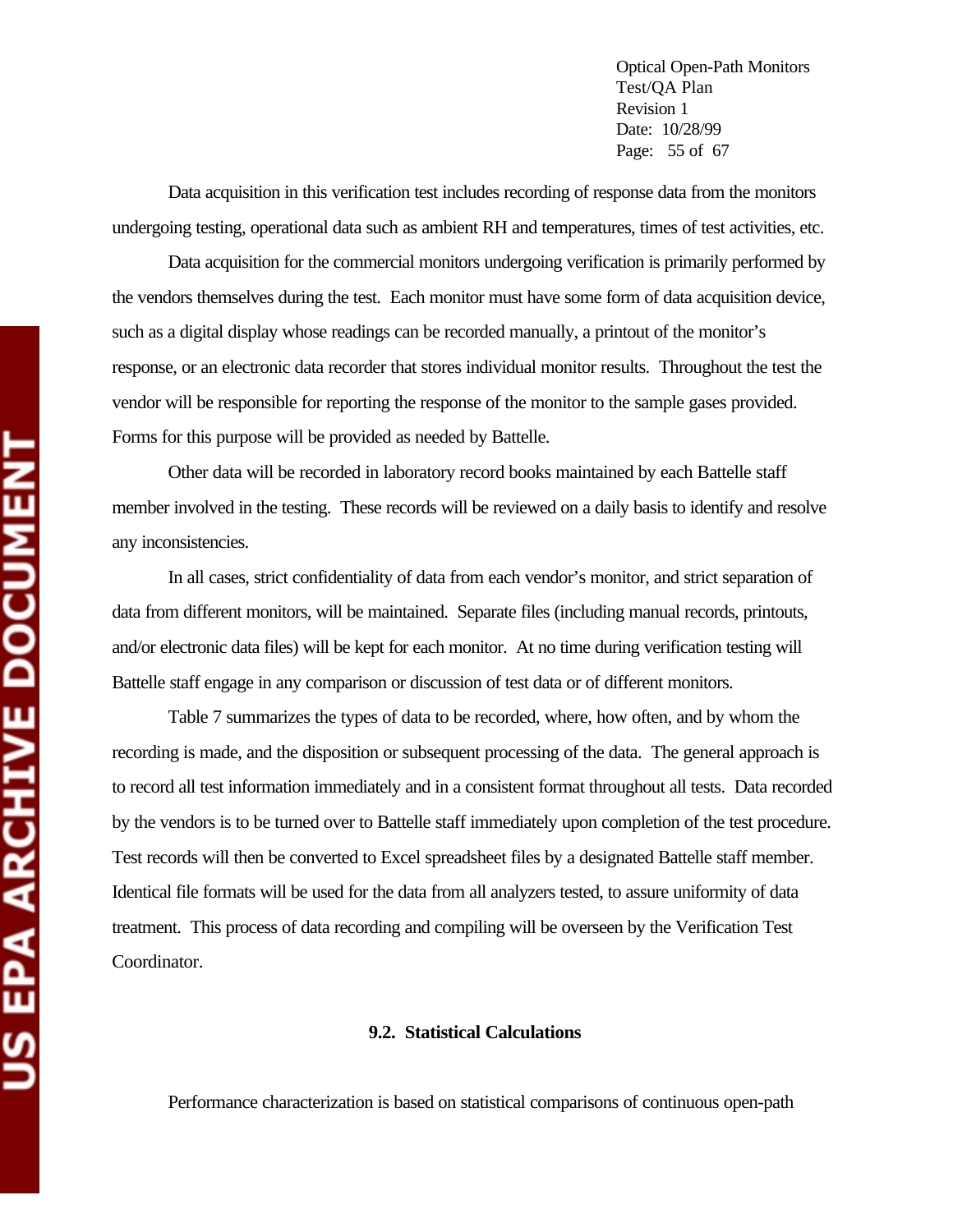Data acquisition in this verification test includes recording of response data from the monitors undergoing testing, operational data such as ambient RH and temperatures, times of test activities, etc.

Data acquisition for the commercial monitors undergoing verification is primarily performed by the vendors themselves during the test. Each monitor must have some form of data acquisition device, such as a digital display whose readings can be recorded manually, a printout of the monitor's response, or an electronic data recorder that stores individual monitor results. Throughout the test the vendor will be responsible for reporting the response of the monitor to the sample gases provided. Forms for this purpose will be provided as needed by Battelle.

Other data will be recorded in laboratory record books maintained by each Battelle staff member involved in the testing. These records will be reviewed on a daily basis to identify and resolve any inconsistencies.

In all cases, strict confidentiality of data from each vendor's monitor, and strict separation of data from different monitors, will be maintained. Separate files (including manual records, printouts, and/or electronic data files) will be kept for each monitor. At no time during verification testing will Battelle staff engage in any comparison or discussion of test data or of different monitors.

Table 7 summarizes the types of data to be recorded, where, how often, and by whom the recording is made, and the disposition or subsequent processing of the data. The general approach is to record all test information immediately and in a consistent format throughout all tests. Data recorded by the vendors is to be turned over to Battelle staff immediately upon completion of the test procedure. Test records will then be converted to Excel spreadsheet files by a designated Battelle staff member. Identical file formats will be used for the data from all analyzers tested, to assure uniformity of data treatment. This process of data recording and compiling will be overseen by the Verification Test Coordinator.

### 9.2. Statistical Calculations

Performance characterization is based on statistical comparisons of continuous open-path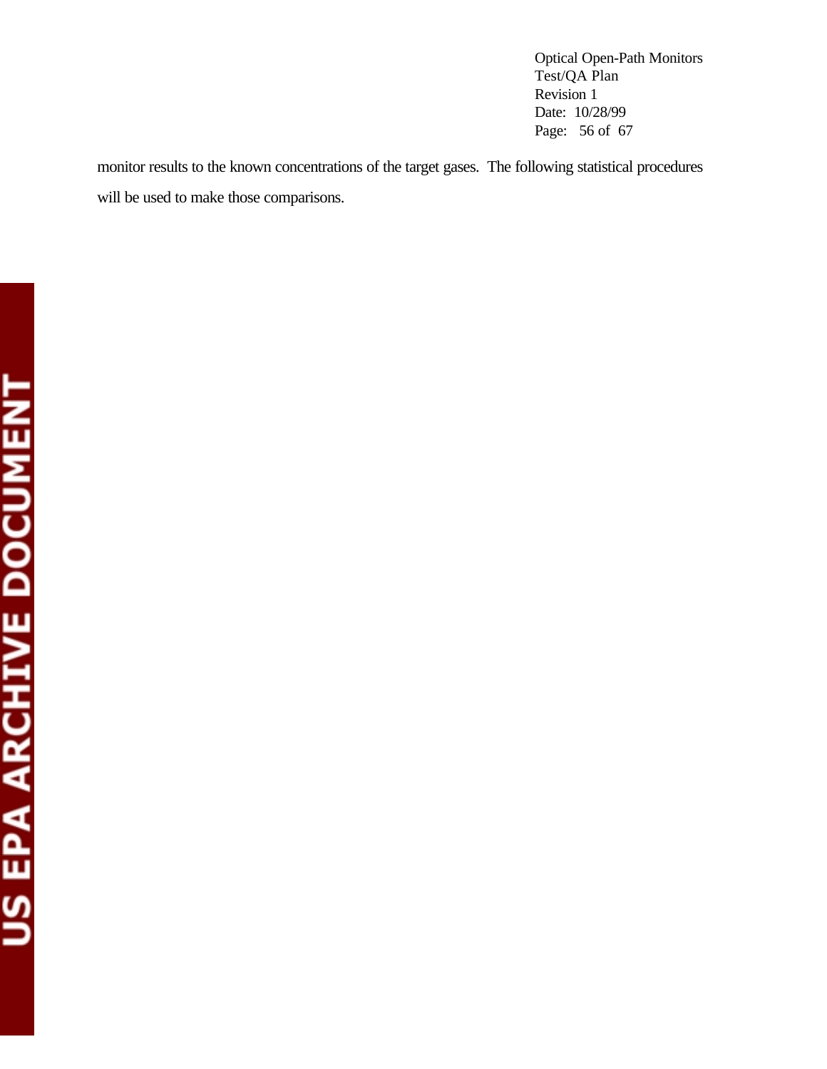monitor results to the known concentrations of the target gases. The following statistical procedures will be used to make those comparisons.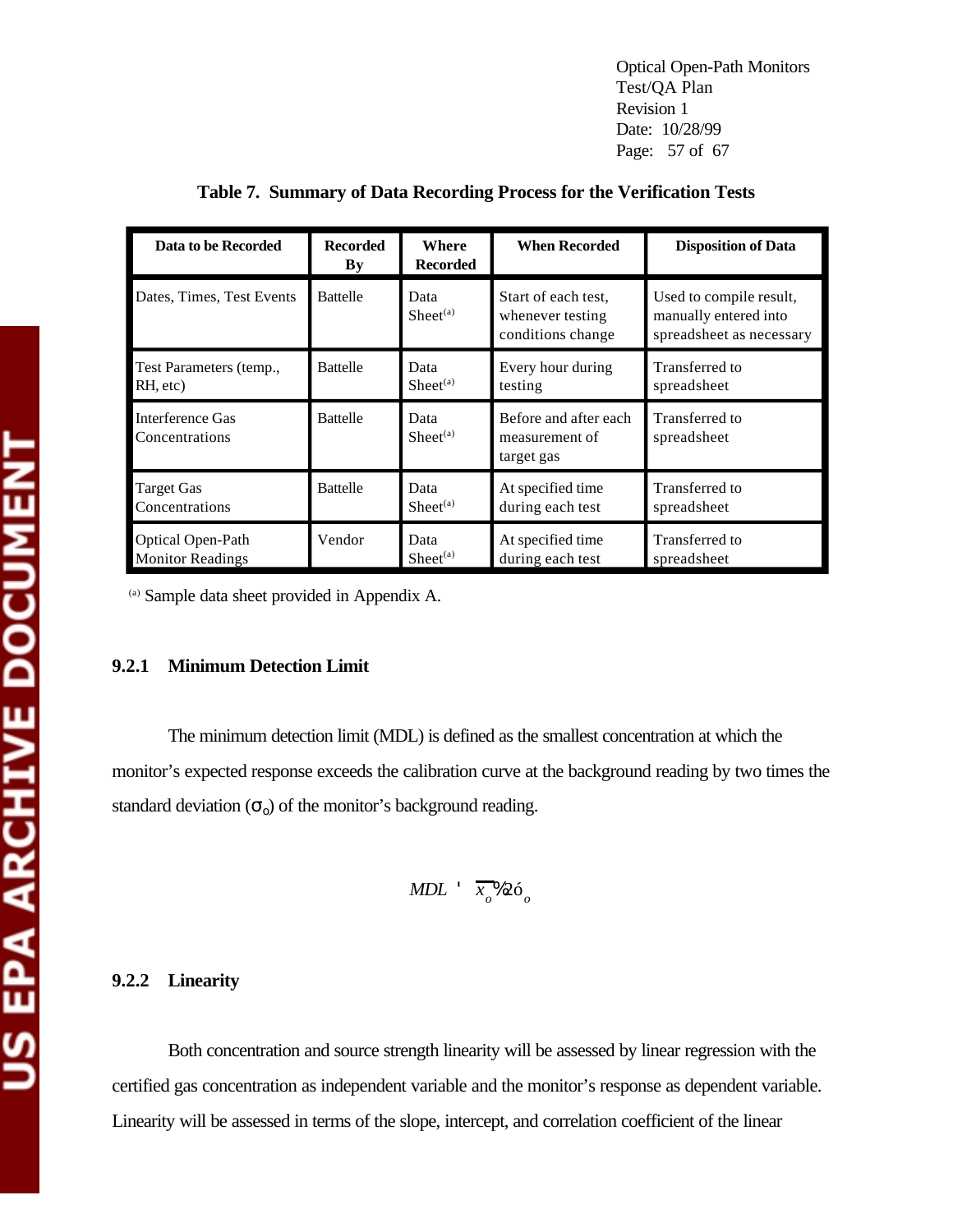**Table 7. Summary of Data Recording Process for the Verification Tests**

| Data to be Recorded | Recorded By | Where Recorded | When Recorded | Disposition of Data |
|---|---|---|---|---|
| Dates, Times, Test Events | Battelle | Data Sheet[(a)] | Start of each test, whenever testing conditions change | Used to compile result, manually entered into spreadsheet as necessary |
| Test Parameters (temp., RH, etc) | Battelle | Data Sheet[(a)] | Every hour during testing | Transferred to spreadsheet |
| Interference Gas Concentrations | Battelle | Data Sheet[(a)] | Before and after each measurement of target gas | Transferred to spreadsheet |
| Target Gas Concentrations | Battelle | Data Sheet[(a)] | At specified time during each test | Transferred to spreadsheet |
| Optical Open-Path Monitor Readings | Vendor | Data Sheet[(a)] | At specified time during each test | Transferred to spreadsheet |

[(a)] Sample data sheet provided in Appendix A.

### 9.2.1 Minimum Detection Limit

The minimum detection limit (MDL) is defined as the smallest concentration at which the monitor's expected response exceeds the calibration curve at the background reading by two times the standard deviation ($\sigma_o$) of the monitor's background reading.

$$MDL = \overline{x_o} + 2\sigma_o$$

### 9.2.2 Linearity

Both concentration and source strength linearity will be assessed by linear regression with the certified gas concentration as independent variable and the monitor's response as dependent variable. Linearity will be assessed in terms of the slope, intercept, and correlation coefficient of the linear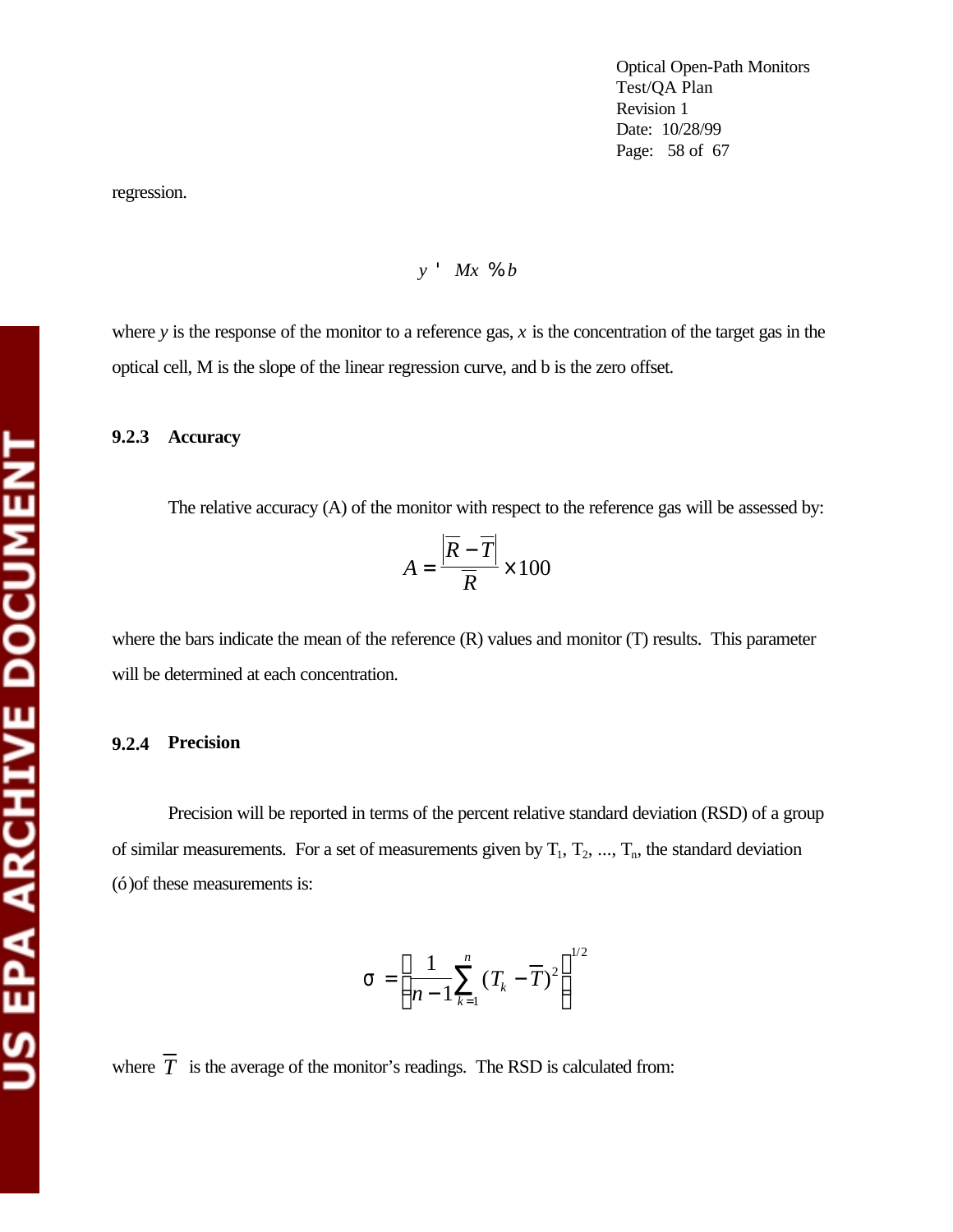regression.

$$y = Mx + b$$

where $y$ is the response of the monitor to a reference gas, $x$ is the concentration of the target gas in the optical cell, M is the slope of the linear regression curve, and b is the zero offset.

### 9.2.3 Accuracy

The relative accuracy (A) of the monitor with respect to the reference gas will be assessed by:

$$A = \frac{\left|\overline{R} - \overline{T}\right|}{\overline{R}} \times 100$$

where the bars indicate the mean of the reference (R) values and monitor (T) results. This parameter will be determined at each concentration.

### 9.2.4 Precision

Precision will be reported in terms of the percent relative standard deviation (RSD) of a group of similar measurements. For a set of measurements given by $T_1$, $T_2$, ..., $T_n$, the standard deviation ($\sigma$)of these measurements is:

$$\sigma = \left[\frac{1}{n-1}\sum_{k=1}^{n}(T_k - \overline{T})^2\right]^{1/2}$$

where $\overline{T}$ is the average of the monitor's readings. The RSD is calculated from: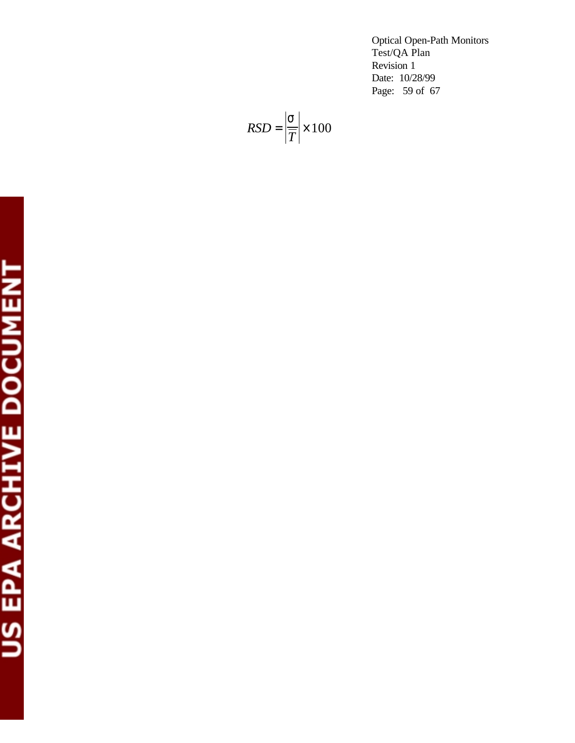$$RSD = \left| \frac{\sigma}{\overline{T}} \right| \times 100$$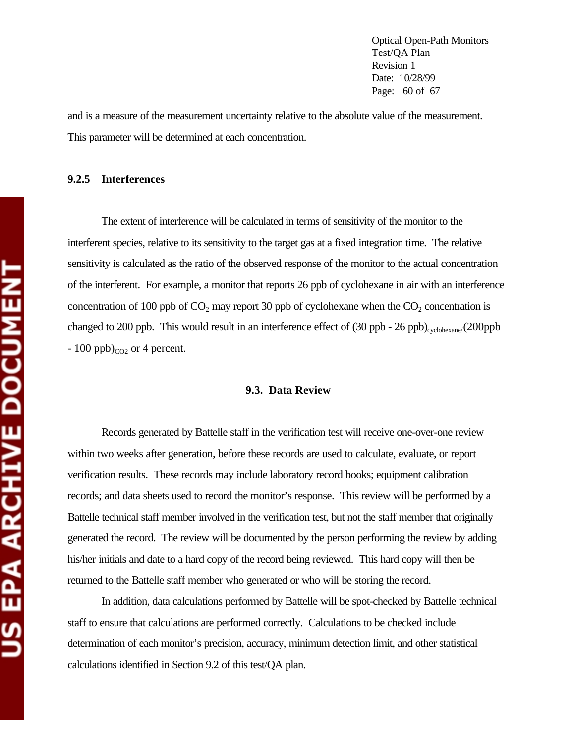and is a measure of the measurement uncertainty relative to the absolute value of the measurement. This parameter will be determined at each concentration.

### 9.2.5 Interferences

The extent of interference will be calculated in terms of sensitivity of the monitor to the interferent species, relative to its sensitivity to the target gas at a fixed integration time. The relative sensitivity is calculated as the ratio of the observed response of the monitor to the actual concentration of the interferent. For example, a monitor that reports 26 ppb of cyclohexane in air with an interference concentration of 100 ppb of $CO_2$ may report 30 ppb of cyclohexane when the $CO_2$ concentration is changed to 200 ppb. This would result in an interference effect of $(30 \text{ ppb} - 26 \text{ ppb})_{cyclohexane/}(200\text{ppb} - 100 \text{ ppb})_{CO_2}$ or 4 percent.

## 9.3. Data Review

Records generated by Battelle staff in the verification test will receive one-over-one review within two weeks after generation, before these records are used to calculate, evaluate, or report verification results. These records may include laboratory record books; equipment calibration records; and data sheets used to record the monitor's response. This review will be performed by a Battelle technical staff member involved in the verification test, but not the staff member that originally generated the record. The review will be documented by the person performing the review by adding his/her initials and date to a hard copy of the record being reviewed. This hard copy will then be returned to the Battelle staff member who generated or who will be storing the record.

In addition, data calculations performed by Battelle will be spot-checked by Battelle technical staff to ensure that calculations are performed correctly. Calculations to be checked include determination of each monitor's precision, accuracy, minimum detection limit, and other statistical calculations identified in Section 9.2 of this test/QA plan.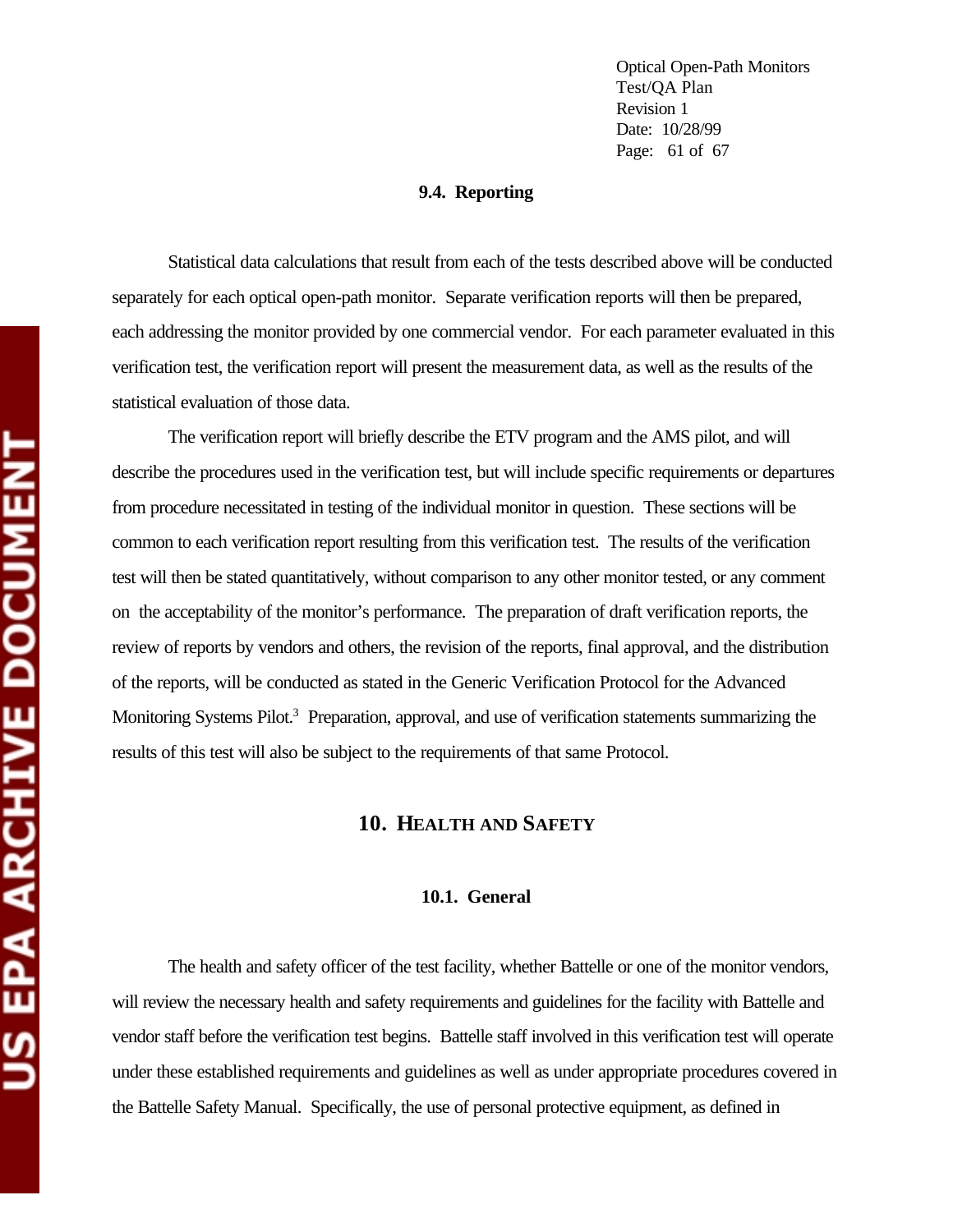### 9.4. Reporting

Statistical data calculations that result from each of the tests described above will be conducted separately for each optical open-path monitor. Separate verification reports will then be prepared, each addressing the monitor provided by one commercial vendor. For each parameter evaluated in this verification test, the verification report will present the measurement data, as well as the results of the statistical evaluation of those data.

The verification report will briefly describe the ETV program and the AMS pilot, and will describe the procedures used in the verification test, but will include specific requirements or departures from procedure necessitated in testing of the individual monitor in question. These sections will be common to each verification report resulting from this verification test. The results of the verification test will then be stated quantitatively, without comparison to any other monitor tested, or any comment on the acceptability of the monitor's performance. The preparation of draft verification reports, the review of reports by vendors and others, the revision of the reports, final approval, and the distribution of the reports, will be conducted as stated in the Generic Verification Protocol for the Advanced Monitoring Systems Pilot.[3] Preparation, approval, and use of verification statements summarizing the results of this test will also be subject to the requirements of that same Protocol.

## 10. HEALTH AND SAFETY

### 10.1. General

The health and safety officer of the test facility, whether Battelle or one of the monitor vendors, will review the necessary health and safety requirements and guidelines for the facility with Battelle and vendor staff before the verification test begins. Battelle staff involved in this verification test will operate under these established requirements and guidelines as well as under appropriate procedures covered in the Battelle Safety Manual. Specifically, the use of personal protective equipment, as defined in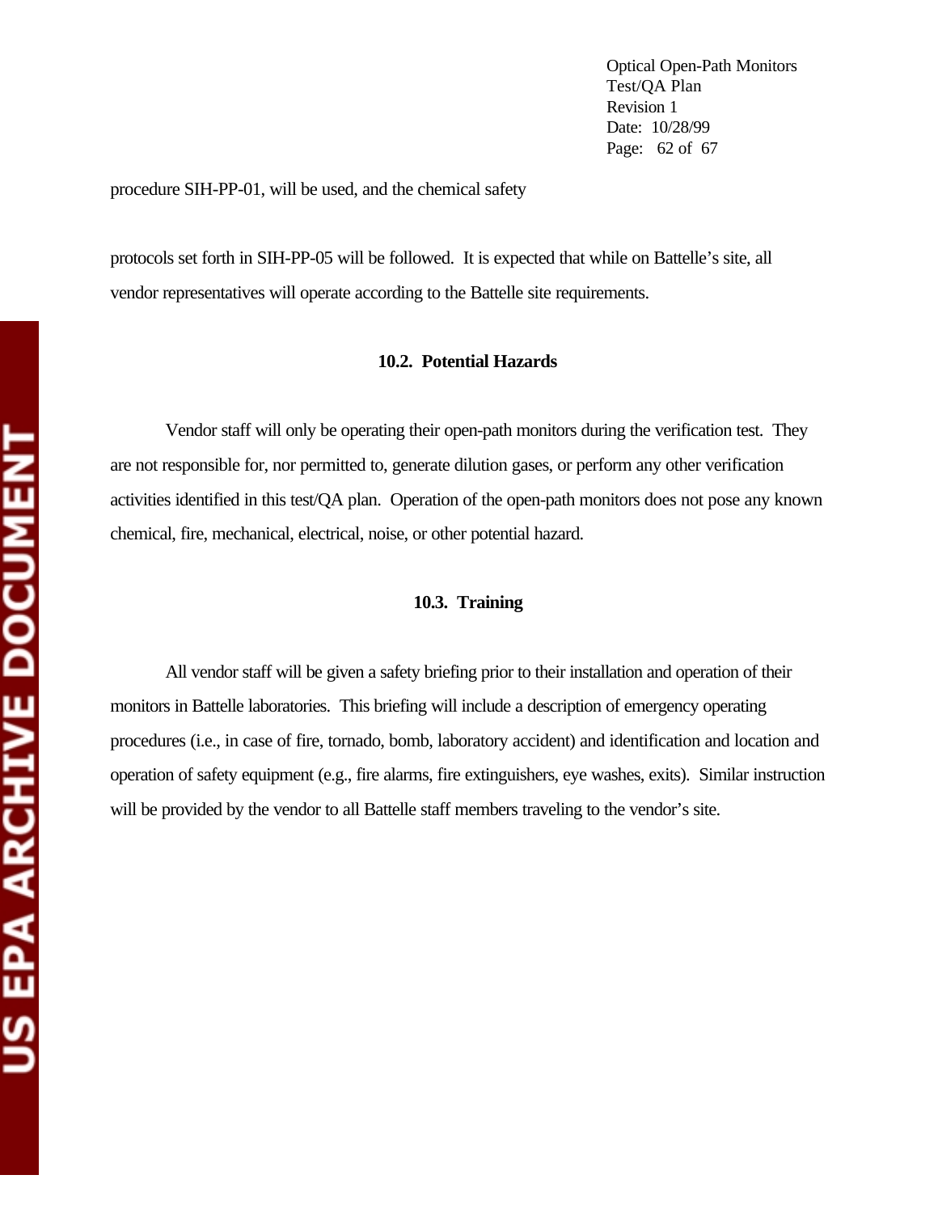procedure SIH-PP-01, will be used, and the chemical safety

protocols set forth in SIH-PP-05 will be followed. It is expected that while on Battelle's site, all vendor representatives will operate according to the Battelle site requirements.

### 10.2. Potential Hazards

Vendor staff will only be operating their open-path monitors during the verification test. They are not responsible for, nor permitted to, generate dilution gases, or perform any other verification activities identified in this test/QA plan. Operation of the open-path monitors does not pose any known chemical, fire, mechanical, electrical, noise, or other potential hazard.

### 10.3. Training

All vendor staff will be given a safety briefing prior to their installation and operation of their monitors in Battelle laboratories. This briefing will include a description of emergency operating procedures (i.e., in case of fire, tornado, bomb, laboratory accident) and identification and location and operation of safety equipment (e.g., fire alarms, fire extinguishers, eye washes, exits). Similar instruction will be provided by the vendor to all Battelle staff members traveling to the vendor's site.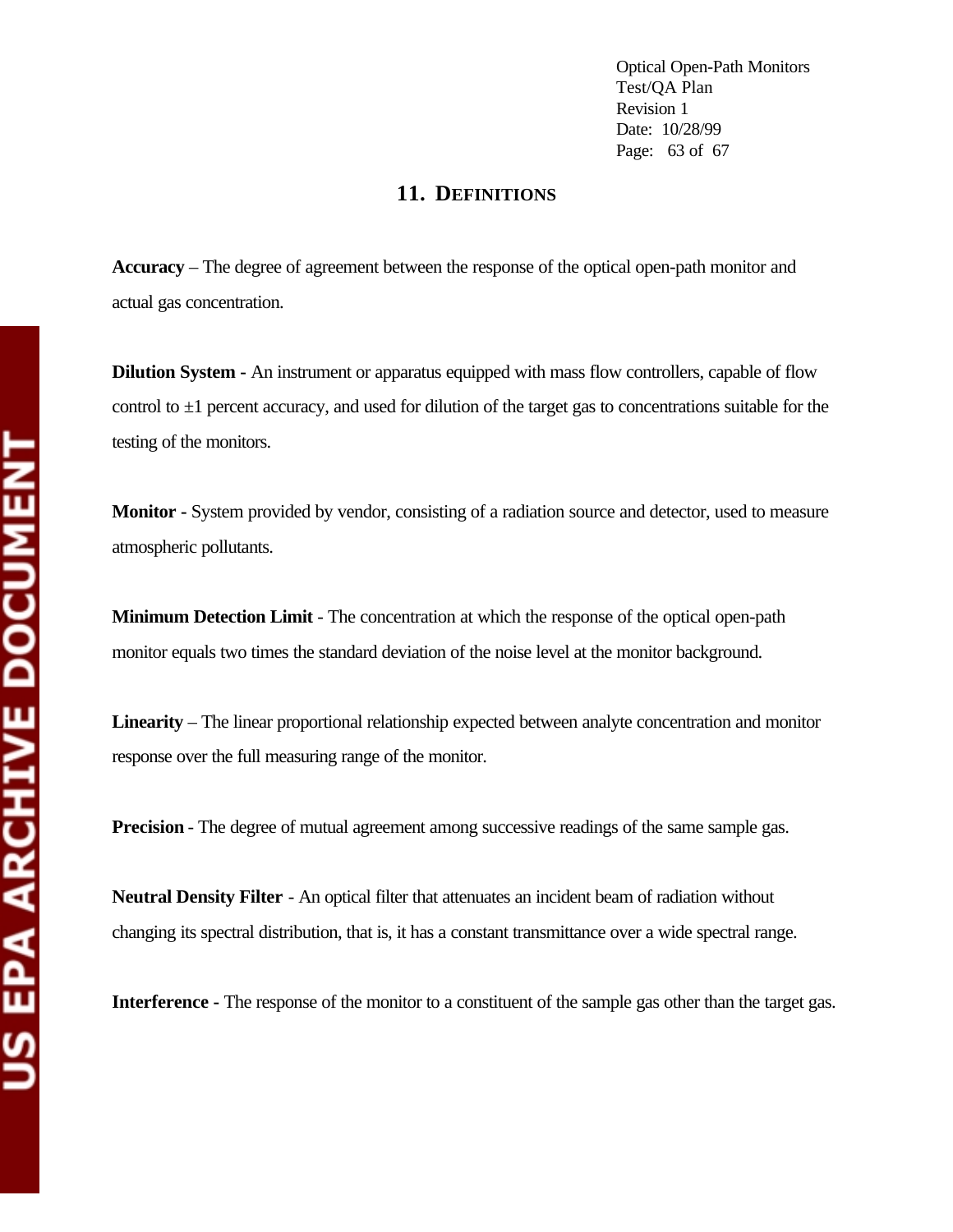## 11. DEFINITIONS

**Accuracy** – The degree of agreement between the response of the optical open-path monitor and actual gas concentration.

**Dilution System -** An instrument or apparatus equipped with mass flow controllers, capable of flow control to ±1 percent accuracy, and used for dilution of the target gas to concentrations suitable for the testing of the monitors.

**Monitor -** System provided by vendor, consisting of a radiation source and detector, used to measure atmospheric pollutants.

**Minimum Detection Limit** - The concentration at which the response of the optical open-path monitor equals two times the standard deviation of the noise level at the monitor background.

**Linearity** – The linear proportional relationship expected between analyte concentration and monitor response over the full measuring range of the monitor.

**Precision** - The degree of mutual agreement among successive readings of the same sample gas.

**Neutral Density Filter** - An optical filter that attenuates an incident beam of radiation without changing its spectral distribution, that is, it has a constant transmittance over a wide spectral range.

**Interference -** The response of the monitor to a constituent of the sample gas other than the target gas.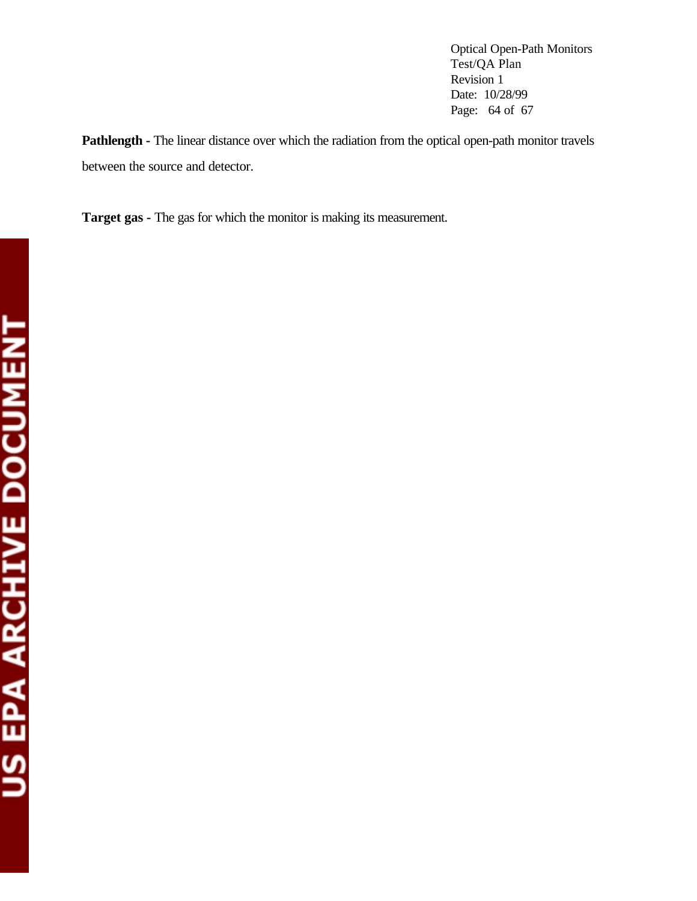**Pathlength -** The linear distance over which the radiation from the optical open-path monitor travels between the source and detector.

**Target gas -** The gas for which the monitor is making its measurement.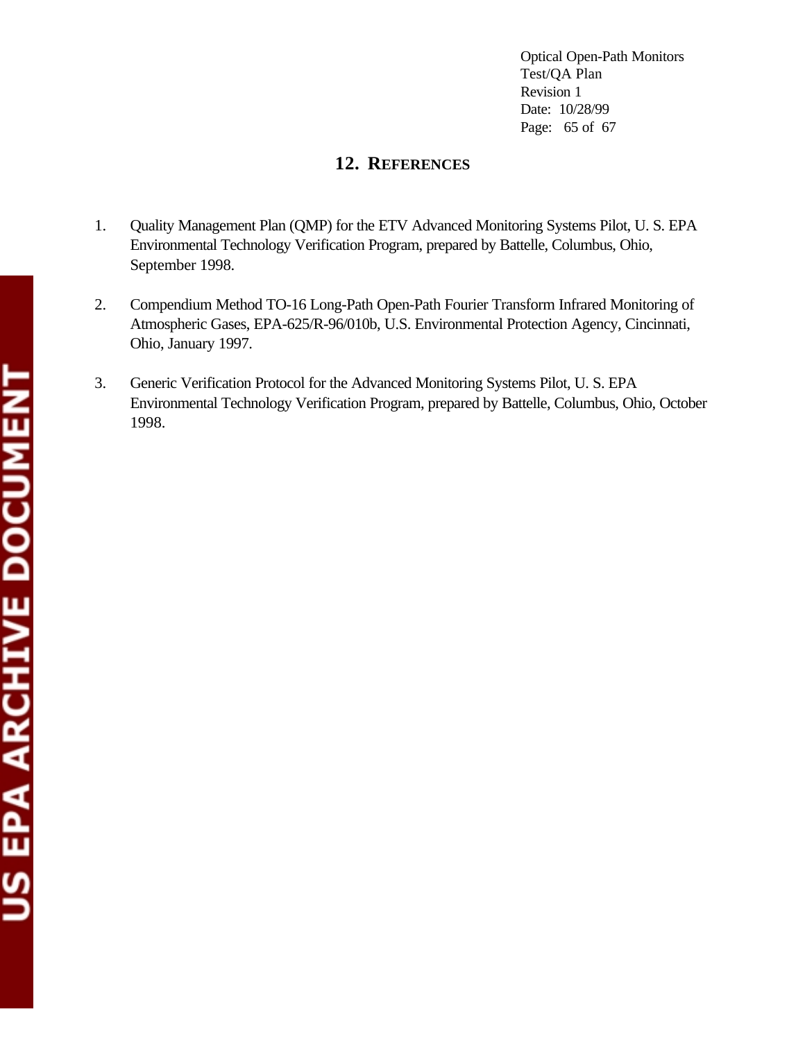## 12. REFERENCES

1. Quality Management Plan (QMP) for the ETV Advanced Monitoring Systems Pilot, U. S. EPA Environmental Technology Verification Program, prepared by Battelle, Columbus, Ohio, September 1998.

2. Compendium Method TO-16 Long-Path Open-Path Fourier Transform Infrared Monitoring of Atmospheric Gases, EPA-625/R-96/010b, U.S. Environmental Protection Agency, Cincinnati, Ohio, January 1997.

3. Generic Verification Protocol for the Advanced Monitoring Systems Pilot, U. S. EPA Environmental Technology Verification Program, prepared by Battelle, Columbus, Ohio, October 1998.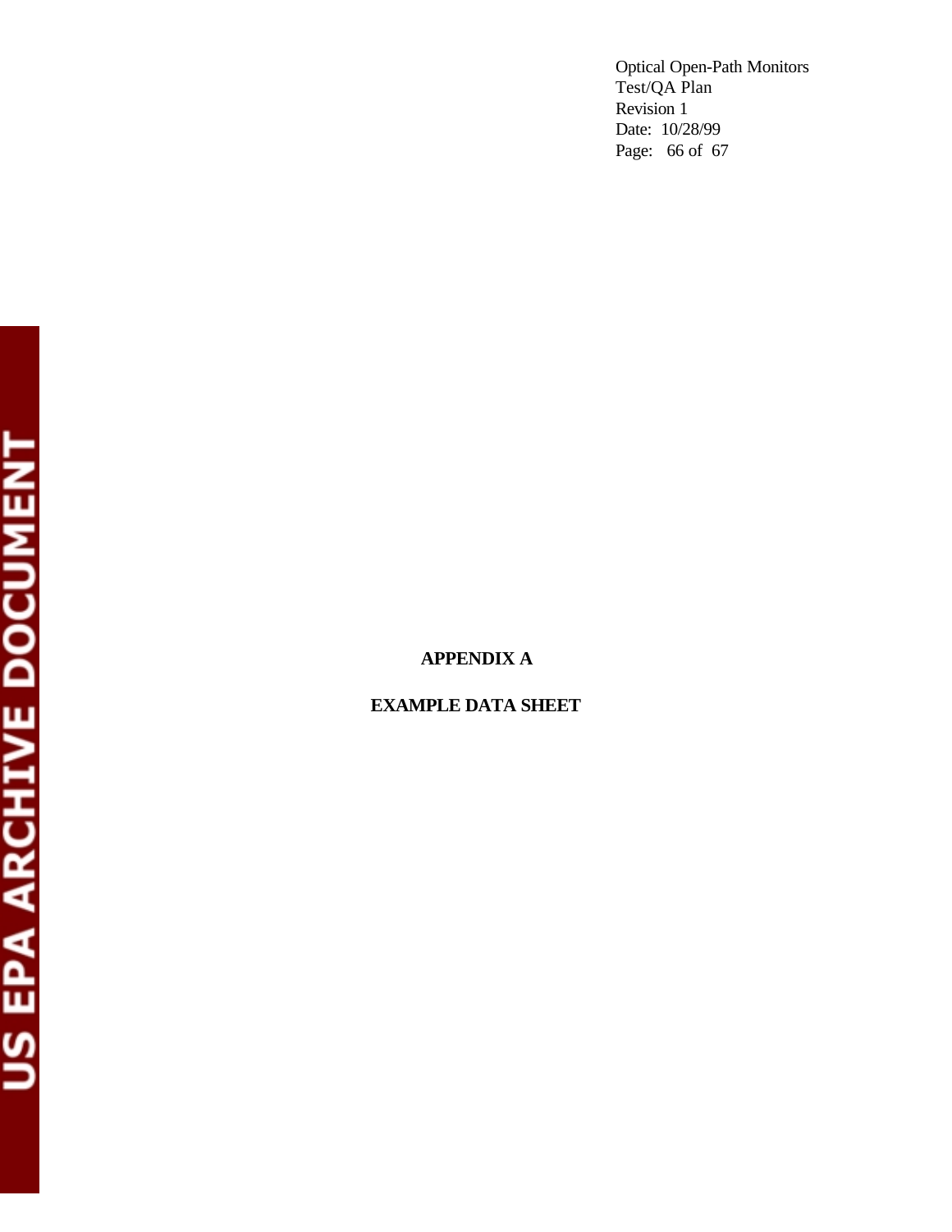# APPENDIX A

## EXAMPLE DATA SHEET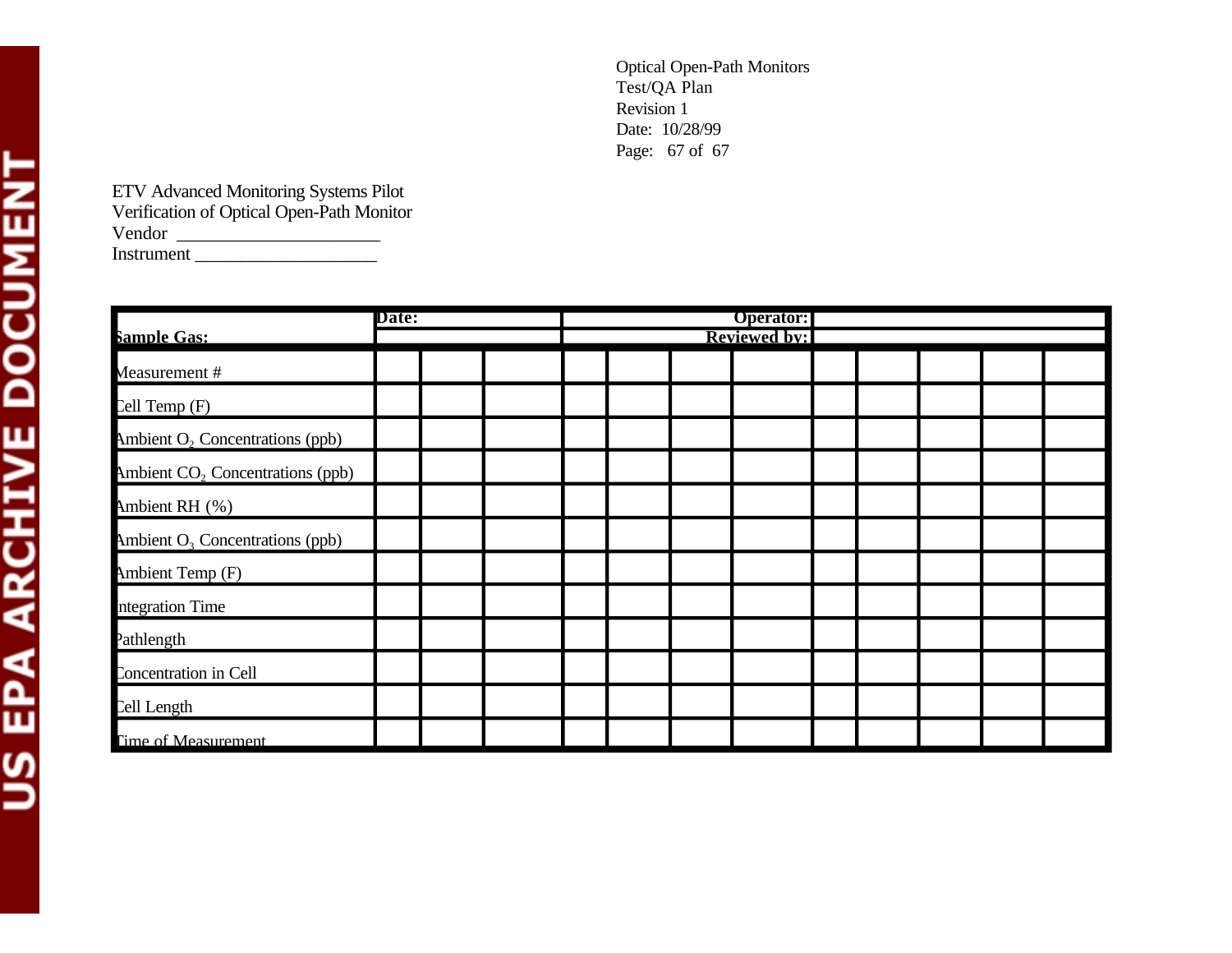ETV Advanced Monitoring Systems Pilot
Verification of Optical Open-Path Monitor
Vendor ____________________
Instrument __________________

| Sample Gas: | Date: | | | Operator: | | | | | | | | |
|---|---|---|---|---|---|---|---|---|---|---|---|---|
| | | | | Reviewed by: | | | | | | | | |
| Measurement # | | | | | | | | | | | | |
| Cell Temp (F) | | | | | | | | | | | | |
| Ambient $O_2$ Concentrations (ppb) | | | | | | | | | | | | |
| Ambient $CO_2$ Concentrations (ppb) | | | | | | | | | | | | |
| Ambient RH (%) | | | | | | | | | | | | |
| Ambient $O_3$ Concentrations (ppb) | | | | | | | | | | | | |
| Ambient Temp (F) | | | | | | | | | | | | |
| Integration Time | | | | | | | | | | | | |
| Pathlength | | | | | | | | | | | | |
| Concentration in Cell | | | | | | | | | | | | |
| Cell Length | | | | | | | | | | | | |
| Time of Measurement | | | | | | | | | | | | |